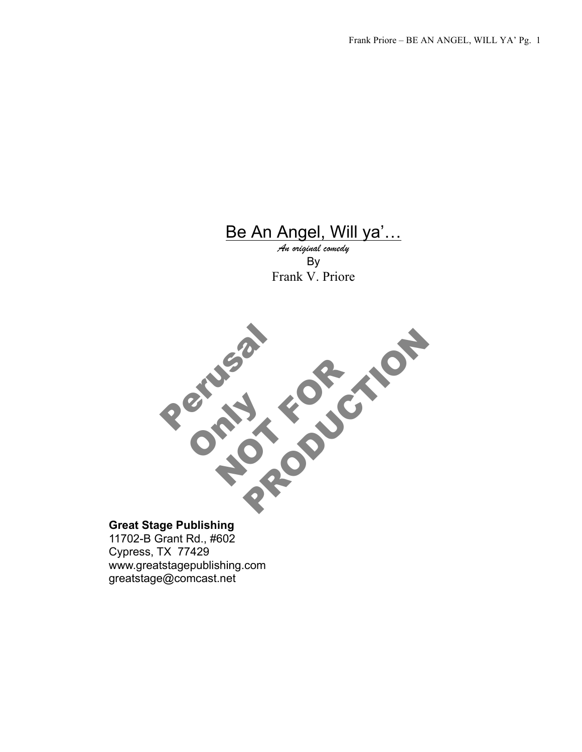# Be An Angel, Will ya'…

*An original comedy*

By

Frank V. Priore

Perusal Only NOT FOR PRODUCTION

**Great Stage Publishing**
11702-B Grant Rd., #602
Cypress, TX 77429
www.greatstagepublishing.com
greatstage@comcast.net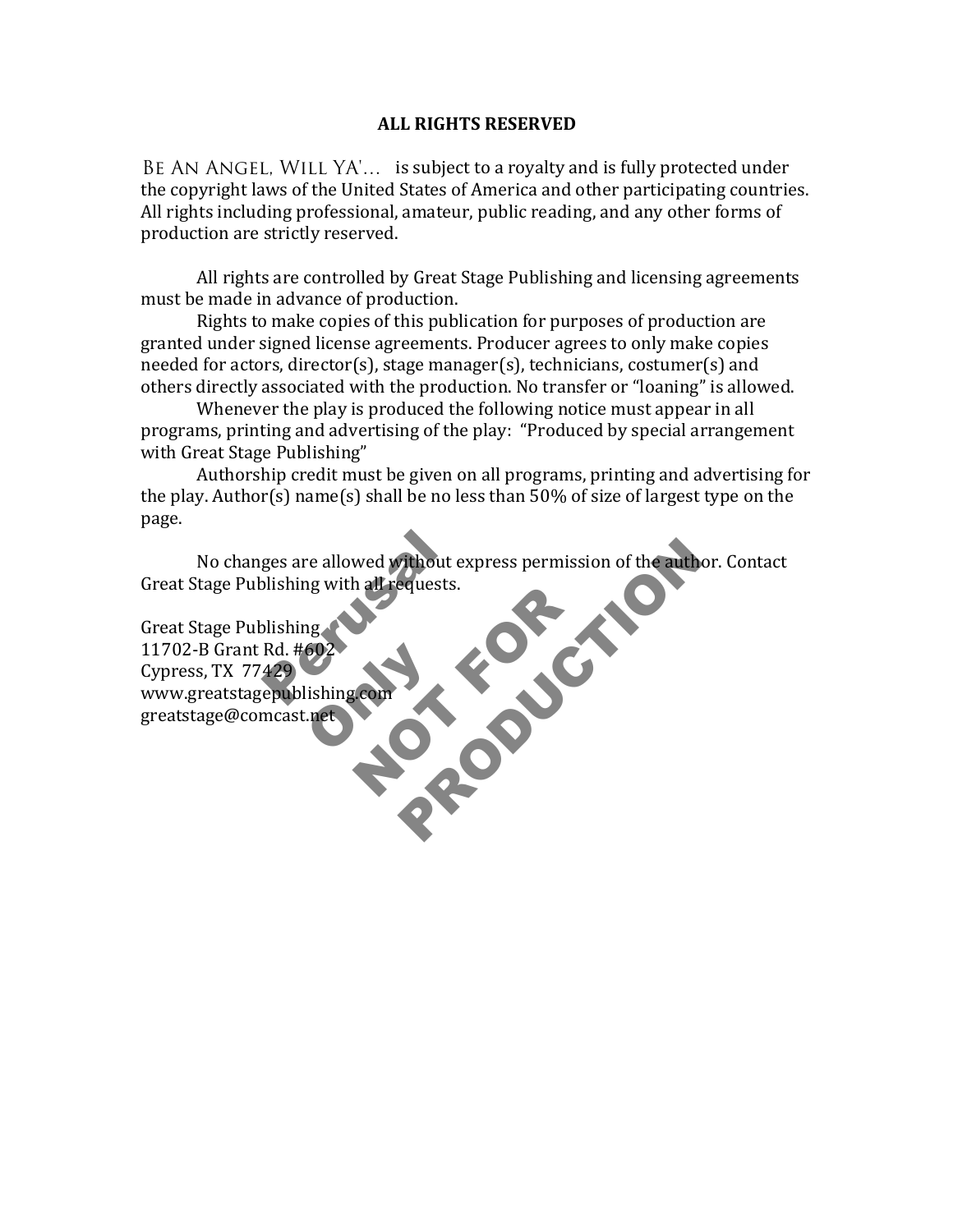## ALL RIGHTS RESERVED

BE AN ANGEL, WILL YA'... is subject to a royalty and is fully protected under the copyright laws of the United States of America and other participating countries. All rights including professional, amateur, public reading, and any other forms of production are strictly reserved.

All rights are controlled by Great Stage Publishing and licensing agreements must be made in advance of production.

Rights to make copies of this publication for purposes of production are granted under signed license agreements. Producer agrees to only make copies needed for actors, director(s), stage manager(s), technicians, costumer(s) and others directly associated with the production. No transfer or "loaning" is allowed.

Whenever the play is produced the following notice must appear in all programs, printing and advertising of the play: "Produced by special arrangement with Great Stage Publishing"

Authorship credit must be given on all programs, printing and advertising for the play. Author(s) name(s) shall be no less than 50% of size of largest type on the page.

No changes are allowed without express permission of the author. Contact Great Stage Publishing with all requests.

Great Stage Publishing
11702-B Grant Rd. #602
Cypress, TX 77429
www.greatstagepublishing.com
greatstage@comcast.net

Perusal Only NOT FOR PRODUCTION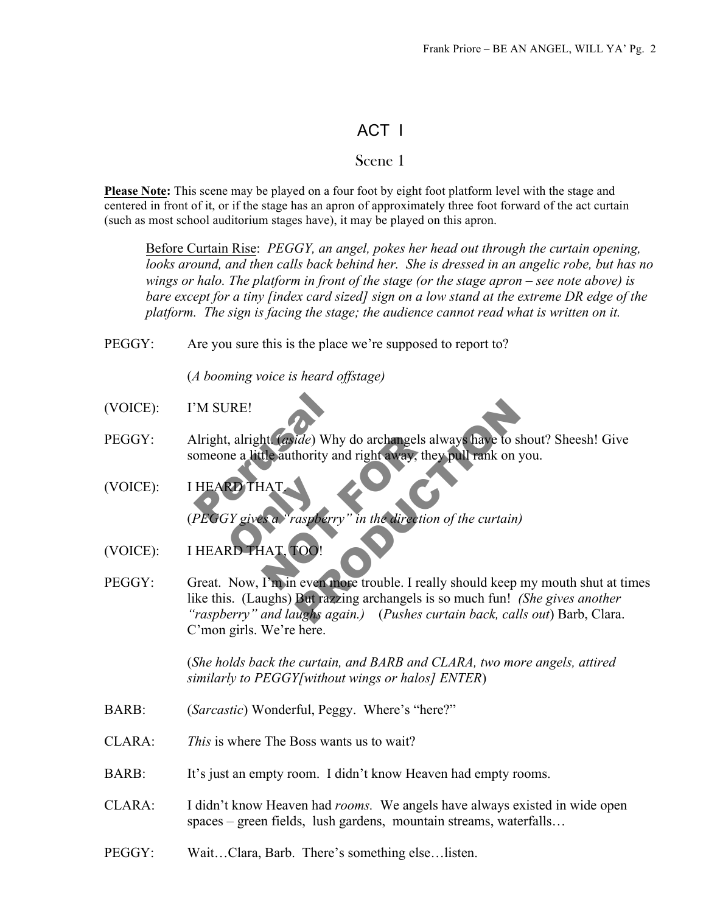# ACT I

## Scene 1

**Please Note:** This scene may be played on a four foot by eight foot platform level with the stage and centered in front of it, or if the stage has an apron of approximately three foot forward of the act curtain (such as most school auditorium stages have), it may be played on this apron.

Before Curtain Rise: *PEGGY, an angel, pokes her head out through the curtain opening, looks around, and then calls back behind her. She is dressed in an angelic robe, but has no wings or halo. The platform in front of the stage (or the stage apron – see note above) is bare except for a tiny [index card sized] sign on a low stand at the extreme DR edge of the platform. The sign is facing the stage; the audience cannot read what is written on it.*

PEGGY: Are you sure this is the place we're supposed to report to?

(*A booming voice is heard offstage)*

(VOICE): I'M SURE!

PEGGY: Alright, alright. (*aside*) Why do archangels always have to shout? Sheesh! Give someone a little authority and right away, they pull rank on you.

(VOICE): I HEARD THAT.

(*PEGGY gives a "raspberry" in the direction of the curtain)*

(VOICE): I HEARD THAT, TOO!

PEGGY: Great. Now, I'm in even more trouble. I really should keep my mouth shut at times like this. (Laughs) But razzing archangels is so much fun! *(She gives another "raspberry" and laughs again.)* (*Pushes curtain back, calls out*) Barb, Clara. C'mon girls. We're here.

(*She holds back the curtain, and BARB and CLARA, two more angels, attired similarly to PEGGY[without wings or halos] ENTER*)

BARB: (*Sarcastic*) Wonderful, Peggy. Where's "here?"

CLARA: *This* is where The Boss wants us to wait?

BARB: It's just an empty room. I didn't know Heaven had empty rooms.

CLARA: I didn't know Heaven had *rooms.* We angels have always existed in wide open spaces – green fields, lush gardens, mountain streams, waterfalls…

PEGGY: Wait…Clara, Barb. There's something else…listen.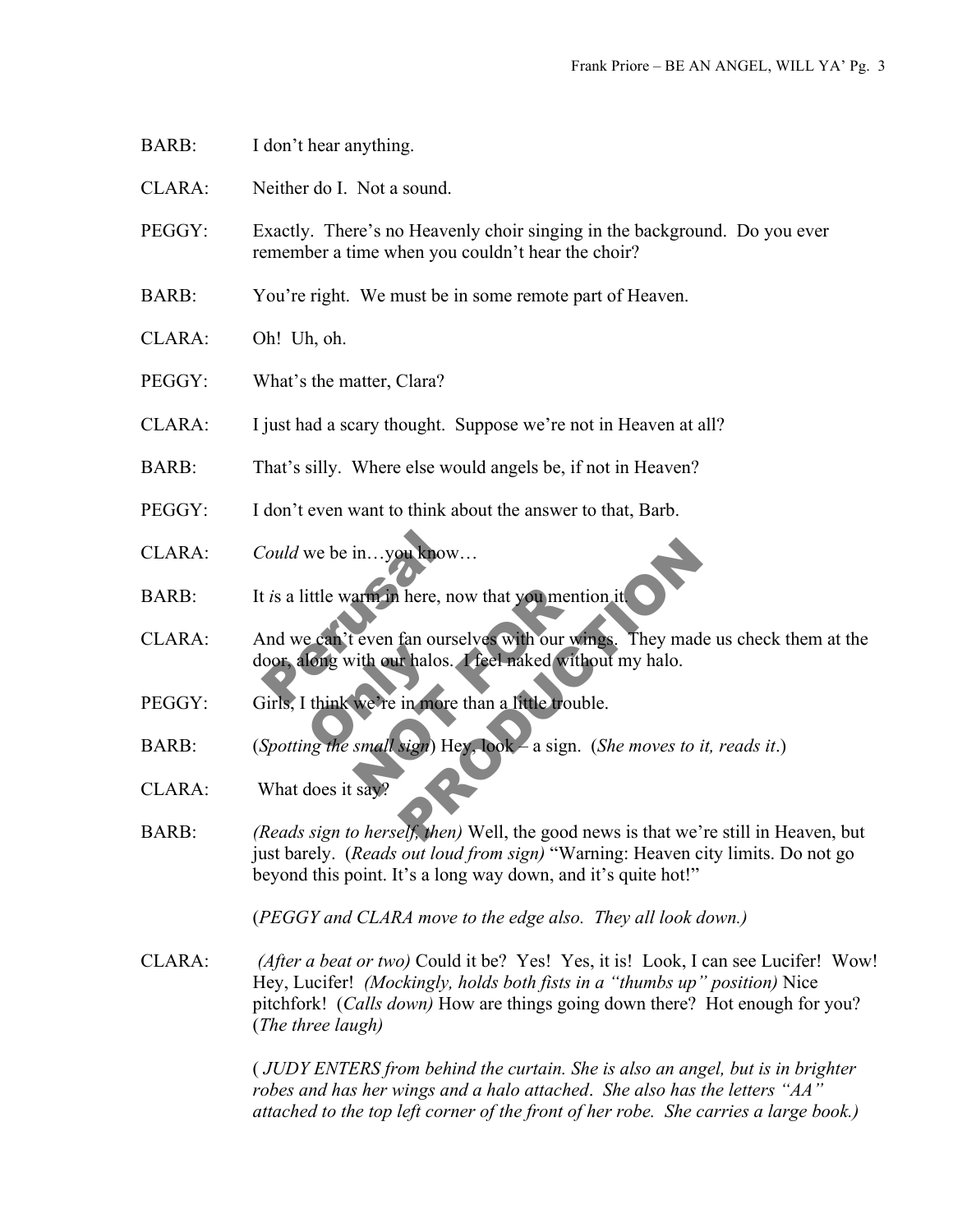BARB: I don't hear anything.

CLARA: Neither do I. Not a sound.

PEGGY: Exactly. There's no Heavenly choir singing in the background. Do you ever remember a time when you couldn't hear the choir?

BARB: You're right. We must be in some remote part of Heaven.

CLARA: Oh! Uh, oh.

PEGGY: What's the matter, Clara?

CLARA: I just had a scary thought. Suppose we're not in Heaven at all?

BARB: That's silly. Where else would angels be, if not in Heaven?

PEGGY: I don't even want to think about the answer to that, Barb.

CLARA: *Could* we be in…you know…

BARB: It *is* a little warm in here, now that you mention it.

CLARA: And we can't even fan ourselves with our wings. They made us check them at the door, along with our halos. I feel naked without my halo.

PEGGY: Girls, I think we're in more than a little trouble.

BARB: (*Spotting the small sign*) Hey, look – a sign. (*She moves to it, reads it*.)

CLARA: What does it say?

BARB: *(Reads sign to herself, then)* Well, the good news is that we're still in Heaven, but just barely. (*Reads out loud from sign)* "Warning: Heaven city limits. Do not go beyond this point. It's a long way down, and it's quite hot!"

(*PEGGY and CLARA move to the edge also. They all look down.)*

CLARA: *(After a beat or two)* Could it be? Yes! Yes, it is! Look, I can see Lucifer! Wow! Hey, Lucifer! *(Mockingly, holds both fists in a "thumbs up" position)* Nice pitchfork! (*Calls down)* How are things going down there? Hot enough for you? (*The three laugh)*

( *JUDY ENTERS from behind the curtain. She is also an angel, but is in brighter robes and has her wings and a halo attached. She also has the letters "AA" attached to the top left corner of the front of her robe. She carries a large book.)*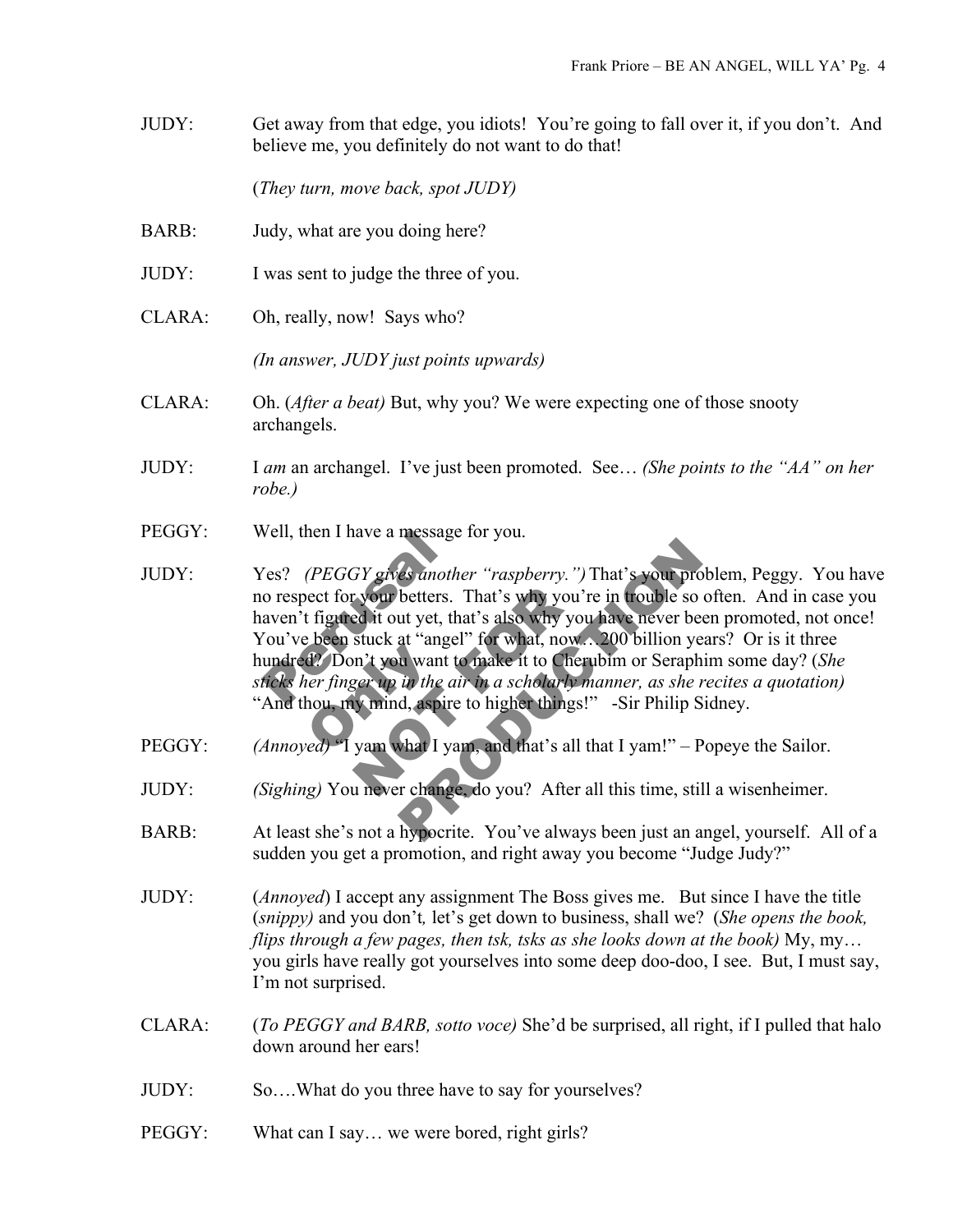JUDY: Get away from that edge, you idiots! You're going to fall over it, if you don't. And believe me, you definitely do not want to do that!

(*They turn, move back, spot JUDY)*

BARB: Judy, what are you doing here?

JUDY: I was sent to judge the three of you.

CLARA: Oh, really, now! Says who?

*(In answer, JUDY just points upwards)*

CLARA: Oh. (*After a beat)* But, why you? We were expecting one of those snooty archangels.

JUDY: I *am* an archangel. I've just been promoted. See… *(She points to the "AA" on her robe.)*

PEGGY: Well, then I have a message for you.

JUDY: Yes? *(PEGGY gives another "raspberry.")* That's your problem, Peggy. You have no respect for your betters. That's why you're in trouble so often. And in case you haven't figured it out yet, that's also why you have never been promoted, not once! You've been stuck at "angel" for what, now…200 billion years? Or is it three hundred? Don't you want to make it to Cherubim or Seraphim some day? (*She sticks her finger up in the air in a scholarly manner, as she recites a quotation)* "And thou, my mind, aspire to higher things!" -Sir Philip Sidney.

PEGGY: *(Annoyed)* "I yam what I yam, and that's all that I yam!" – Popeye the Sailor.

JUDY: *(Sighing)* You never change, do you? After all this time, still a wisenheimer.

BARB: At least she's not a hypocrite. You've always been just an angel, yourself. All of a sudden you get a promotion, and right away you become "Judge Judy?"

JUDY: (*Annoyed*) I accept any assignment The Boss gives me. But since I have the title (*snippy)* and you don't, let's get down to business, shall we? (*She opens the book, flips through a few pages, then tsk, tsks as she looks down at the book)* My, my… you girls have really got yourselves into some deep doo-doo, I see. But, I must say, I'm not surprised.

CLARA: (*To PEGGY and BARB, sotto voce)* She'd be surprised, all right, if I pulled that halo down around her ears!

JUDY: So….What do you three have to say for yourselves?

PEGGY: What can I say… we were bored, right girls?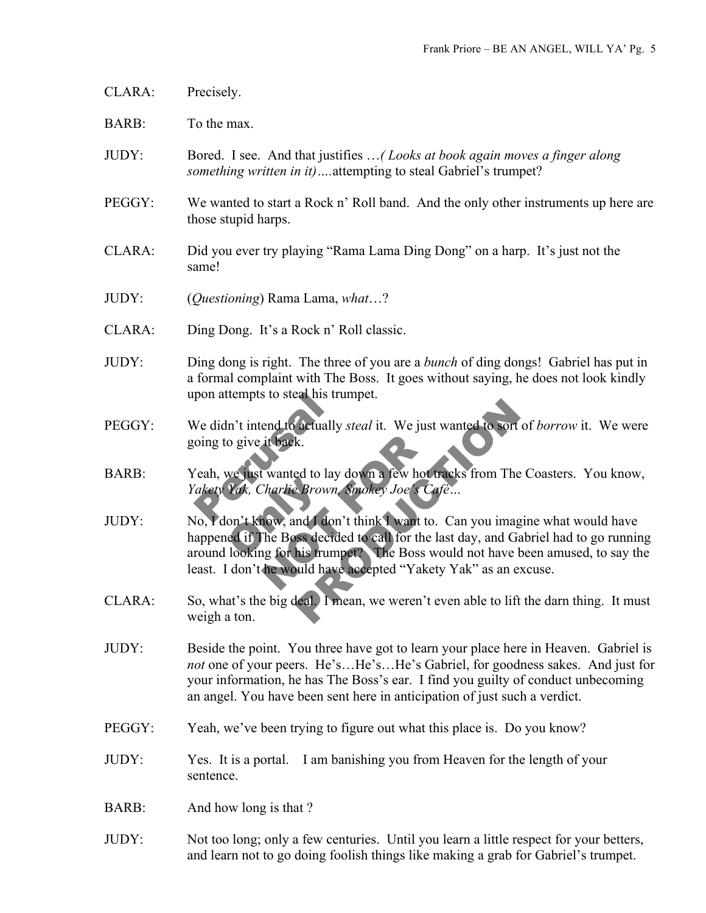CLARA: Precisely.

BARB: To the max.

JUDY: Bored. I see. And that justifies …*( Looks at book again moves a finger along something written in it)*….attempting to steal Gabriel's trumpet?

PEGGY: We wanted to start a Rock n' Roll band. And the only other instruments up here are those stupid harps.

CLARA: Did you ever try playing "Rama Lama Ding Dong" on a harp. It's just not the same!

JUDY: (*Questioning*) Rama Lama, *what*…?

CLARA: Ding Dong. It's a Rock n' Roll classic.

JUDY: Ding dong is right. The three of you are a *bunch* of ding dongs! Gabriel has put in a formal complaint with The Boss. It goes without saying, he does not look kindly upon attempts to steal his trumpet.

PEGGY: We didn't intend to actually *steal* it. We just wanted to sort of *borrow* it. We were going to give it back.

BARB: Yeah, we just wanted to lay down a few hot tracks from The Coasters. You know, *Yakety Yak, Charlie Brown, Smokey Joe's Café*…

JUDY: No, I don't know, and I don't think I want to. Can you imagine what would have happened if The Boss decided to call for the last day, and Gabriel had to go running around looking for his trumpet? The Boss would not have been amused, to say the least. I don't he would have accepted "Yakety Yak" as an excuse.

CLARA: So, what's the big deal. I mean, we weren't even able to lift the darn thing. It must weigh a ton.

JUDY: Beside the point. You three have got to learn your place here in Heaven. Gabriel is *not* one of your peers. He's…He's…He's Gabriel, for goodness sakes. And just for your information, he has The Boss's ear. I find you guilty of conduct unbecoming an angel. You have been sent here in anticipation of just such a verdict.

PEGGY: Yeah, we've been trying to figure out what this place is. Do you know?

JUDY: Yes. It is a portal. I am banishing you from Heaven for the length of your sentence.

BARB: And how long is that ?

JUDY: Not too long; only a few centuries. Until you learn a little respect for your betters, and learn not to go doing foolish things like making a grab for Gabriel's trumpet.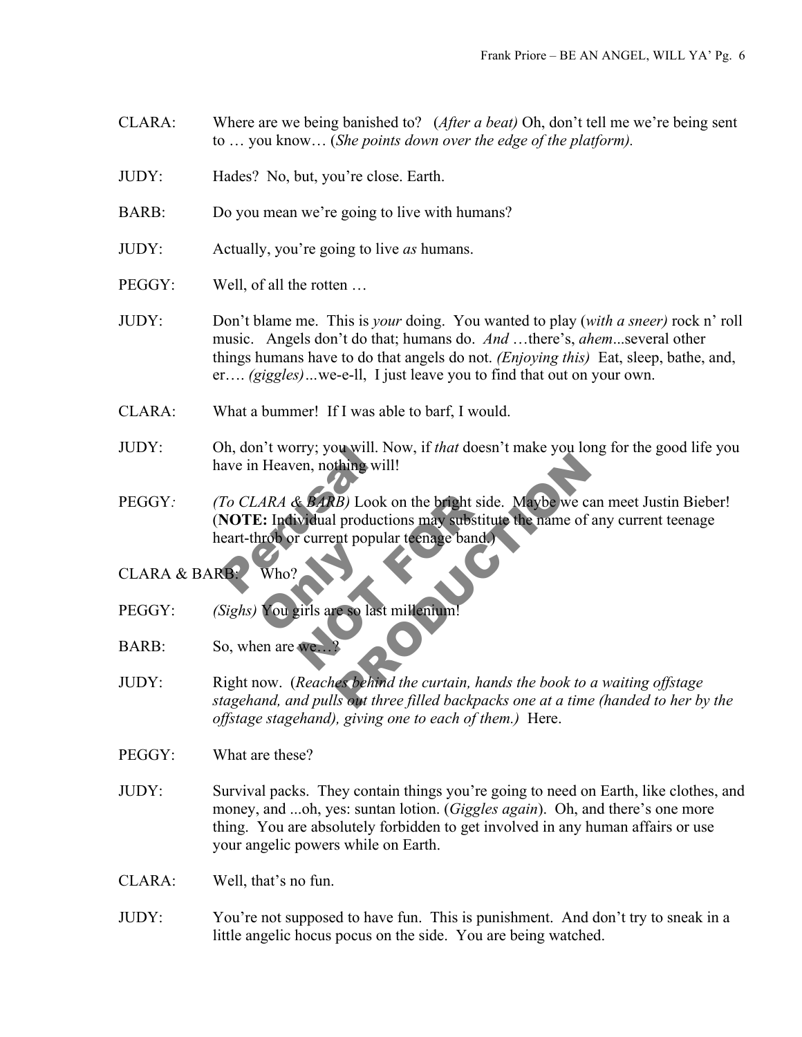CLARA: Where are we being banished to? (*After a beat)* Oh, don't tell me we're being sent to … you know… (*She points down over the edge of the platform).*

JUDY: Hades? No, but, you're close. Earth.

BARB: Do you mean we're going to live with humans?

JUDY: Actually, you're going to live *as* humans.

PEGGY: Well, of all the rotten …

JUDY: Don't blame me. This is *your* doing. You wanted to play (*with a sneer)* rock n' roll music. Angels don't do that; humans do. *And* …there's, *ahem*...several other things humans have to do that angels do not. *(Enjoying this)* Eat, sleep, bathe, and, er…. *(giggles)…*we-e-ll, I just leave you to find that out on your own.

CLARA: What a bummer! If I was able to barf, I would.

JUDY: Oh, don't worry; you will. Now, if *that* doesn't make you long for the good life you have in Heaven, nothing will!

PEGGY*:* *(To CLARA & BARB)* Look on the bright side. Maybe we can meet Justin Bieber! (**NOTE:** Individual productions may substitute the name of any current teenage heart-throb or current popular teenage band.)

CLARA & BARB: Who?

PEGGY: *(Sighs)* You girls are so last millenium!

BARB: So, when are we…?

JUDY: Right now. (*Reaches behind the curtain, hands the book to a waiting offstage stagehand, and pulls out three filled backpacks one at a time (handed to her by the offstage stagehand), giving one to each of them.)* Here.

PEGGY: What are these?

JUDY: Survival packs. They contain things you're going to need on Earth, like clothes, and money, and ...oh, yes: suntan lotion. (*Giggles again*). Oh, and there's one more thing. You are absolutely forbidden to get involved in any human affairs or use your angelic powers while on Earth.

CLARA: Well, that's no fun.

JUDY: You're not supposed to have fun. This is punishment. And don't try to sneak in a little angelic hocus pocus on the side. You are being watched.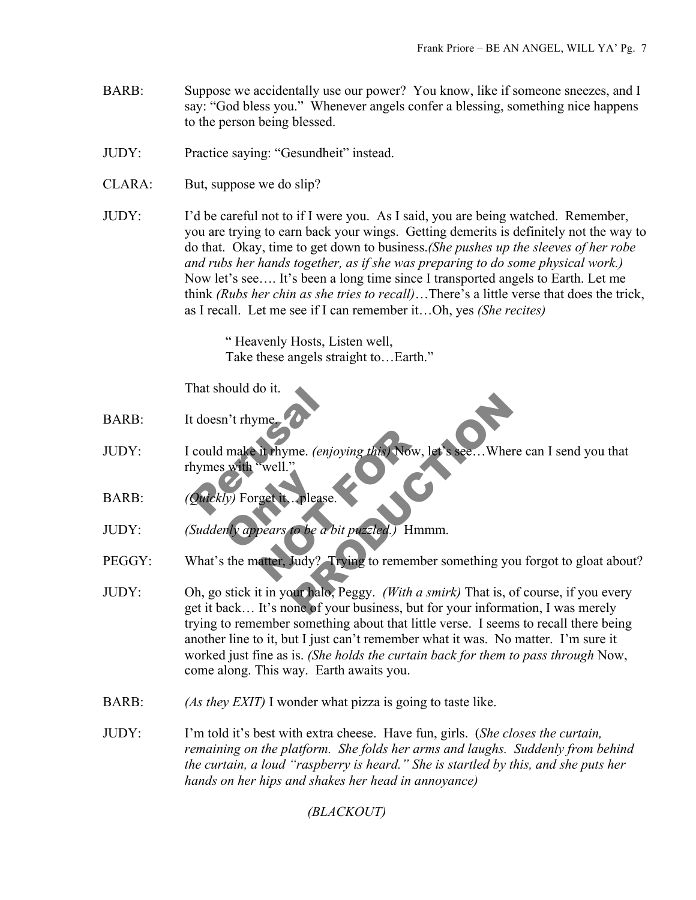BARB: Suppose we accidentally use our power? You know, like if someone sneezes, and I say: "God bless you." Whenever angels confer a blessing, something nice happens to the person being blessed.

JUDY: Practice saying: "Gesundheit" instead.

CLARA: But, suppose we do slip?

JUDY: I'd be careful not to if I were you. As I said, you are being watched. Remember, you are trying to earn back your wings. Getting demerits is definitely not the way to do that. Okay, time to get down to business.*(She pushes up the sleeves of her robe and rubs her hands together, as if she was preparing to do some physical work.)* Now let's see…. It's been a long time since I transported angels to Earth. Let me think *(Rubs her chin as she tries to recall)*…There's a little verse that does the trick, as I recall. Let me see if I can remember it…Oh, yes *(She recites)*

> " Heavenly Hosts, Listen well,
> Take these angels straight to…Earth."

That should do it.

BARB: It doesn't rhyme.

JUDY: I could make it rhyme. *(enjoying this)* Now, let's see…Where can I send you that rhymes with "well."

BARB: *(Quickly)* Forget it…please.

JUDY: *(Suddenly appears to be a bit puzzled.)* Hmmm.

PEGGY: What's the matter, Judy? Trying to remember something you forgot to gloat about?

JUDY: Oh, go stick it in your halo, Peggy. *(With a smirk)* That is, of course, if you every get it back… It's none of your business, but for your information, I was merely trying to remember something about that little verse. I seems to recall there being another line to it, but I just can't remember what it was. No matter. I'm sure it worked just fine as is. *(She holds the curtain back for them to pass through* Now, come along. This way. Earth awaits you.

BARB: *(As they EXIT)* I wonder what pizza is going to taste like.

JUDY: I'm told it's best with extra cheese. Have fun, girls. (*She closes the curtain, remaining on the platform. She folds her arms and laughs. Suddenly from behind the curtain, a loud "raspberry is heard." She is startled by this, and she puts her hands on her hips and shakes her head in annoyance)*

*(BLACKOUT)*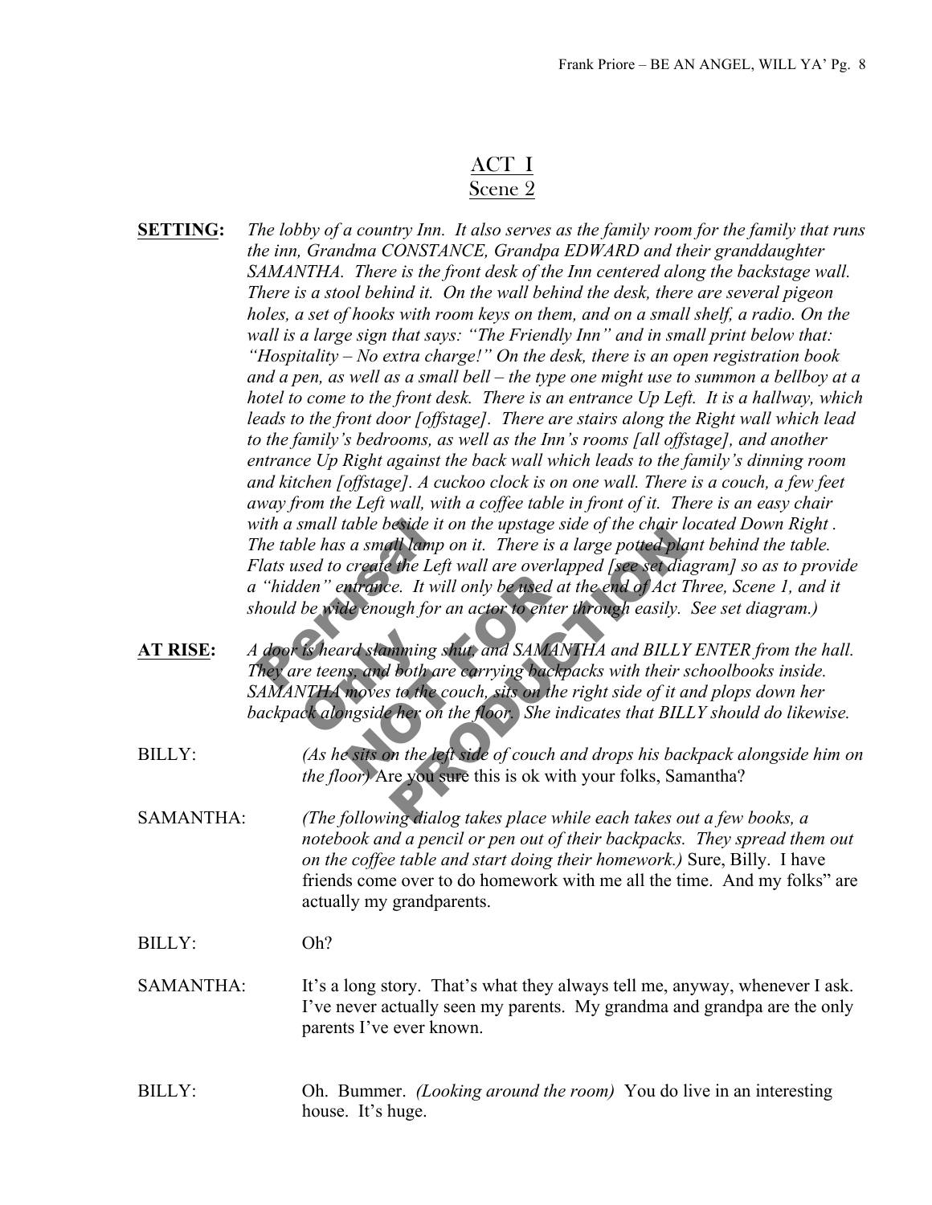# ACT I
## Scene 2

**SETTING:** *The lobby of a country Inn. It also serves as the family room for the family that runs the inn, Grandma CONSTANCE, Grandpa EDWARD and their granddaughter SAMANTHA. There is the front desk of the Inn centered along the backstage wall. There is a stool behind it. On the wall behind the desk, there are several pigeon holes, a set of hooks with room keys on them, and on a small shelf, a radio. On the wall is a large sign that says: "The Friendly Inn" and in small print below that: "Hospitality – No extra charge!" On the desk, there is an open registration book and a pen, as well as a small bell – the type one might use to summon a bellboy at a hotel to come to the front desk. There is an entrance Up Left. It is a hallway, which leads to the front door [offstage]. There are stairs along the Right wall which lead to the family's bedrooms, as well as the Inn's rooms [all offstage], and another entrance Up Right against the back wall which leads to the family's dinning room and kitchen [offstage]. A cuckoo clock is on one wall. There is a couch, a few feet away from the Left wall, with a coffee table in front of it. There is an easy chair with a small table beside it on the upstage side of the chair located Down Right . The table has a small lamp on it. There is a large potted plant behind the table. Flats used to create the Left wall are overlapped [see set diagram] so as to provide a "hidden" entrance. It will only be used at the end of Act Three, Scene 1, and it should be wide enough for an actor to enter through easily. See set diagram.)*

**AT RISE:** *A door is heard slamming shut, and SAMANTHA and BILLY ENTER from the hall. They are teens, and both are carrying backpacks with their schoolbooks inside. SAMANTHA moves to the couch, sits on the right side of it and plops down her backpack alongside her on the floor. She indicates that BILLY should do likewise.*

BILLY: *(As he sits on the left side of couch and drops his backpack alongside him on the floor)* Are you sure this is ok with your folks, Samantha?

SAMANTHA: *(The following dialog takes place while each takes out a few books, a notebook and a pencil or pen out of their backpacks. They spread them out on the coffee table and start doing their homework.)* Sure, Billy. I have friends come over to do homework with me all the time. And my folks" are actually my grandparents.

BILLY: Oh?

SAMANTHA: It's a long story. That's what they always tell me, anyway, whenever I ask. I've never actually seen my parents. My grandma and grandpa are the only parents I've ever known.

BILLY: Oh. Bummer. *(Looking around the room)* You do live in an interesting house. It's huge.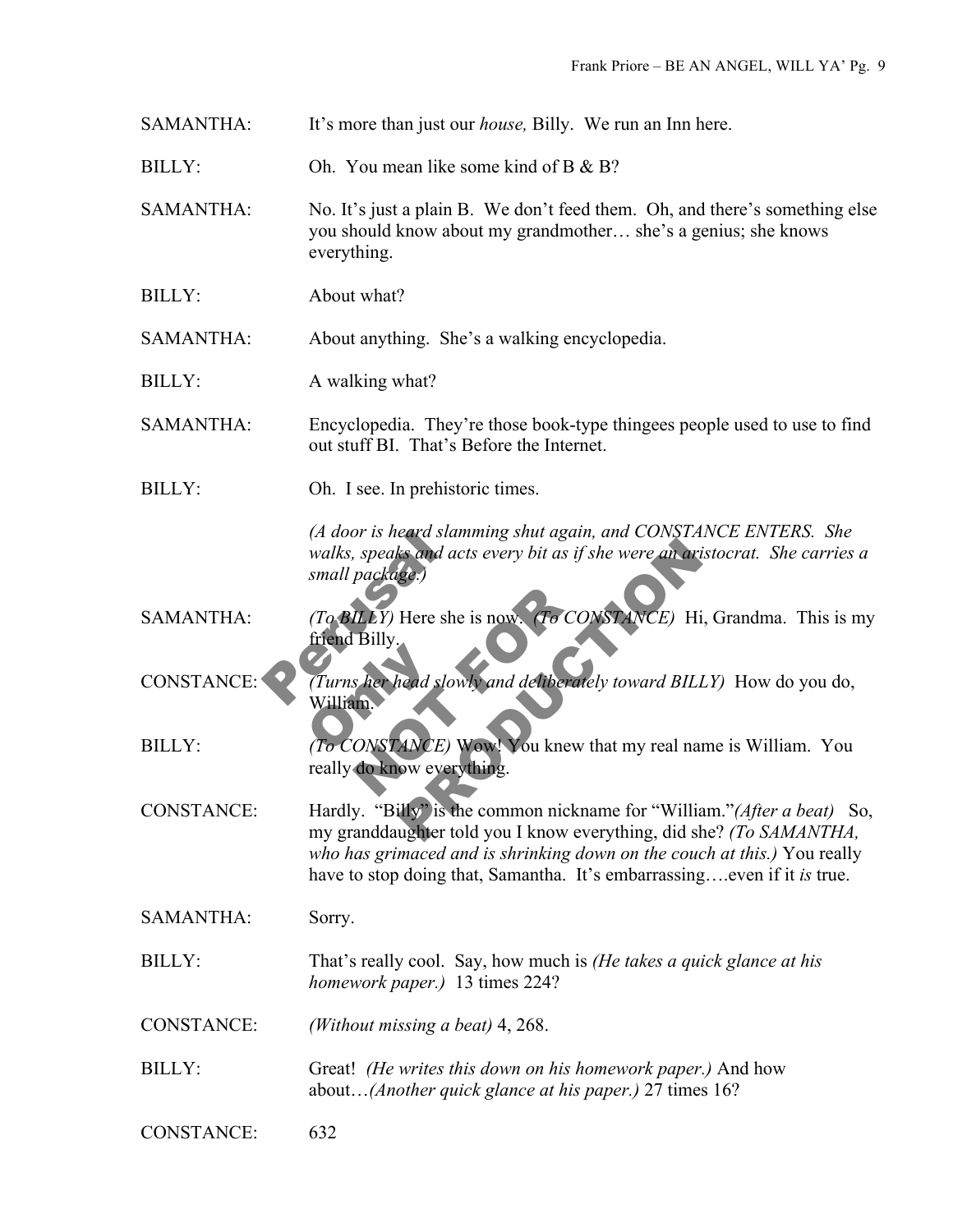SAMANTHA: It's more than just our *house,* Billy. We run an Inn here.

BILLY: Oh. You mean like some kind of B & B?

SAMANTHA: No. It's just a plain B. We don't feed them. Oh, and there's something else you should know about my grandmother… she's a genius; she knows everything.

BILLY: About what?

SAMANTHA: About anything. She's a walking encyclopedia.

BILLY: A walking what?

SAMANTHA: Encyclopedia. They're those book-type thingees people used to use to find out stuff BI. That's Before the Internet.

BILLY: Oh. I see. In prehistoric times.

*(A door is heard slamming shut again, and CONSTANCE ENTERS. She walks, speaks and acts every bit as if she were an aristocrat. She carries a small package.)*

SAMANTHA: *(To BILLY)* Here she is now. *(To CONSTANCE)* Hi, Grandma. This is my friend Billy.

CONSTANCE: *(Turns her head slowly and deliberately toward BILLY)* How do you do, William.

BILLY: *(To CONSTANCE)* Wow! You knew that my real name is William. You really do know everything.

CONSTANCE: Hardly. "Billy" is the common nickname for "William."*(After a beat)* So, my granddaughter told you I know everything, did she? *(To SAMANTHA, who has grimaced and is shrinking down on the couch at this.)* You really have to stop doing that, Samantha. It's embarrassing….even if it *is* true.

SAMANTHA: Sorry.

BILLY: That's really cool. Say, how much is *(He takes a quick glance at his homework paper.)* 13 times 224?

CONSTANCE: *(Without missing a beat)* 4, 268.

BILLY: Great! *(He writes this down on his homework paper.)* And how about…*(Another quick glance at his paper.)* 27 times 16?

CONSTANCE: 632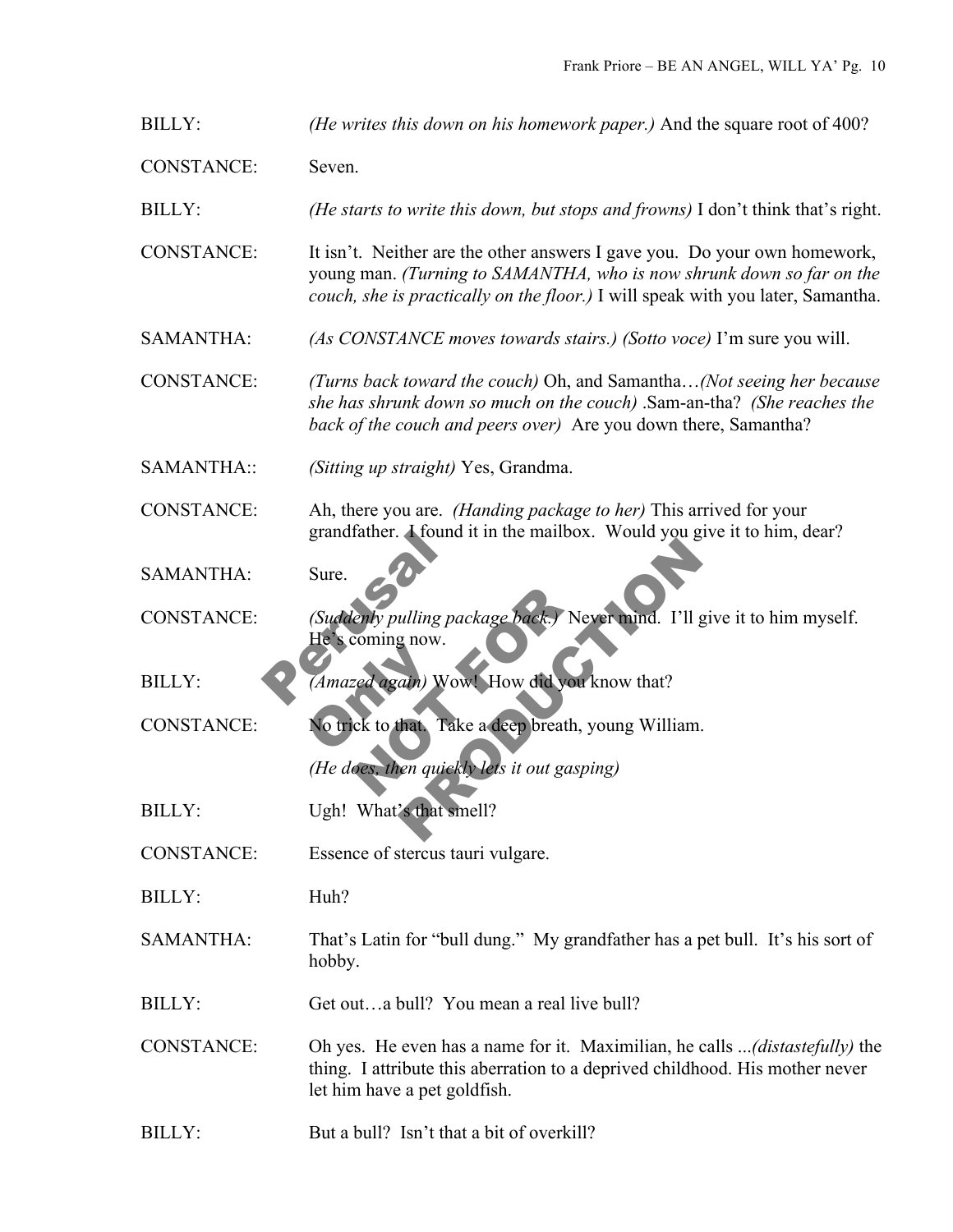BILLY: *(He writes this down on his homework paper.)* And the square root of 400?

CONSTANCE: Seven.

BILLY: *(He starts to write this down, but stops and frowns)* I don't think that's right.

CONSTANCE: It isn't. Neither are the other answers I gave you. Do your own homework, young man. *(Turning to SAMANTHA, who is now shrunk down so far on the couch, she is practically on the floor.)* I will speak with you later, Samantha.

SAMANTHA: *(As CONSTANCE moves towards stairs.) (Sotto voce)* I'm sure you will.

CONSTANCE: *(Turns back toward the couch)* Oh, and Samantha…*(Not seeing her because she has shrunk down so much on the couch)* .Sam-an-tha? *(She reaches the back of the couch and peers over)* Are you down there, Samantha?

SAMANTHA:: *(Sitting up straight)* Yes, Grandma.

CONSTANCE: Ah, there you are. *(Handing package to her)* This arrived for your grandfather. I found it in the mailbox. Would you give it to him, dear?

SAMANTHA: Sure.

CONSTANCE: *(Suddenly pulling package back.)* Never mind. I'll give it to him myself. He's coming now.

BILLY: *(Amazed again)* Wow! How did you know that?

CONSTANCE: No trick to that. Take a deep breath, young William.

*(He does, then quickly lets it out gasping)*

BILLY: Ugh! What's that smell?

CONSTANCE: Essence of stercus tauri vulgare.

BILLY: Huh?

SAMANTHA: That's Latin for "bull dung." My grandfather has a pet bull. It's his sort of hobby.

BILLY: Get out…a bull? You mean a real live bull?

CONSTANCE: Oh yes. He even has a name for it. Maximilian, he calls ...*(distastefully)* the thing. I attribute this aberration to a deprived childhood. His mother never let him have a pet goldfish.

BILLY: But a bull? Isn't that a bit of overkill?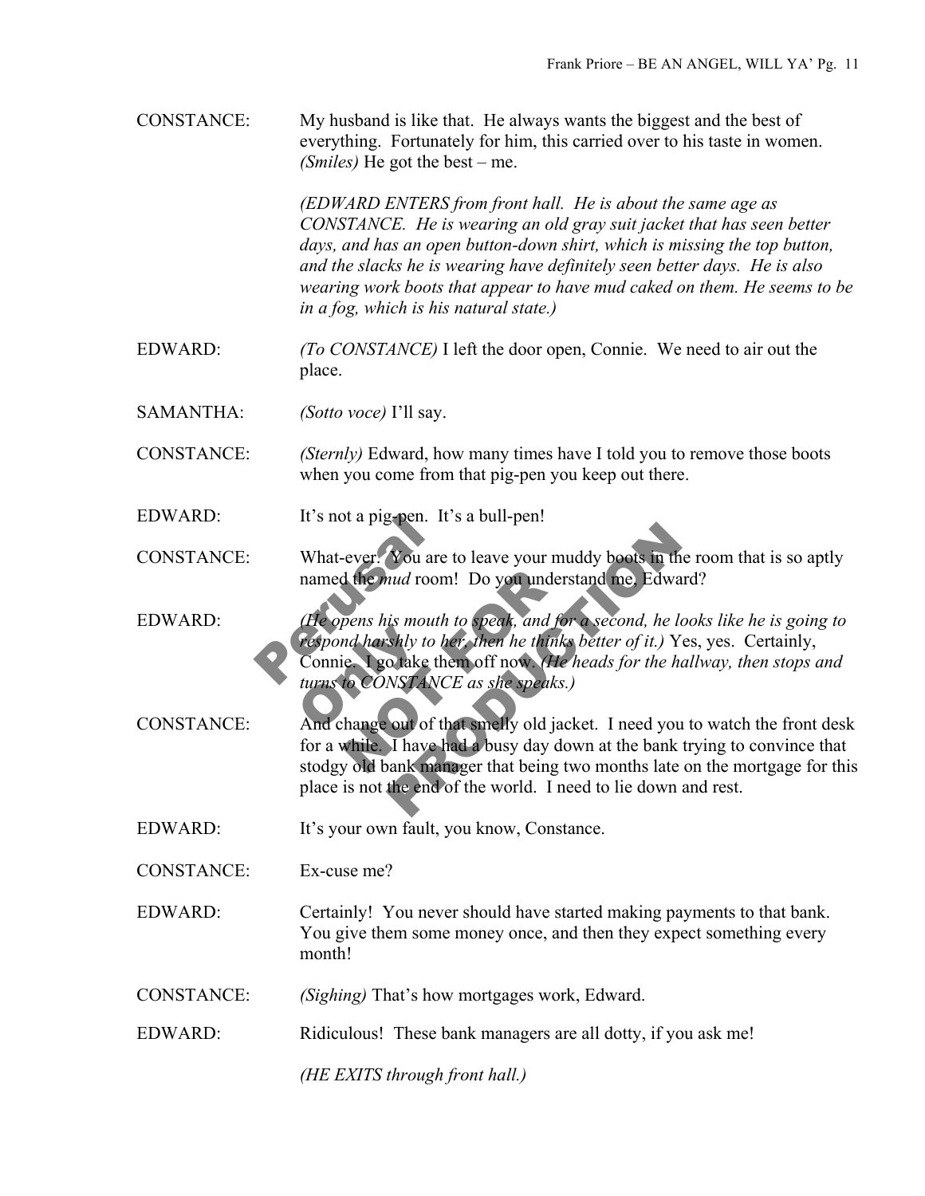CONSTANCE: My husband is like that. He always wants the biggest and the best of everything. Fortunately for him, this carried over to his taste in women. *(Smiles)* He got the best – me.

*(EDWARD ENTERS from front hall. He is about the same age as CONSTANCE. He is wearing an old gray suit jacket that has seen better days, and has an open button-down shirt, which is missing the top button, and the slacks he is wearing have definitely seen better days. He is also wearing work boots that appear to have mud caked on them. He seems to be in a fog, which is his natural state.)*

EDWARD: *(To CONSTANCE)* I left the door open, Connie. We need to air out the place.

SAMANTHA: *(Sotto voce)* I'll say.

CONSTANCE: *(Sternly)* Edward, how many times have I told you to remove those boots when you come from that pig-pen you keep out there.

EDWARD: It's not a pig-pen. It's a bull-pen!

CONSTANCE: What-ever. You are to leave your muddy boots in the room that is so aptly named the *mud* room! Do you understand me, Edward?

EDWARD: *(He opens his mouth to speak, and for a second, he looks like he is going to respond harshly to her, then he thinks better of it.)* Yes, yes. Certainly, Connie. I go take them off now. *(He heads for the hallway, then stops and turns to CONSTANCE as she speaks.)*

CONSTANCE: And change out of that smelly old jacket. I need you to watch the front desk for a while. I have had a busy day down at the bank trying to convince that stodgy old bank manager that being two months late on the mortgage for this place is not the end of the world. I need to lie down and rest.

EDWARD: It's your own fault, you know, Constance.

CONSTANCE: Ex-cuse me?

EDWARD: Certainly! You never should have started making payments to that bank. You give them some money once, and then they expect something every month!

CONSTANCE: *(Sighing)* That's how mortgages work, Edward.

EDWARD: Ridiculous! These bank managers are all dotty, if you ask me!

*(HE EXITS through front hall.)*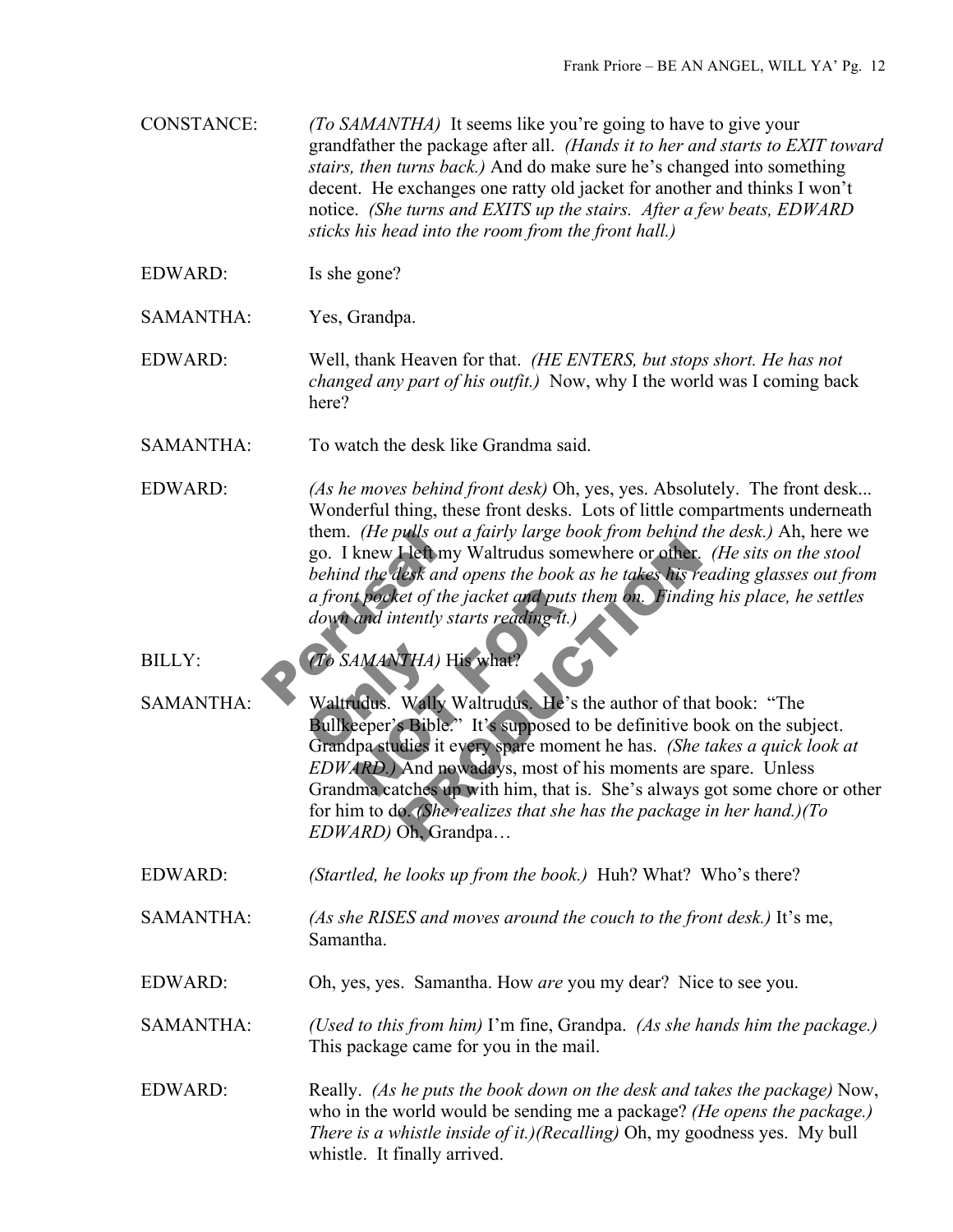CONSTANCE: *(To SAMANTHA)* It seems like you're going to have to give your grandfather the package after all. *(Hands it to her and starts to EXIT toward stairs, then turns back.)* And do make sure he's changed into something decent. He exchanges one ratty old jacket for another and thinks I won't notice. *(She turns and EXITS up the stairs. After a few beats, EDWARD sticks his head into the room from the front hall.)*

EDWARD: Is she gone?

SAMANTHA: Yes, Grandpa.

EDWARD: Well, thank Heaven for that. *(HE ENTERS, but stops short. He has not changed any part of his outfit.)* Now, why I the world was I coming back here?

SAMANTHA: To watch the desk like Grandma said.

EDWARD: *(As he moves behind front desk)* Oh, yes, yes. Absolutely. The front desk... Wonderful thing, these front desks. Lots of little compartments underneath them. *(He pulls out a fairly large book from behind the desk.)* Ah, here we go. I knew I left my Waltrudus somewhere or other. *(He sits on the stool behind the desk and opens the book as he takes his reading glasses out from a front pocket of the jacket and puts them on. Finding his place, he settles down and intently starts reading it.)*

BILLY: *(To SAMANTHA)* His what?

SAMANTHA: Waltrudus. Wally Waltrudus. He's the author of that book: "The Bullkeeper's Bible." It's supposed to be definitive book on the subject. Grandpa studies it every spare moment he has. *(She takes a quick look at EDWARD.)* And nowadays, most of his moments are spare. Unless Grandma catches up with him, that is. She's always got some chore or other for him to do. *(She realizes that she has the package in her hand.)(To EDWARD)* Oh, Grandpa…

EDWARD: *(Startled, he looks up from the book.)* Huh? What? Who's there?

SAMANTHA: *(As she RISES and moves around the couch to the front desk.)* It's me, Samantha.

EDWARD: Oh, yes, yes. Samantha. How *are* you my dear? Nice to see you.

SAMANTHA: *(Used to this from him)* I'm fine, Grandpa. *(As she hands him the package.)* This package came for you in the mail.

EDWARD: Really. *(As he puts the book down on the desk and takes the package)* Now, who in the world would be sending me a package? *(He opens the package.) There is a whistle inside of it.)(Recalling)* Oh, my goodness yes. My bull whistle. It finally arrived.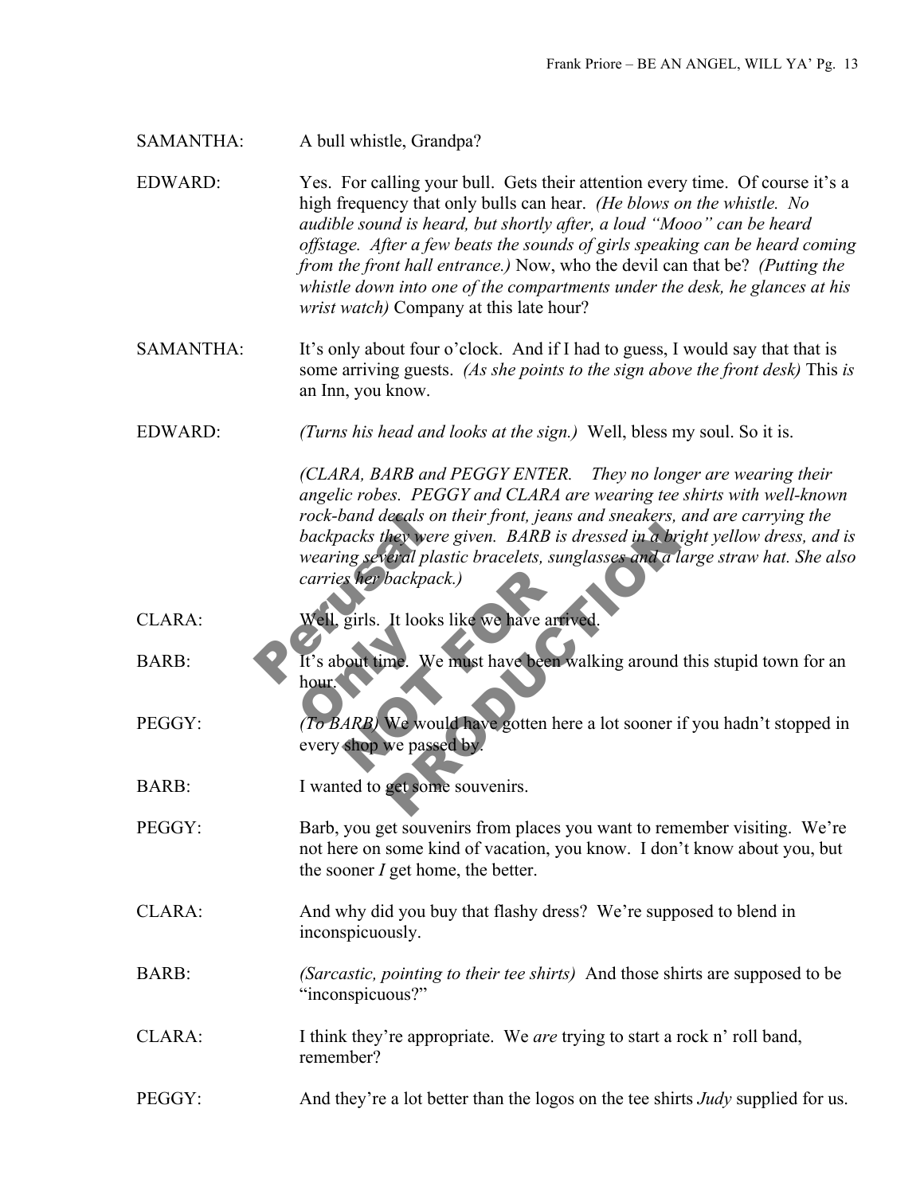SAMANTHA: A bull whistle, Grandpa?

EDWARD: Yes. For calling your bull. Gets their attention every time. Of course it's a high frequency that only bulls can hear. *(He blows on the whistle. No audible sound is heard, but shortly after, a loud "Mooo" can be heard offstage. After a few beats the sounds of girls speaking can be heard coming from the front hall entrance.)* Now, who the devil can that be? *(Putting the whistle down into one of the compartments under the desk, he glances at his wrist watch)* Company at this late hour?

SAMANTHA: It's only about four o'clock. And if I had to guess, I would say that that is some arriving guests. *(As she points to the sign above the front desk)* This *is* an Inn, you know.

EDWARD: *(Turns his head and looks at the sign.)* Well, bless my soul. So it is.

*(CLARA, BARB and PEGGY ENTER. They no longer are wearing their angelic robes. PEGGY and CLARA are wearing tee shirts with well-known rock-band decals on their front, jeans and sneakers, and are carrying the backpacks they were given. BARB is dressed in a bright yellow dress, and is wearing several plastic bracelets, sunglasses and a large straw hat. She also carries her backpack.)*

CLARA: Well, girls. It looks like we have arrived.

BARB: It's about time. We must have been walking around this stupid town for an hour.

PEGGY: *(To BARB)* We would have gotten here a lot sooner if you hadn't stopped in every shop we passed by.

BARB: I wanted to get some souvenirs.

PEGGY: Barb, you get souvenirs from places you want to remember visiting. We're not here on some kind of vacation, you know. I don't know about you, but the sooner *I* get home, the better.

CLARA: And why did you buy that flashy dress? We're supposed to blend in inconspicuously.

BARB: *(Sarcastic, pointing to their tee shirts)* And those shirts are supposed to be "inconspicuous?"

CLARA: I think they're appropriate. We *are* trying to start a rock n' roll band, remember?

PEGGY: And they're a lot better than the logos on the tee shirts *Judy* supplied for us.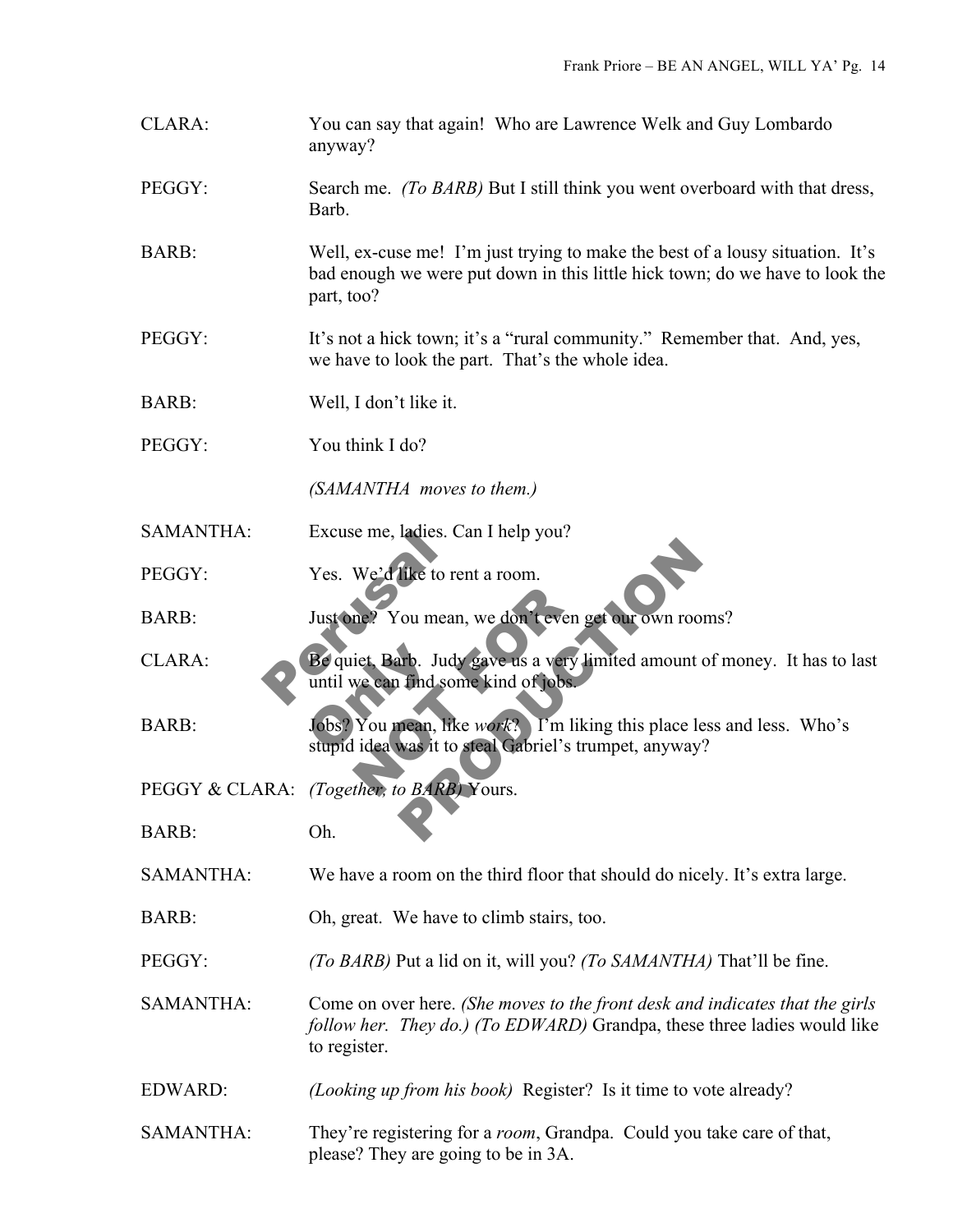CLARA: You can say that again! Who are Lawrence Welk and Guy Lombardo anyway?

PEGGY: Search me. *(To BARB)* But I still think you went overboard with that dress, Barb.

BARB: Well, ex-cuse me! I'm just trying to make the best of a lousy situation. It's bad enough we were put down in this little hick town; do we have to look the part, too?

PEGGY: It's not a hick town; it's a "rural community." Remember that. And, yes, we have to look the part. That's the whole idea.

BARB: Well, I don't like it.

PEGGY: You think I do?

*(SAMANTHA moves to them.)*

SAMANTHA: Excuse me, ladies. Can I help you?

PEGGY: Yes. We'd like to rent a room.

BARB: Just one? You mean, we don't even get our own rooms?

CLARA: Be quiet, Barb. Judy gave us a very limited amount of money. It has to last until we can find some kind of jobs.

BARB: Jobs? You mean, like *work*? I'm liking this place less and less. Who's stupid idea was it to steal Gabriel's trumpet, anyway?

PEGGY & CLARA: *(Together, to BARB)* Yours.

BARB: Oh.

SAMANTHA: We have a room on the third floor that should do nicely. It's extra large.

BARB: Oh, great. We have to climb stairs, too.

PEGGY: *(To BARB)* Put a lid on it, will you? *(To SAMANTHA)* That'll be fine.

SAMANTHA: Come on over here. *(She moves to the front desk and indicates that the girls follow her. They do.) (To EDWARD)* Grandpa, these three ladies would like to register.

EDWARD: *(Looking up from his book)* Register? Is it time to vote already?

SAMANTHA: They're registering for a *room*, Grandpa. Could you take care of that, please? They are going to be in 3A.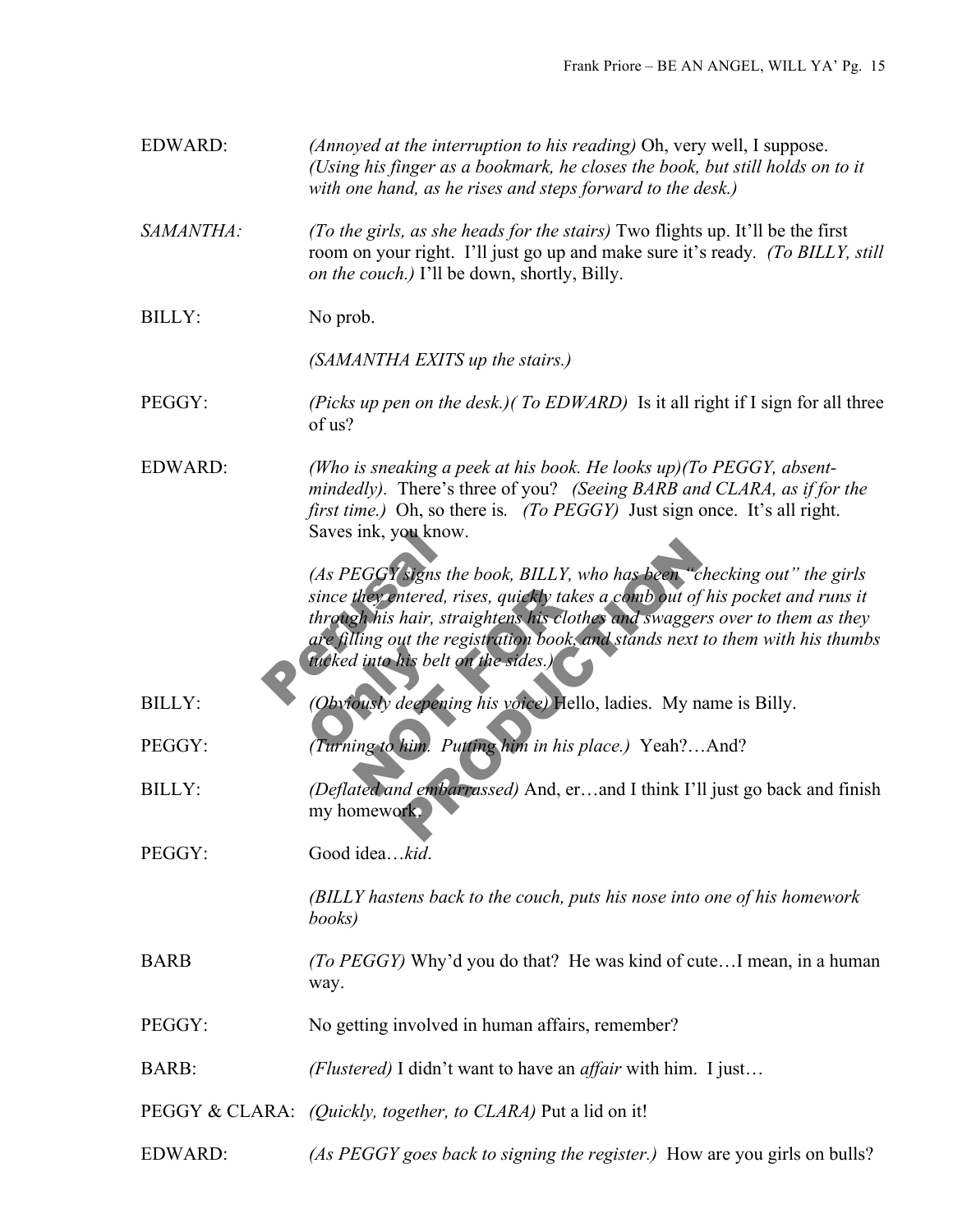EDWARD: *(Annoyed at the interruption to his reading)* Oh, very well, I suppose. *(Using his finger as a bookmark, he closes the book, but still holds on to it with one hand, as he rises and steps forward to the desk.)*

*SAMANTHA:* *(To the girls, as she heads for the stairs)* Two flights up. It'll be the first room on your right. I'll just go up and make sure it's ready. *(To BILLY, still on the couch.)* I'll be down, shortly, Billy.

BILLY: No prob.

*(SAMANTHA EXITS up the stairs.)*

PEGGY: *(Picks up pen on the desk.)( To EDWARD)* Is it all right if I sign for all three of us?

EDWARD: *(Who is sneaking a peek at his book. He looks up)(To PEGGY, absent-mindedly).* There's three of you? *(Seeing BARB and CLARA, as if for the first time.)* Oh, so there is. *(To PEGGY)* Just sign once. It's all right. Saves ink, you know.

*(As PEGGY signs the book, BILLY, who has been "checking out" the girls since they entered, rises, quickly takes a comb out of his pocket and runs it through his hair, straightens his clothes and swaggers over to them as they are filling out the registration book, and stands next to them with his thumbs tucked into his belt on the sides.)*

BILLY: *(Obviously deepening his voice)* Hello, ladies. My name is Billy.

PEGGY: *(Turning to him. Putting him in his place.)* Yeah?…And?

BILLY: *(Deflated and embarrassed)* And, er…and I think I'll just go back and finish my homework.

PEGGY: Good idea…*kid*.

*(BILLY hastens back to the couch, puts his nose into one of his homework books)*

BARB *(To PEGGY)* Why'd you do that? He was kind of cute…I mean, in a human way.

PEGGY: No getting involved in human affairs, remember?

BARB: *(Flustered)* I didn't want to have an *affair* with him. I just…

PEGGY & CLARA: *(Quickly, together, to CLARA)* Put a lid on it!

EDWARD: *(As PEGGY goes back to signing the register.)* How are you girls on bulls?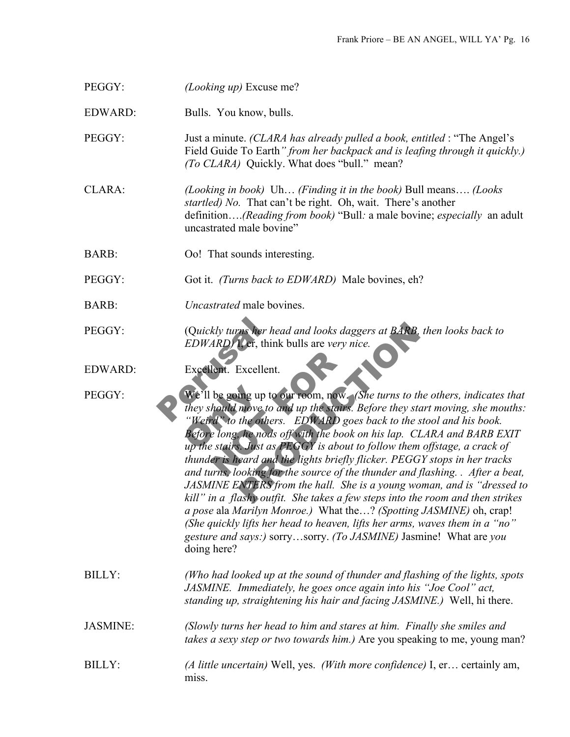PEGGY: *(Looking up)* Excuse me?

EDWARD: Bulls. You know, bulls.

PEGGY: Just a minute. *(CLARA has already pulled a book, entitled* : "The Angel's Field Guide To Earth*" from her backpack and is leafing through it quickly.) (To CLARA)* Quickly. What does "bull." mean?

CLARA: *(Looking in book)* Uh… *(Finding it in the book)* Bull means…. *(Looks startled) No.* That can't be right. Oh, wait. There's another definition….*(Reading from book)* "Bull*:* a male bovine; *especially* an adult uncastrated male bovine"

BARB: Oo! That sounds interesting.

PEGGY: Got it. *(Turns back to EDWARD)* Male bovines, eh?

BARB: *Uncastrated* male bovines.

PEGGY: (Q*uickly turns her head and looks daggers at BARB, then looks back to EDWARD)* I, er, think bulls are *very nice.*

EDWARD: Excellent. Excellent.

PEGGY: We'll be going up to our room, now. *(She turns to the others, indicates that they should move to and up the stairs. Before they start moving, she mouths: "Weird" to the others. EDWARD goes back to the stool and his book. Before long, he nods off with the book on his lap. CLARA and BARB EXIT up the stairs. Just as PEGGY is about to follow them offstage, a crack of thunder is heard and the lights briefly flicker. PEGGY stops in her tracks and turns, looking for the source of the thunder and flashing. . After a beat, JASMINE ENTERS from the hall. She is a young woman, and is "dressed to kill" in a flashy outfit. She takes a few steps into the room and then strikes a pose* ala *Marilyn Monroe.)* What the…? *(Spotting JASMINE)* oh, crap! *(She quickly lifts her head to heaven, lifts her arms, waves them in a "no" gesture and says:)* sorry…sorry. *(To JASMINE)* Jasmine! What are *you* doing here?

BILLY: *(Who had looked up at the sound of thunder and flashing of the lights, spots JASMINE. Immediately, he goes once again into his "Joe Cool" act, standing up, straightening his hair and facing JASMINE.)* Well, hi there.

JASMINE: *(Slowly turns her head to him and stares at him. Finally she smiles and takes a sexy step or two towards him.)* Are you speaking to me, young man?

BILLY: *(A little uncertain)* Well, yes. *(With more confidence)* I, er… certainly am, miss.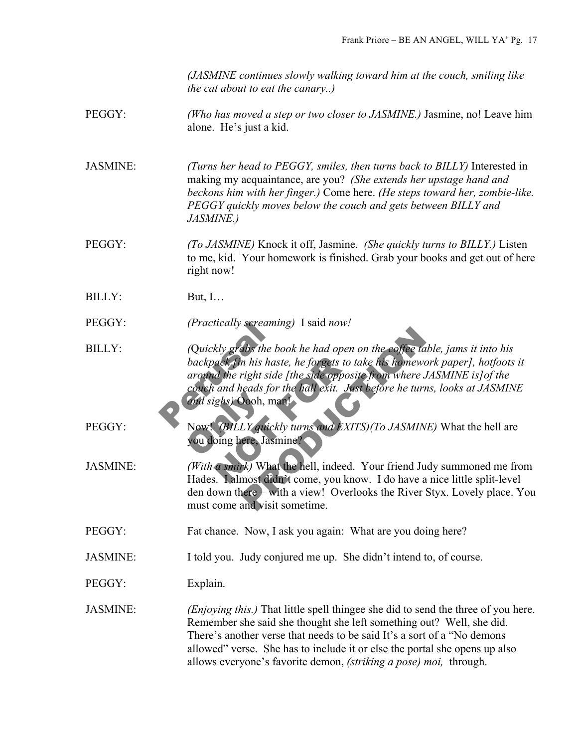*(JASMINE continues slowly walking toward him at the couch, smiling like the cat about to eat the canary..)*

PEGGY: *(Who has moved a step or two closer to JASMINE.)* Jasmine, no! Leave him alone. He's just a kid.

JASMINE: *(Turns her head to PEGGY, smiles, then turns back to BILLY)* Interested in making my acquaintance, are you? *(She extends her upstage hand and beckons him with her finger.)* Come here. *(He steps toward her, zombie-like. PEGGY quickly moves below the couch and gets between BILLY and JASMINE.)*

PEGGY: *(To JASMINE)* Knock it off, Jasmine. *(She quickly turns to BILLY.)* Listen to me, kid. Your homework is finished. Grab your books and get out of here right now!

BILLY: But, I…

PEGGY: *(Practically screaming)* I said *now!*

BILLY: *(Quickly grabs the book he had open on the coffee table, jams it into his backpack [in his haste, he forgets to take his homework paper], hotfoots it around the right side [the side opposite from where JASMINE is]of the couch and heads for the hall exit. Just before he turns, looks at JASMINE and sighs)* Oooh, man!

PEGGY: Now! *(BILLY quickly turns and EXITS)(To JASMINE)* What the hell are you doing here, Jasmine?

JASMINE: *(With a smirk)* What the hell, indeed. Your friend Judy summoned me from Hades. I almost didn't come, you know. I do have a nice little split-level den down there – with a view! Overlooks the River Styx. Lovely place. You must come and visit sometime.

PEGGY: Fat chance. Now, I ask you again: What are you doing here?

JASMINE: I told you. Judy conjured me up. She didn't intend to, of course.

PEGGY: Explain.

JASMINE: *(Enjoying this.)* That little spell thingee she did to send the three of you here. Remember she said she thought she left something out? Well, she did. There's another verse that needs to be said It's a sort of a "No demons allowed" verse. She has to include it or else the portal she opens up also allows everyone's favorite demon, *(striking a pose) moi,* through.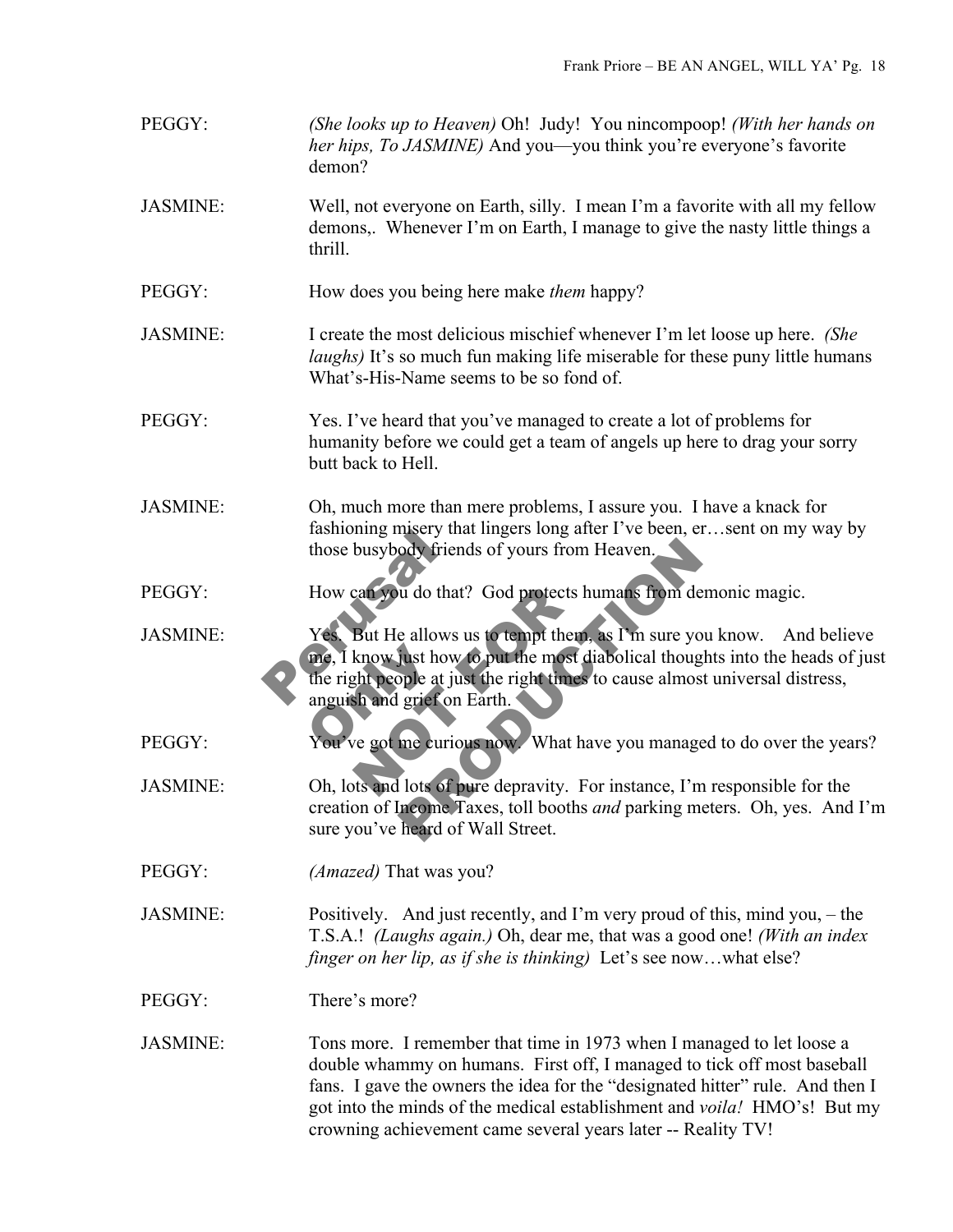PEGGY: *(She looks up to Heaven)* Oh! Judy! You nincompoop! *(With her hands on her hips, To JASMINE)* And you—you think you're everyone's favorite demon?

JASMINE: Well, not everyone on Earth, silly. I mean I'm a favorite with all my fellow demons,. Whenever I'm on Earth, I manage to give the nasty little things a thrill.

PEGGY: How does you being here make *them* happy?

JASMINE: I create the most delicious mischief whenever I'm let loose up here. *(She laughs)* It's so much fun making life miserable for these puny little humans What's-His-Name seems to be so fond of.

PEGGY: Yes. I've heard that you've managed to create a lot of problems for humanity before we could get a team of angels up here to drag your sorry butt back to Hell.

JASMINE: Oh, much more than mere problems, I assure you. I have a knack for fashioning misery that lingers long after I've been, er…sent on my way by those busybody friends of yours from Heaven.

PEGGY: How can you do that? God protects humans from demonic magic.

JASMINE: Yes. But He allows us to tempt them, as I'm sure you know. And believe me, I know just how to put the most diabolical thoughts into the heads of just the right people at just the right times to cause almost universal distress, anguish and grief on Earth.

PEGGY: You've got me curious now. What have you managed to do over the years?

JASMINE: Oh, lots and lots of pure depravity. For instance, I'm responsible for the creation of Income Taxes, toll booths *and* parking meters. Oh, yes. And I'm sure you've heard of Wall Street.

PEGGY: *(Amazed)* That was you?

JASMINE: Positively. And just recently, and I'm very proud of this, mind you, – the T.S.A.! *(Laughs again.)* Oh, dear me, that was a good one! *(With an index finger on her lip, as if she is thinking)* Let's see now…what else?

PEGGY: There's more?

JASMINE: Tons more. I remember that time in 1973 when I managed to let loose a double whammy on humans. First off, I managed to tick off most baseball fans. I gave the owners the idea for the "designated hitter" rule. And then I got into the minds of the medical establishment and *voila!* HMO's! But my crowning achievement came several years later -- Reality TV!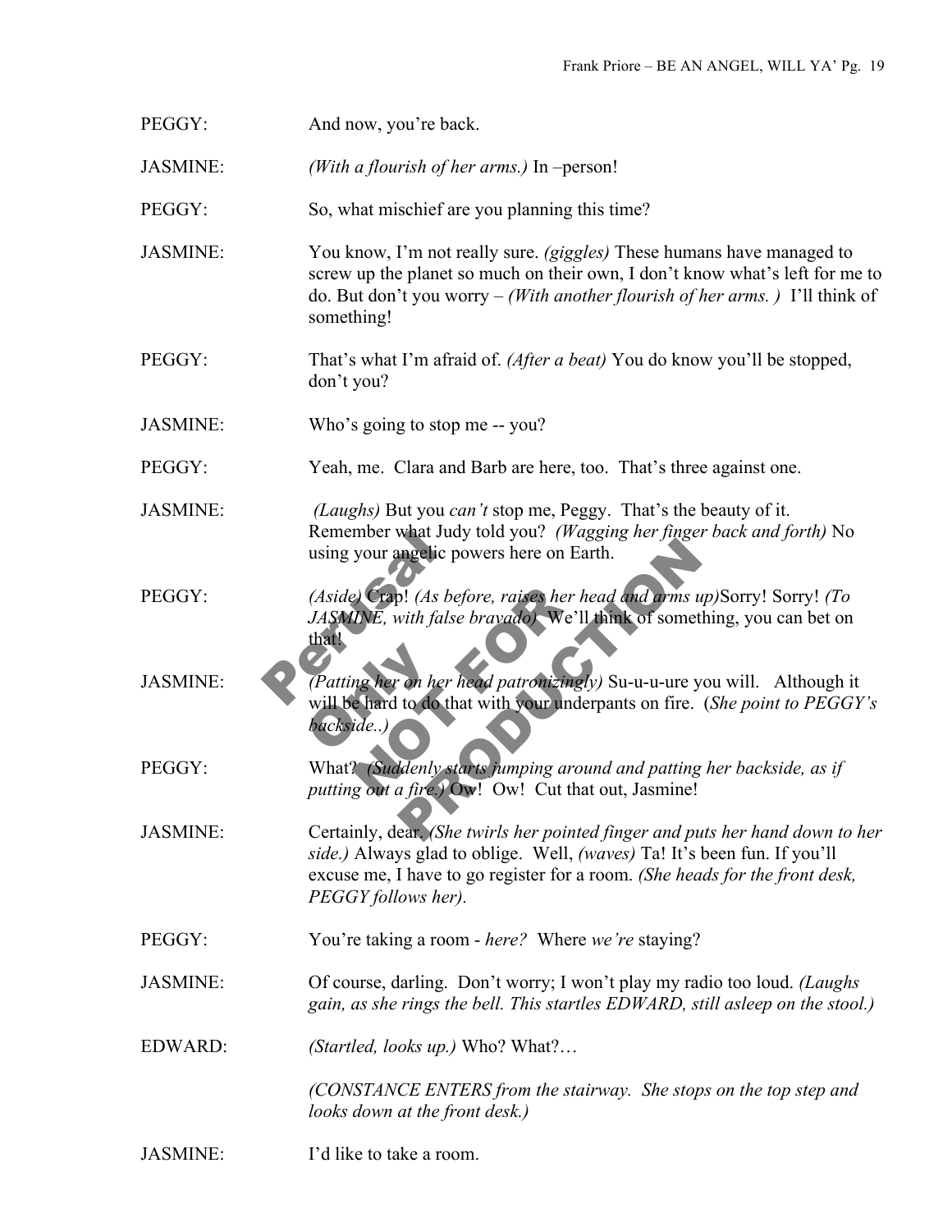PEGGY: And now, you're back.

JASMINE: *(With a flourish of her arms.)* In –person!

PEGGY: So, what mischief are you planning this time?

JASMINE: You know, I'm not really sure. *(giggles)* These humans have managed to screw up the planet so much on their own, I don't know what's left for me to do. But don't you worry – *(With another flourish of her arms. )* I'll think of something!

PEGGY: That's what I'm afraid of. *(After a beat)* You do know you'll be stopped, don't you?

JASMINE: Who's going to stop me -- you?

PEGGY: Yeah, me. Clara and Barb are here, too. That's three against one.

JASMINE: *(Laughs)* But you *can't* stop me, Peggy. That's the beauty of it. Remember what Judy told you? *(Wagging her finger back and forth)* No using your angelic powers here on Earth.

PEGGY: *(Aside)* Crap! *(As before, raises her head and arms up)*Sorry! Sorry! *(To JASMINE, with false bravado)* We'll think of something, you can bet on that!

JASMINE: *(Patting her on her head patronizingly)* Su-u-u-ure you will. Although it will be hard to do that with your underpants on fire. (*She point to PEGGY's backside..)*

PEGGY: What? *(Suddenly starts jumping around and patting her backside, as if putting out a fire.)* Ow! Ow! Cut that out, Jasmine!

JASMINE: Certainly, dear. *(She twirls her pointed finger and puts her hand down to her side.)* Always glad to oblige. Well, *(waves)* Ta! It's been fun. If you'll excuse me, I have to go register for a room. *(She heads for the front desk, PEGGY follows her).*

PEGGY: You're taking a room - *here?* Where *we're* staying?

JASMINE: Of course, darling. Don't worry; I won't play my radio too loud. *(Laughs gain, as she rings the bell. This startles EDWARD, still asleep on the stool.)*

EDWARD: *(Startled, looks up.)* Who? What?…

*(CONSTANCE ENTERS from the stairway. She stops on the top step and looks down at the front desk.)*

JASMINE: I'd like to take a room.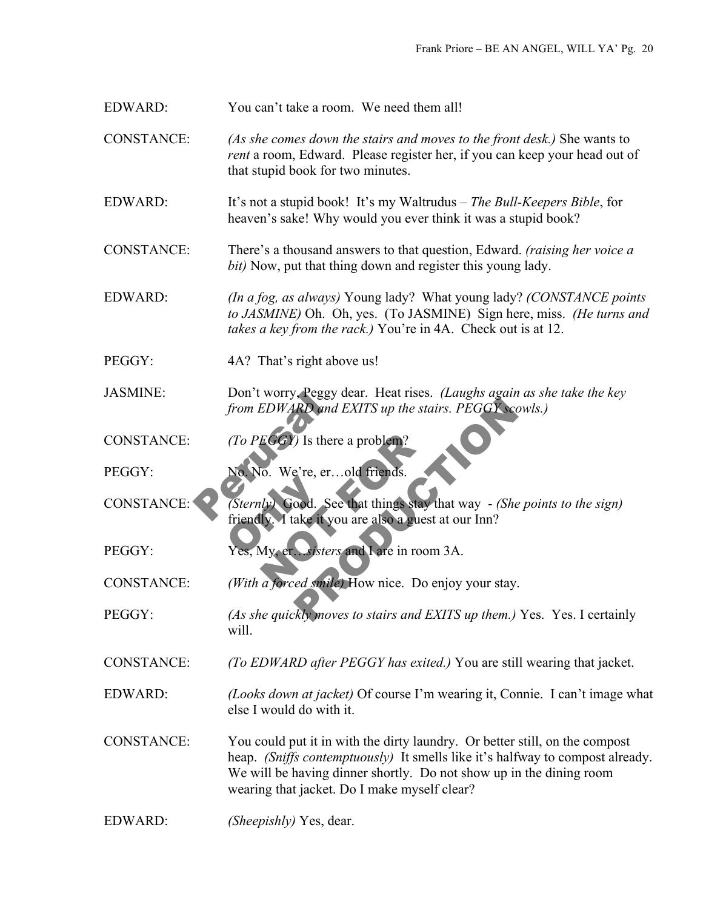EDWARD: You can't take a room. We need them all!

CONSTANCE: *(As she comes down the stairs and moves to the front desk.)* She wants to *rent* a room, Edward. Please register her, if you can keep your head out of that stupid book for two minutes.

EDWARD: It's not a stupid book! It's my Waltrudus – *The Bull-Keepers Bible*, for heaven's sake! Why would you ever think it was a stupid book?

CONSTANCE: There's a thousand answers to that question, Edward. *(raising her voice a bit)* Now, put that thing down and register this young lady.

EDWARD: *(In a fog, as always)* Young lady? What young lady? *(CONSTANCE points to JASMINE)* Oh. Oh, yes. (To JASMINE) Sign here, miss. *(He turns and takes a key from the rack.)* You're in 4A. Check out is at 12.

PEGGY: 4A? That's right above us!

JASMINE: Don't worry, Peggy dear. Heat rises. *(Laughs again as she take the key from EDWARD and EXITS up the stairs. PEGGY scowls.)*

CONSTANCE: *(To PEGGY)* Is there a problem?

PEGGY: No. No. We're, er…old friends.

CONSTANCE: *(Sternly)* Good. See that things stay that way - *(She points to the sign)* friendly. I take it you are also a guest at our Inn?

PEGGY: Yes, My, er…*sisters* and I are in room 3A.

CONSTANCE: *(With a forced smile)* How nice. Do enjoy your stay.

PEGGY: *(As she quickly moves to stairs and EXITS up them.)* Yes. Yes. I certainly will.

CONSTANCE: *(To EDWARD after PEGGY has exited.)* You are still wearing that jacket.

EDWARD: *(Looks down at jacket)* Of course I'm wearing it, Connie. I can't image what else I would do with it.

CONSTANCE: You could put it in with the dirty laundry. Or better still, on the compost heap. *(Sniffs contemptuously)* It smells like it's halfway to compost already. We will be having dinner shortly. Do not show up in the dining room wearing that jacket. Do I make myself clear?

EDWARD: *(Sheepishly)* Yes, dear.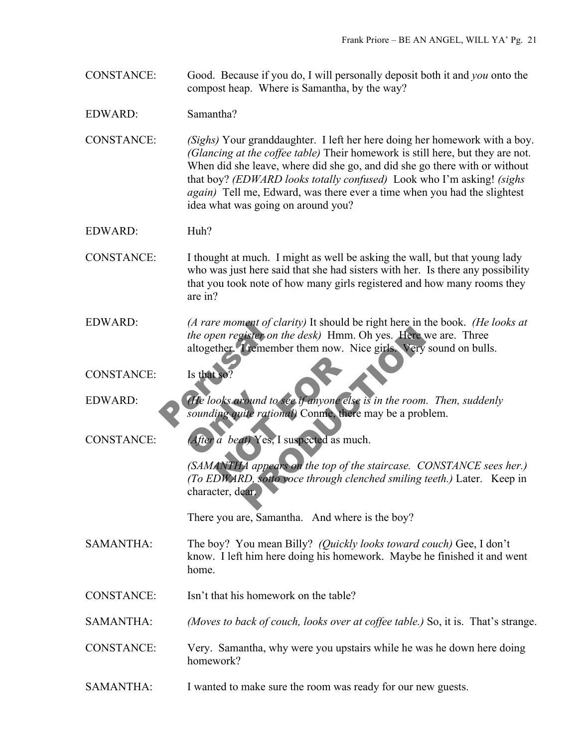CONSTANCE: Good. Because if you do, I will personally deposit both it and *you* onto the compost heap. Where is Samantha, by the way?

EDWARD: Samantha?

CONSTANCE: *(Sighs)* Your granddaughter. I left her here doing her homework with a boy. *(Glancing at the coffee table)* Their homework is still here, but they are not. When did she leave, where did she go, and did she go there with or without that boy? *(EDWARD looks totally confused)* Look who I'm asking! *(sighs again)* Tell me, Edward, was there ever a time when you had the slightest idea what was going on around you?

EDWARD: Huh?

CONSTANCE: I thought at much. I might as well be asking the wall, but that young lady who was just here said that she had sisters with her. Is there any possibility that you took note of how many girls registered and how many rooms they are in?

EDWARD: *(A rare moment of clarity)* It should be right here in the book. *(He looks at the open register on the desk)* Hmm. Oh yes. Here we are. Three altogether. I remember them now. Nice girls. Very sound on bulls.

CONSTANCE: Is that so?

EDWARD: *(He looks around to see if anyone else is in the room. Then, suddenly sounding quite rational)* Connie, there may be a problem.

CONSTANCE: *(After a beat)* Yes, I suspected as much.

*(SAMANTHA appears on the top of the staircase. CONSTANCE sees her.) (To EDWARD, sotto voce through clenched smiling teeth.)* Later. Keep in character, dear.

There you are, Samantha. And where is the boy?

SAMANTHA: The boy? You mean Billy? *(Quickly looks toward couch)* Gee, I don't know. I left him here doing his homework. Maybe he finished it and went home.

CONSTANCE: Isn't that his homework on the table?

SAMANTHA: *(Moves to back of couch, looks over at coffee table.)* So, it is. That's strange.

CONSTANCE: Very. Samantha, why were you upstairs while he was he down here doing homework?

SAMANTHA: I wanted to make sure the room was ready for our new guests.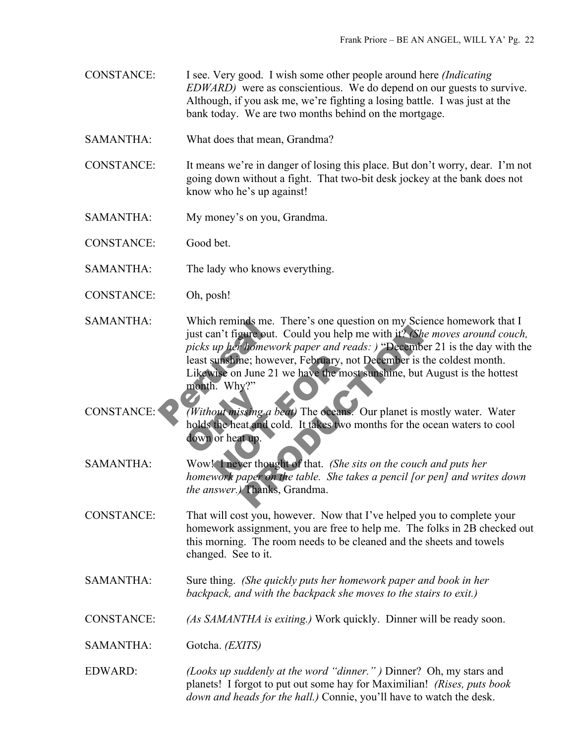CONSTANCE: I see. Very good. I wish some other people around here *(Indicating EDWARD)* were as conscientious. We do depend on our guests to survive. Although, if you ask me, we're fighting a losing battle. I was just at the bank today. We are two months behind on the mortgage.

SAMANTHA: What does that mean, Grandma?

CONSTANCE: It means we're in danger of losing this place. But don't worry, dear. I'm not going down without a fight. That two-bit desk jockey at the bank does not know who he's up against!

SAMANTHA: My money's on you, Grandma.

CONSTANCE: Good bet.

SAMANTHA: The lady who knows everything.

CONSTANCE: Oh, posh!

SAMANTHA: Which reminds me. There's one question on my Science homework that I just can't figure out. Could you help me with it? *(She moves around couch, picks up her homework paper and reads: )* "December 21 is the day with the least sunshine; however, February, not December is the coldest month. Likewise on June 21 we have the most sunshine, but August is the hottest month. Why?"

CONSTANCE: *(Without missing a beat)* The oceans. Our planet is mostly water. Water holds the heat and cold. It takes two months for the ocean waters to cool down or heat up.

SAMANTHA: Wow! I never thought of that. *(She sits on the couch and puts her homework paper on the table. She takes a pencil [or pen] and writes down the answer.)* Thanks, Grandma.

CONSTANCE: That will cost you, however. Now that I've helped you to complete your homework assignment, you are free to help me. The folks in 2B checked out this morning. The room needs to be cleaned and the sheets and towels changed. See to it.

SAMANTHA: Sure thing. *(She quickly puts her homework paper and book in her backpack, and with the backpack she moves to the stairs to exit.)*

CONSTANCE: *(As SAMANTHA is exiting.)* Work quickly. Dinner will be ready soon.

SAMANTHA: Gotcha. *(EXITS)*

EDWARD: *(Looks up suddenly at the word "dinner." )* Dinner? Oh, my stars and planets! I forgot to put out some hay for Maximilian! *(Rises, puts book down and heads for the hall.)* Connie, you'll have to watch the desk.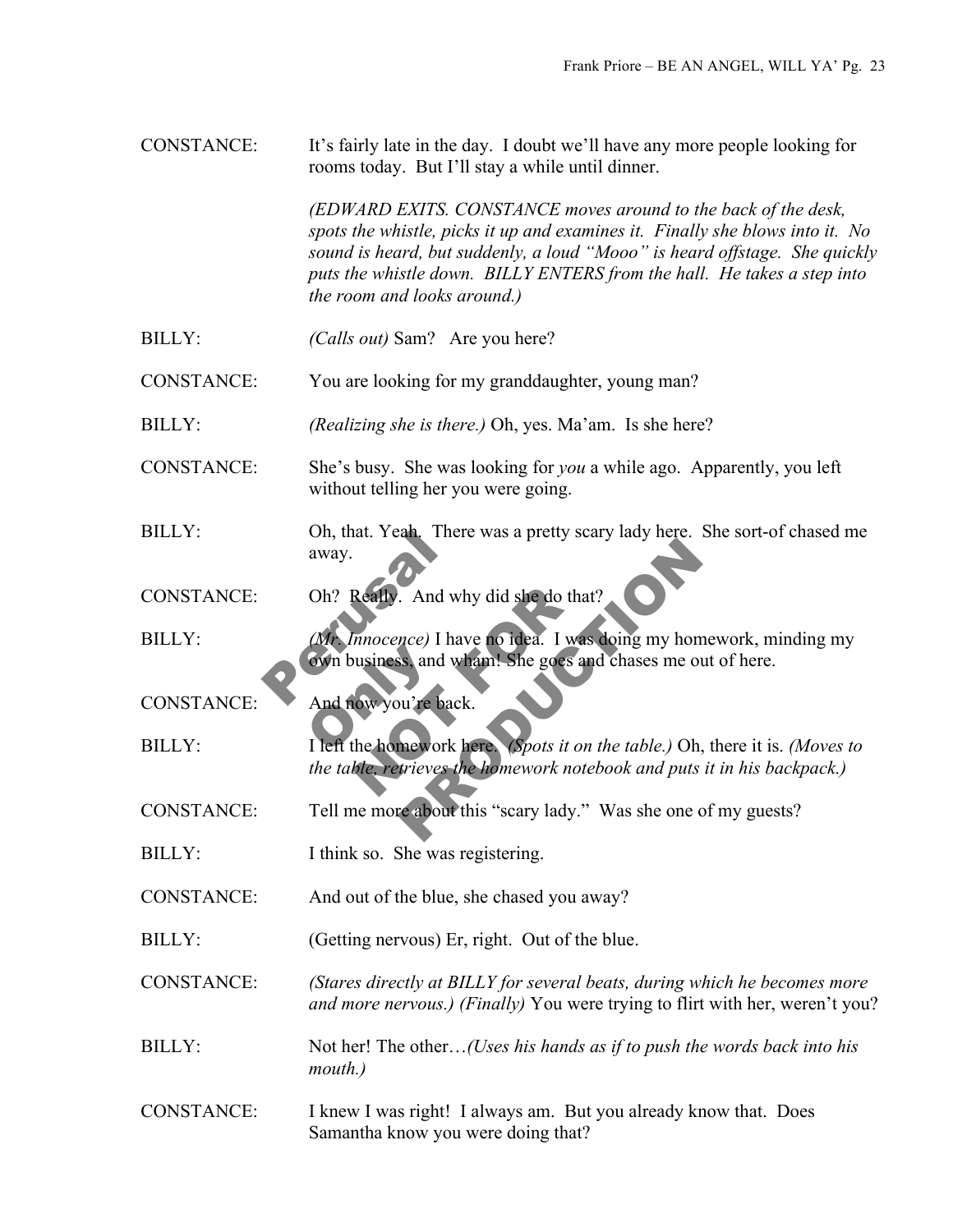CONSTANCE: It's fairly late in the day. I doubt we'll have any more people looking for rooms today. But I'll stay a while until dinner.

*(EDWARD EXITS. CONSTANCE moves around to the back of the desk, spots the whistle, picks it up and examines it. Finally she blows into it. No sound is heard, but suddenly, a loud "Mooo" is heard offstage. She quickly puts the whistle down. BILLY ENTERS from the hall. He takes a step into the room and looks around.)*

BILLY: *(Calls out)* Sam? Are you here?

CONSTANCE: You are looking for my granddaughter, young man?

BILLY: *(Realizing she is there.)* Oh, yes. Ma'am. Is she here?

CONSTANCE: She's busy. She was looking for *you* a while ago. Apparently, you left without telling her you were going.

BILLY: Oh, that. Yeah. There was a pretty scary lady here. She sort-of chased me away.

CONSTANCE: Oh? Really. And why did she do that?

BILLY: *(Mr. Innocence)* I have no idea. I was doing my homework, minding my own business, and wham! She goes and chases me out of here.

CONSTANCE: And now you're back.

BILLY: I left the homework here. *(Spots it on the table.)* Oh, there it is. *(Moves to the table, retrieves the homework notebook and puts it in his backpack.)*

CONSTANCE: Tell me more about this "scary lady." Was she one of my guests?

BILLY: I think so. She was registering.

CONSTANCE: And out of the blue, she chased you away?

BILLY: (Getting nervous) Er, right. Out of the blue.

CONSTANCE: *(Stares directly at BILLY for several beats, during which he becomes more and more nervous.) (Finally)* You were trying to flirt with her, weren't you?

BILLY: Not her! The other…*(Uses his hands as if to push the words back into his mouth.)*

CONSTANCE: I knew I was right! I always am. But you already know that. Does Samantha know you were doing that?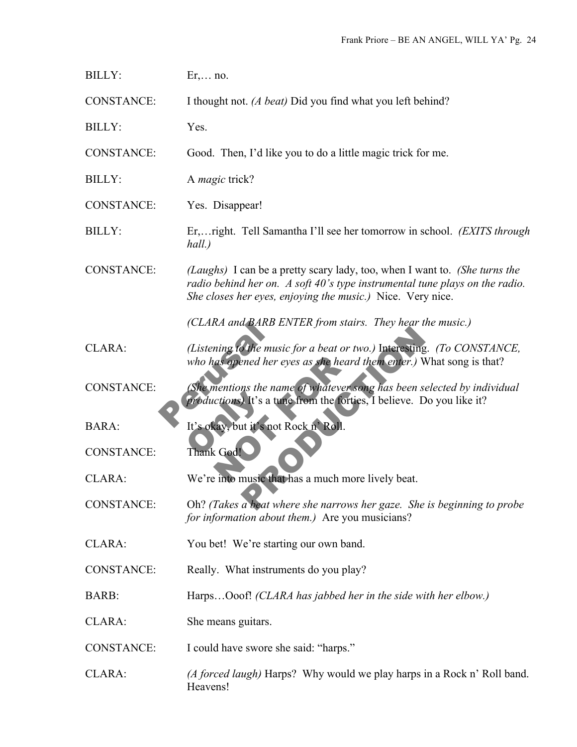BILLY: Er,… no.

CONSTANCE: I thought not. *(A beat)* Did you find what you left behind?

BILLY: Yes.

CONSTANCE: Good. Then, I'd like you to do a little magic trick for me.

BILLY: A *magic* trick?

CONSTANCE: Yes. Disappear!

BILLY: Er,…right. Tell Samantha I'll see her tomorrow in school. *(EXITS through hall.)*

CONSTANCE: *(Laughs)* I can be a pretty scary lady, too, when I want to. *(She turns the radio behind her on. A soft 40's type instrumental tune plays on the radio. She closes her eyes, enjoying the music.)* Nice. Very nice.

*(CLARA and BARB ENTER from stairs. They hear the music.)*

CLARA: *(Listening to the music for a beat or two.)* Interesting. *(To CONSTANCE, who has opened her eyes as she heard them enter.)* What song is that?

CONSTANCE: *(She mentions the name of whatever song has been selected by individual productions)* It's a tune from the forties, I believe. Do you like it?

BARA: It's okay, but it's not Rock n' Roll.

CONSTANCE: Thank God!

CLARA: We're into music that has a much more lively beat.

CONSTANCE: Oh? *(Takes a beat where she narrows her gaze. She is beginning to probe for information about them.)* Are you musicians?

CLARA: You bet! We're starting our own band.

CONSTANCE: Really. What instruments do you play?

BARB: Harps…Ooof! *(CLARA has jabbed her in the side with her elbow.)*

CLARA: She means guitars.

CONSTANCE: I could have swore she said: "harps."

CLARA: *(A forced laugh)* Harps? Why would we play harps in a Rock n' Roll band. Heavens!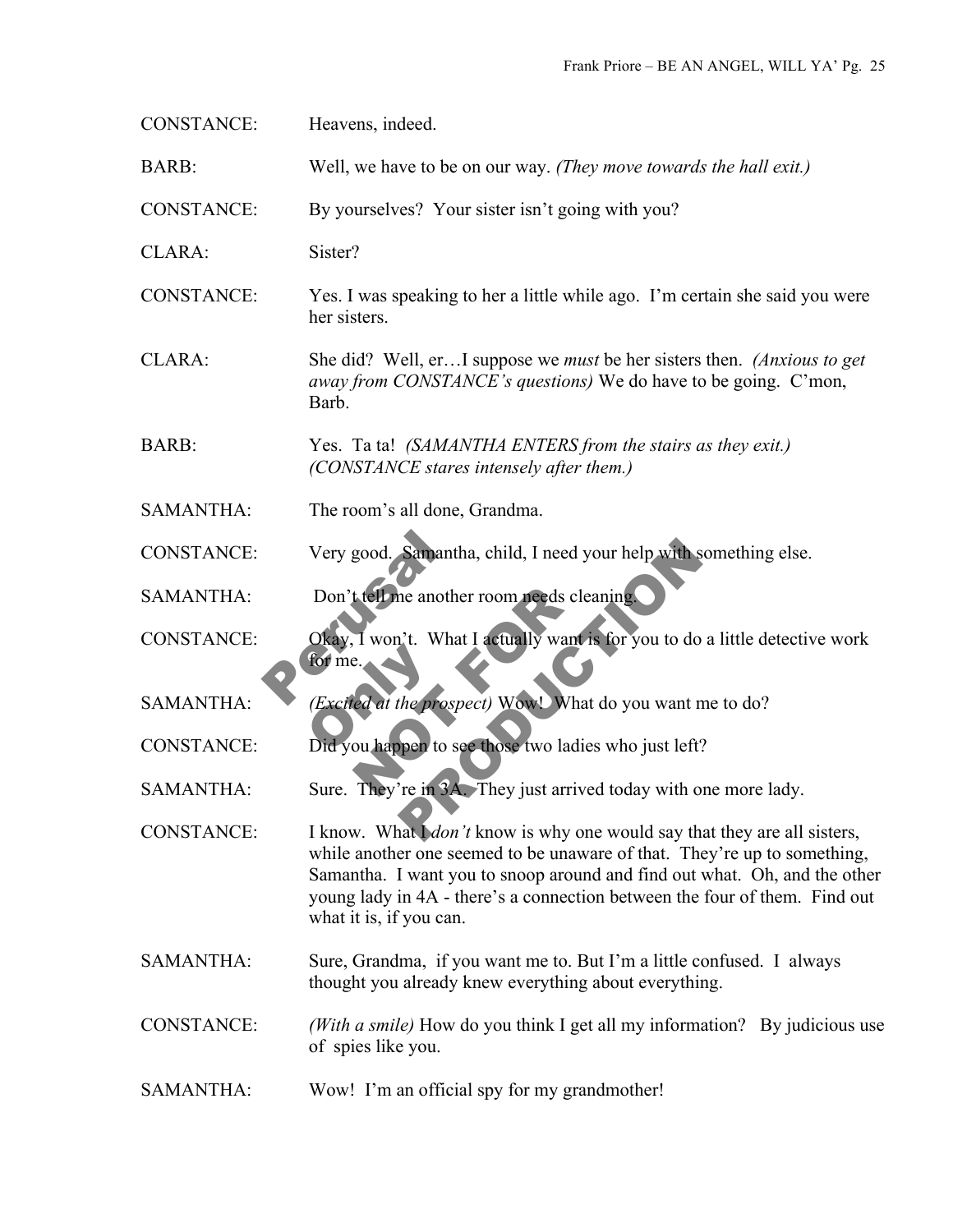CONSTANCE: Heavens, indeed.

BARB: Well, we have to be on our way. *(They move towards the hall exit.)*

CONSTANCE: By yourselves? Your sister isn't going with you?

CLARA: Sister?

CONSTANCE: Yes. I was speaking to her a little while ago. I'm certain she said you were her sisters.

CLARA: She did? Well, er…I suppose we *must* be her sisters then. *(Anxious to get away from CONSTANCE's questions)* We do have to be going. C'mon, Barb.

BARB: Yes. Ta ta! *(SAMANTHA ENTERS from the stairs as they exit.)* *(CONSTANCE stares intensely after them.)*

SAMANTHA: The room's all done, Grandma.

CONSTANCE: Very good. Samantha, child, I need your help with something else.

SAMANTHA: Don't tell me another room needs cleaning.

CONSTANCE: Okay, I won't. What I actually want is for you to do a little detective work for me.

SAMANTHA: *(Excited at the prospect)* Wow! What do you want me to do?

CONSTANCE: Did you happen to see those two ladies who just left?

SAMANTHA: Sure. They're in 3A. They just arrived today with one more lady.

CONSTANCE: I know. What I *don't* know is why one would say that they are all sisters, while another one seemed to be unaware of that. They're up to something, Samantha. I want you to snoop around and find out what. Oh, and the other young lady in 4A - there's a connection between the four of them. Find out what it is, if you can.

SAMANTHA: Sure, Grandma, if you want me to. But I'm a little confused. I always thought you already knew everything about everything.

CONSTANCE: *(With a smile)* How do you think I get all my information? By judicious use of spies like you.

SAMANTHA: Wow! I'm an official spy for my grandmother!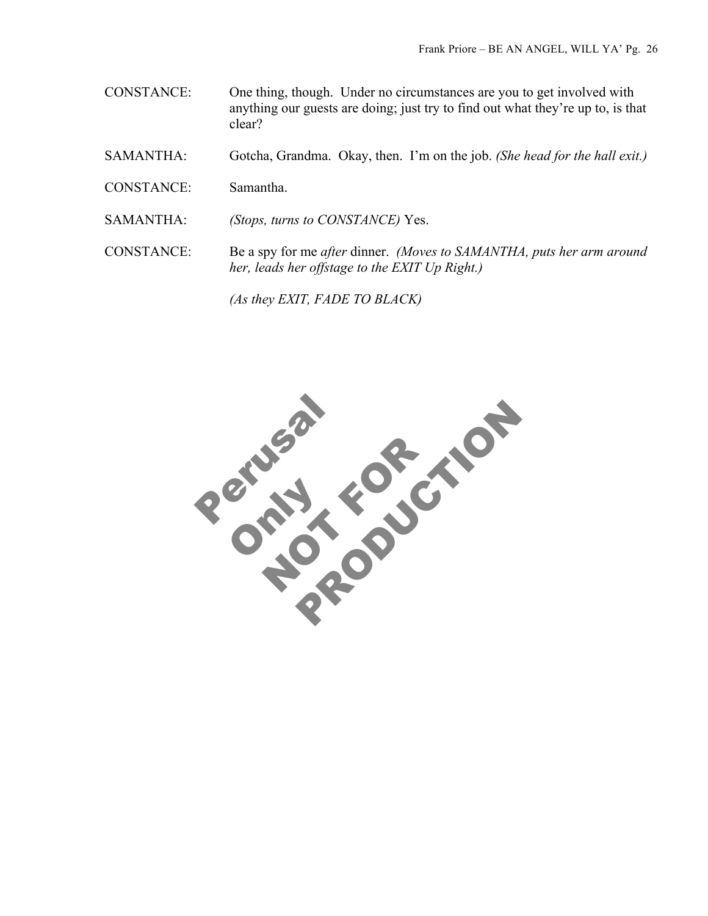CONSTANCE: One thing, though. Under no circumstances are you to get involved with anything our guests are doing; just try to find out what they're up to, is that clear?

SAMANTHA: Gotcha, Grandma. Okay, then. I'm on the job. *(She head for the hall exit.)*

CONSTANCE: Samantha.

SAMANTHA: *(Stops, turns to CONSTANCE)* Yes.

CONSTANCE: Be a spy for me *after* dinner. *(Moves to SAMANTHA, puts her arm around her, leads her offstage to the EXIT Up Right.)*

*(As they EXIT, FADE TO BLACK)*

Perusal Only NOT FOR PRODUCTION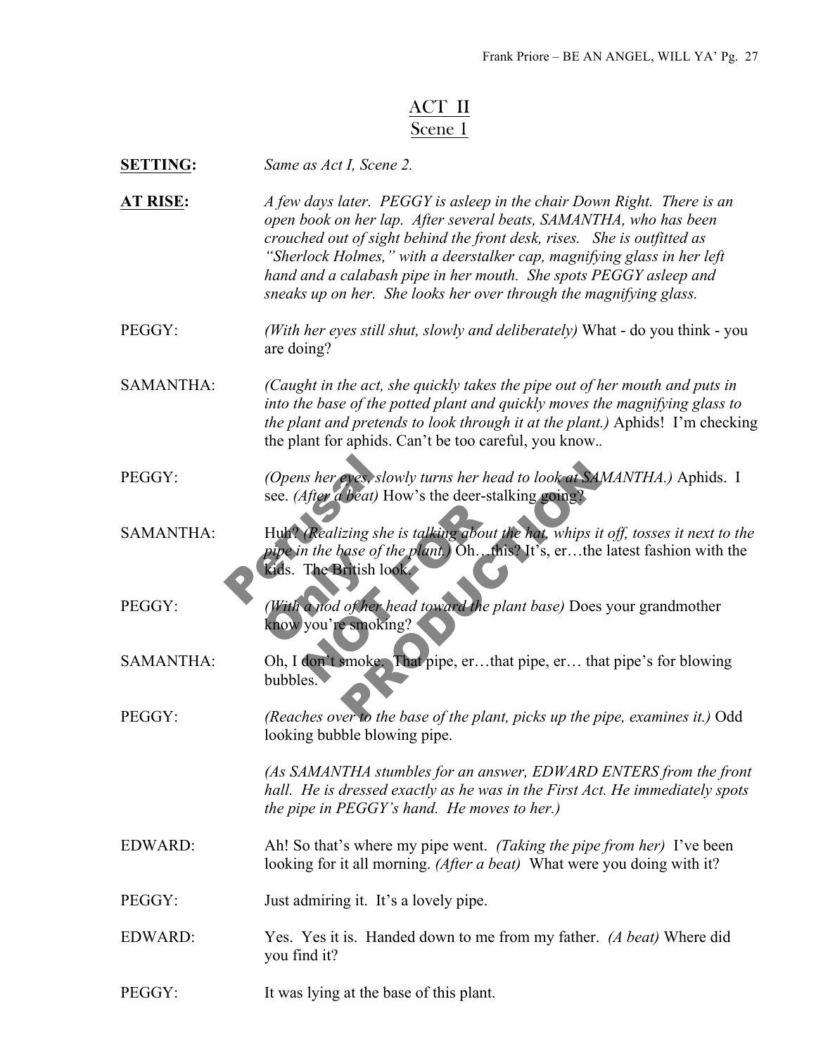## ACT II
## Scene 1

**SETTING:** *Same as Act I, Scene 2.*

**AT RISE:** *A few days later. PEGGY is asleep in the chair Down Right. There is an open book on her lap. After several beats, SAMANTHA, who has been crouched out of sight behind the front desk, rises. She is outfitted as "Sherlock Holmes," with a deerstalker cap, magnifying glass in her left hand and a calabash pipe in her mouth. She spots PEGGY asleep and sneaks up on her. She looks her over through the magnifying glass.*

PEGGY: *(With her eyes still shut, slowly and deliberately)* What - do you think - you are doing?

SAMANTHA: *(Caught in the act, she quickly takes the pipe out of her mouth and puts in into the base of the potted plant and quickly moves the magnifying glass to the plant and pretends to look through it at the plant.)* Aphids! I'm checking the plant for aphids. Can't be too careful, you know..

PEGGY: *(Opens her eyes, slowly turns her head to look at SAMANTHA.)* Aphids. I see. *(After a beat)* How's the deer-stalking going?

SAMANTHA: Huh? *(Realizing she is talking about the hat, whips it off, tosses it next to the pipe in the base of the plant.)* Oh…this? It's, er…the latest fashion with the kids. The British look.

PEGGY: *(With a nod of her head toward the plant base)* Does your grandmother know you're smoking?

SAMANTHA: Oh, I don't smoke. That pipe, er…that pipe, er… that pipe's for blowing bubbles.

PEGGY: *(Reaches over to the base of the plant, picks up the pipe, examines it.)* Odd looking bubble blowing pipe.

*(As SAMANTHA stumbles for an answer, EDWARD ENTERS from the front hall. He is dressed exactly as he was in the First Act. He immediately spots the pipe in PEGGY's hand. He moves to her.)*

EDWARD: Ah! So that's where my pipe went. *(Taking the pipe from her)* I've been looking for it all morning. *(After a beat)* What were you doing with it?

PEGGY: Just admiring it. It's a lovely pipe.

EDWARD: Yes. Yes it is. Handed down to me from my father. *(A beat)* Where did you find it?

PEGGY: It was lying at the base of this plant.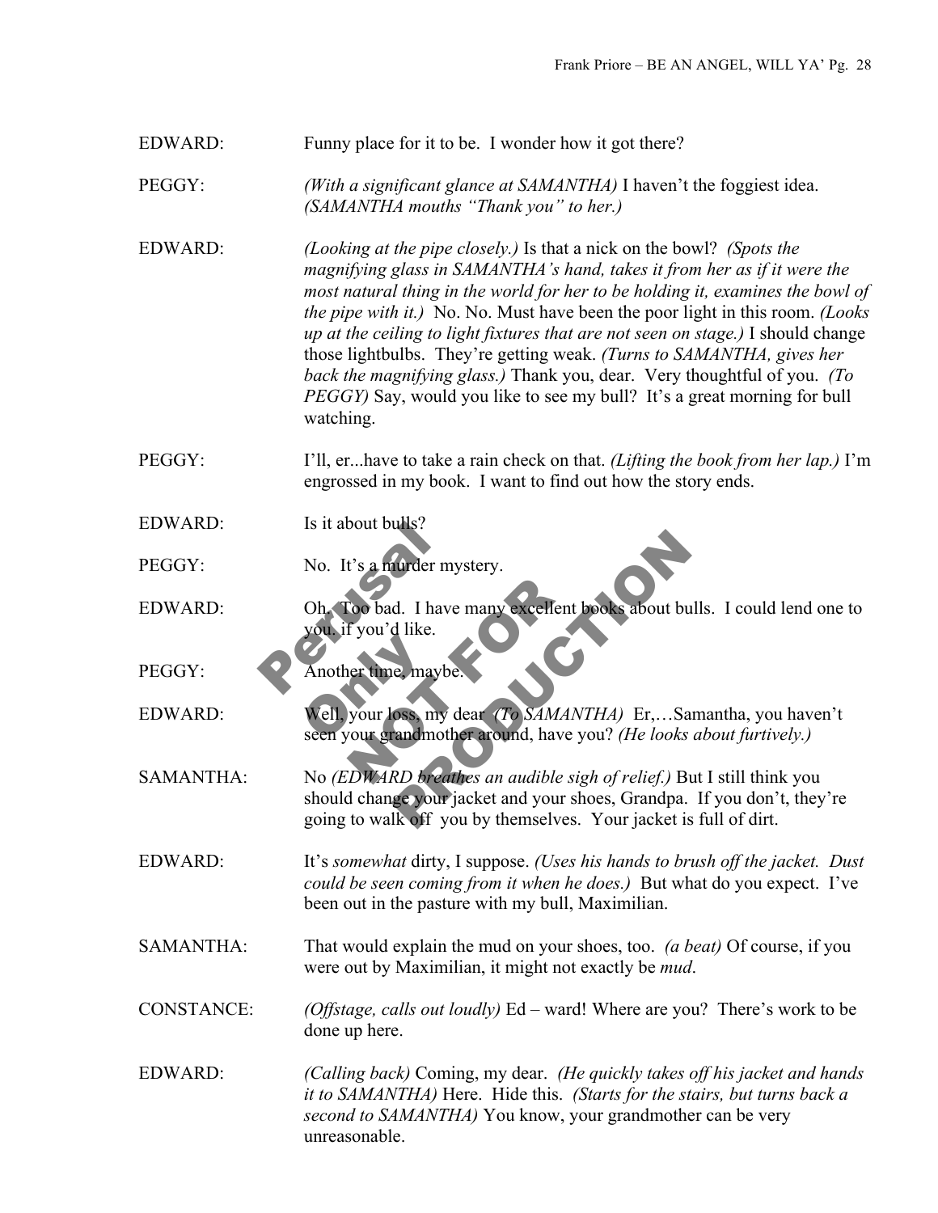EDWARD: Funny place for it to be. I wonder how it got there?

PEGGY: *(With a significant glance at SAMANTHA)* I haven't the foggiest idea. *(SAMANTHA mouths "Thank you" to her.)*

EDWARD: *(Looking at the pipe closely.)* Is that a nick on the bowl? *(Spots the magnifying glass in SAMANTHA's hand, takes it from her as if it were the most natural thing in the world for her to be holding it, examines the bowl of the pipe with it.)* No. No. Must have been the poor light in this room. *(Looks up at the ceiling to light fixtures that are not seen on stage.)* I should change those lightbulbs. They're getting weak. *(Turns to SAMANTHA, gives her back the magnifying glass.)* Thank you, dear. Very thoughtful of you. *(To PEGGY)* Say, would you like to see my bull? It's a great morning for bull watching.

PEGGY: I'll, er...have to take a rain check on that. *(Lifting the book from her lap.)* I'm engrossed in my book. I want to find out how the story ends.

EDWARD: Is it about bulls?

PEGGY: No. It's a murder mystery.

EDWARD: Oh. Too bad. I have many excellent books about bulls. I could lend one to you. if you'd like.

PEGGY: Another time, maybe.

EDWARD: Well, your loss, my dear *(To SAMANTHA)* Er,…Samantha, you haven't seen your grandmother around, have you? *(He looks about furtively.)*

SAMANTHA: No *(EDWARD breathes an audible sigh of relief.)* But I still think you should change your jacket and your shoes, Grandpa. If you don't, they're going to walk off you by themselves. Your jacket is full of dirt.

EDWARD: It's *somewhat* dirty, I suppose. *(Uses his hands to brush off the jacket. Dust could be seen coming from it when he does.)* But what do you expect. I've been out in the pasture with my bull, Maximilian.

SAMANTHA: That would explain the mud on your shoes, too. *(a beat)* Of course, if you were out by Maximilian, it might not exactly be *mud*.

CONSTANCE: *(Offstage, calls out loudly)* Ed – ward! Where are you? There's work to be done up here.

EDWARD: *(Calling back)* Coming, my dear. *(He quickly takes off his jacket and hands it to SAMANTHA)* Here. Hide this. *(Starts for the stairs, but turns back a second to SAMANTHA)* You know, your grandmother can be very unreasonable.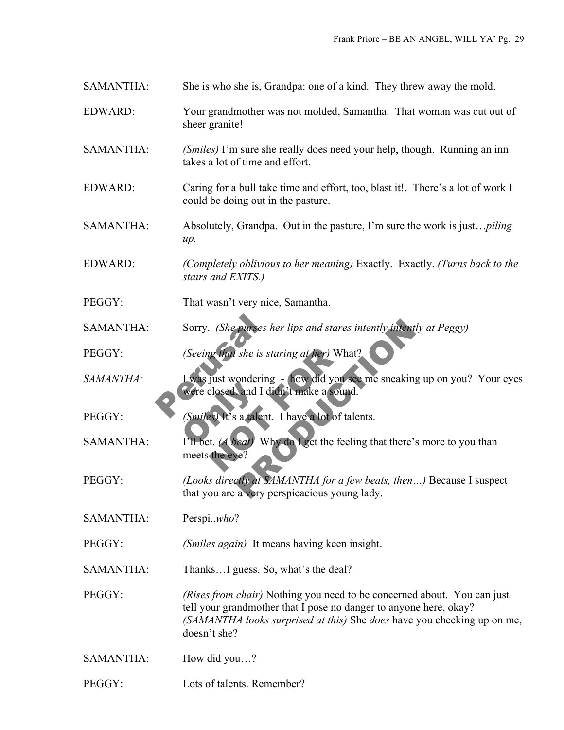SAMANTHA: She is who she is, Grandpa: one of a kind. They threw away the mold.

EDWARD: Your grandmother was not molded, Samantha. That woman was cut out of sheer granite!

SAMANTHA: *(Smiles)* I'm sure she really does need your help, though. Running an inn takes a lot of time and effort.

EDWARD: Caring for a bull take time and effort, too, blast it!. There's a lot of work I could be doing out in the pasture.

SAMANTHA: Absolutely, Grandpa. Out in the pasture, I'm sure the work is just…*piling up.*

EDWARD: *(Completely oblivious to her meaning)* Exactly. Exactly. *(Turns back to the stairs and EXITS.)*

PEGGY: That wasn't very nice, Samantha.

SAMANTHA: Sorry. *(She purses her lips and stares intently intently at Peggy)*

PEGGY: *(Seeing that she is staring at her)* What?

*SAMANTHA:* I was just wondering - how did you see me sneaking up on you? Your eyes were closed, and I didn't make a sound.

PEGGY: *(Smiles)* It's a talent. I have a lot of talents.

SAMANTHA: I'll bet. *(A beat)* Why do I get the feeling that there's more to you than meets the eye?

PEGGY: *(Looks directly at SAMANTHA for a few beats, then…)* Because I suspect that you are a very perspicacious young lady.

SAMANTHA: Perspi..*who*?

PEGGY: *(Smiles again)* It means having keen insight.

SAMANTHA: Thanks…I guess. So, what's the deal?

PEGGY: *(Rises from chair)* Nothing you need to be concerned about. You can just tell your grandmother that I pose no danger to anyone here, okay? *(SAMANTHA looks surprised at this)* She *does* have you checking up on me, doesn't she?

SAMANTHA: How did you…?

PEGGY: Lots of talents. Remember?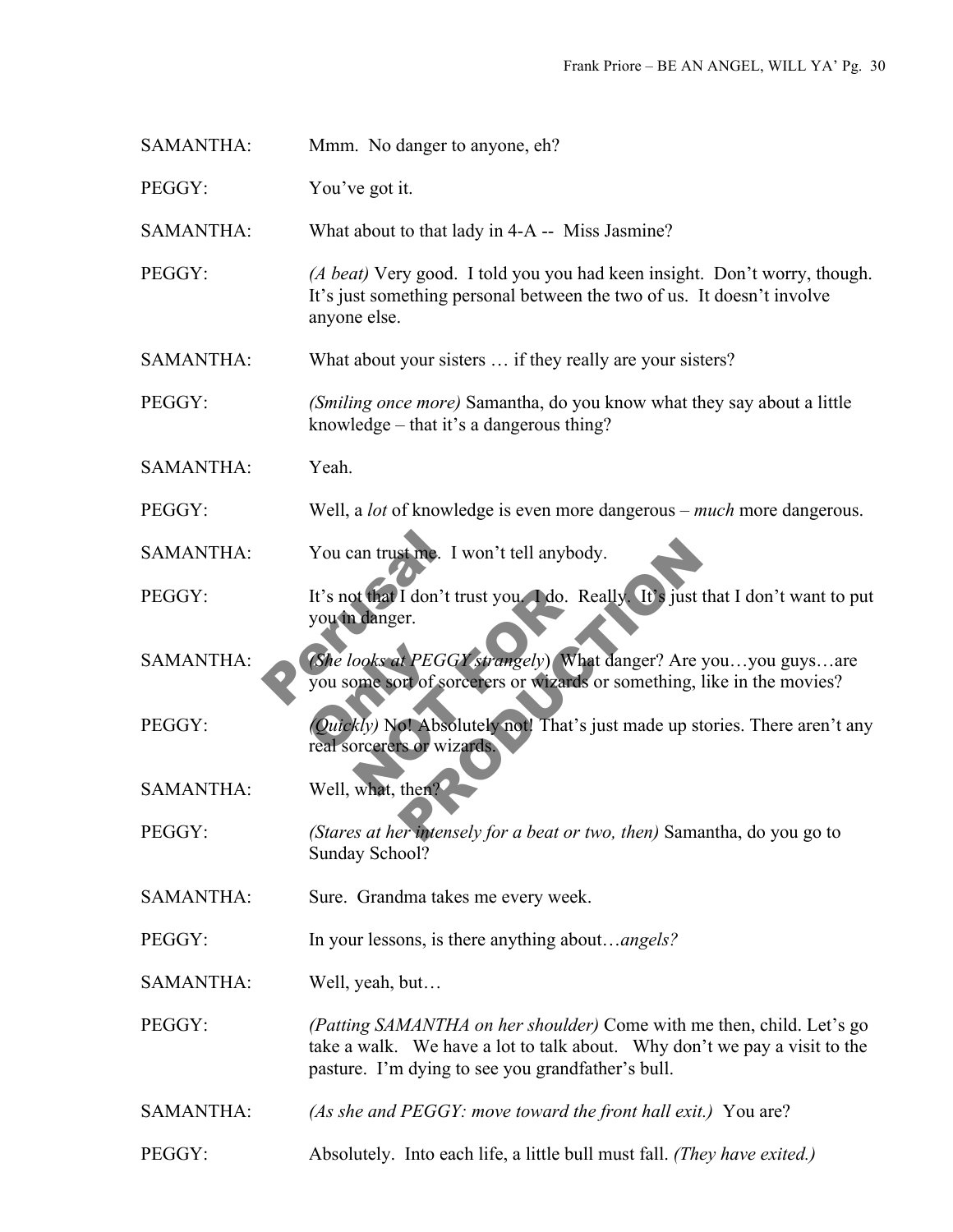SAMANTHA: Mmm. No danger to anyone, eh?

PEGGY: You've got it.

SAMANTHA: What about to that lady in 4-A -- Miss Jasmine?

PEGGY: *(A beat)* Very good. I told you you had keen insight. Don't worry, though. It's just something personal between the two of us. It doesn't involve anyone else.

SAMANTHA: What about your sisters … if they really are your sisters?

PEGGY: *(Smiling once more)* Samantha, do you know what they say about a little knowledge – that it's a dangerous thing?

SAMANTHA: Yeah.

PEGGY: Well, a *lot* of knowledge is even more dangerous – *much* more dangerous.

SAMANTHA: You can trust me. I won't tell anybody.

PEGGY: It's not that I don't trust you. I do. Really. It's just that I don't want to put you in danger.

SAMANTHA: *(She looks at PEGGY strangely)* What danger? Are you…you guys…are you some sort of sorcerers or wizards or something, like in the movies?

PEGGY: *(Quickly)* No! Absolutely not! That's just made up stories. There aren't any real sorcerers or wizards.

SAMANTHA: Well, what, then?

PEGGY: *(Stares at her intensely for a beat or two, then)* Samantha, do you go to Sunday School?

SAMANTHA: Sure. Grandma takes me every week.

PEGGY: In your lessons, is there anything about…*angels?*

SAMANTHA: Well, yeah, but…

PEGGY: *(Patting SAMANTHA on her shoulder)* Come with me then, child. Let's go take a walk. We have a lot to talk about. Why don't we pay a visit to the pasture. I'm dying to see you grandfather's bull.

SAMANTHA: *(As she and PEGGY: move toward the front hall exit.)* You are?

PEGGY: Absolutely. Into each life, a little bull must fall. *(They have exited.)*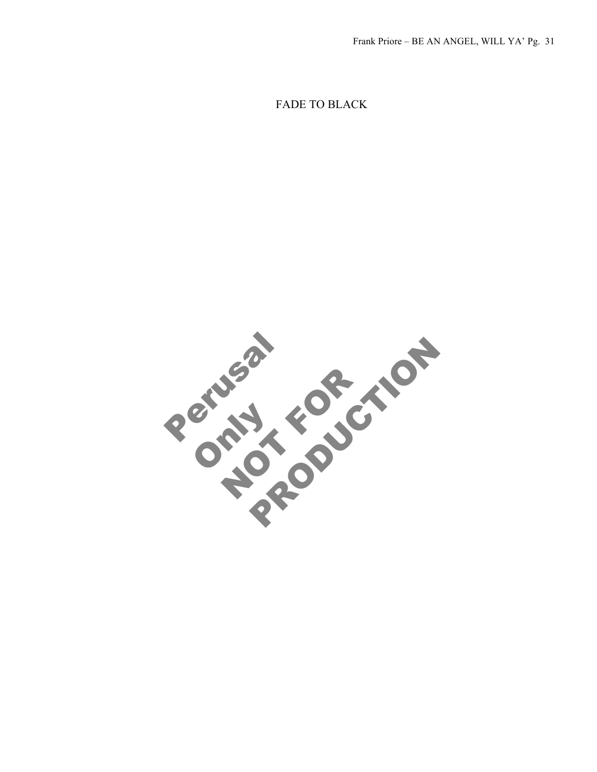FADE TO BLACK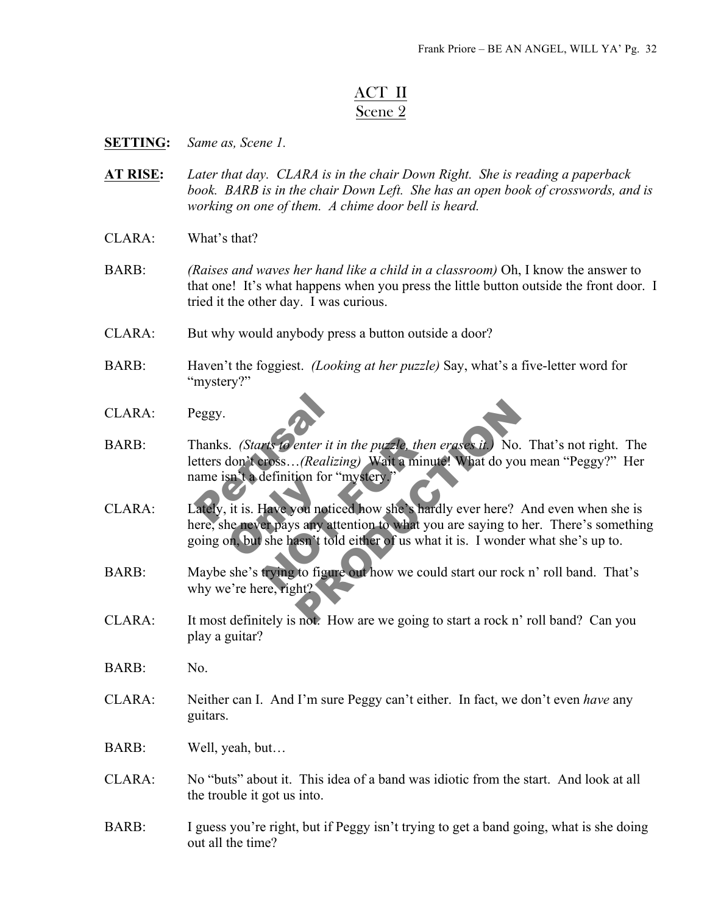# ACT II
## Scene 2

**SETTING:** *Same as, Scene 1.*

**AT RISE:** *Later that day. CLARA is in the chair Down Right. She is reading a paperback book. BARB is in the chair Down Left. She has an open book of crosswords, and is working on one of them. A chime door bell is heard.*

CLARA: What's that?

BARB: *(Raises and waves her hand like a child in a classroom)* Oh, I know the answer to that one! It's what happens when you press the little button outside the front door. I tried it the other day. I was curious.

CLARA: But why would anybody press a button outside a door?

BARB: Haven't the foggiest. *(Looking at her puzzle)* Say, what's a five-letter word for "mystery?"

CLARA: Peggy.

BARB: Thanks. *(Starts to enter it in the puzzle, then erases it.)* No. That's not right. The letters don't cross…*(Realizing)* Wait a minute! What do you mean "Peggy?" Her name isn't a definition for "mystery."

CLARA: Lately, it is. Have you noticed how she's hardly ever here? And even when she is here, she never pays any attention to what you are saying to her. There's something going on, but she hasn't told either of us what it is. I wonder what she's up to.

BARB: Maybe she's trying to figure out how we could start our rock n' roll band. That's why we're here, right?

CLARA: It most definitely is not. How are we going to start a rock n' roll band? Can you play a guitar?

BARB: No.

CLARA: Neither can I. And I'm sure Peggy can't either. In fact, we don't even *have* any guitars.

BARB: Well, yeah, but…

CLARA: No "buts" about it. This idea of a band was idiotic from the start. And look at all the trouble it got us into.

BARB: I guess you're right, but if Peggy isn't trying to get a band going, what is she doing out all the time?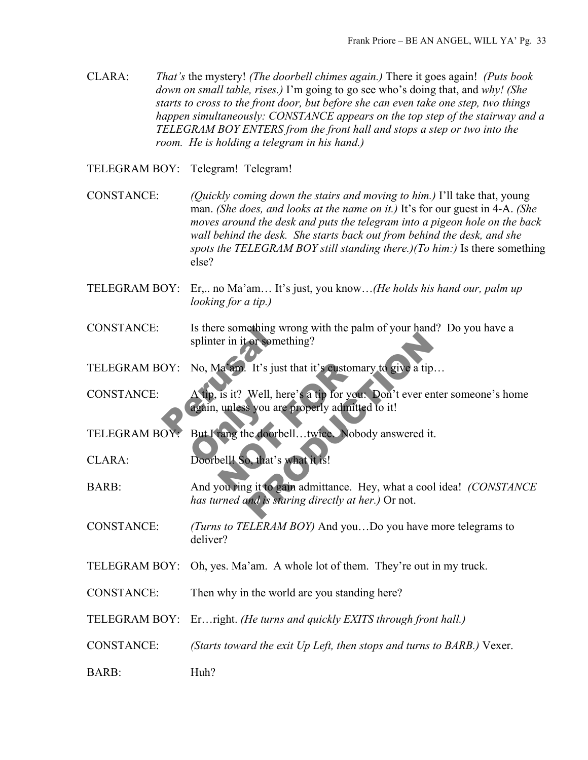CLARA: *That's* the mystery! *(The doorbell chimes again.)* There it goes again! *(Puts book down on small table, rises.)* I'm going to go see who's doing that, and *why! (She starts to cross to the front door, but before she can even take one step, two things happen simultaneously: CONSTANCE appears on the top step of the stairway and a TELEGRAM BOY ENTERS from the front hall and stops a step or two into the room. He is holding a telegram in his hand.)*

TELEGRAM BOY: Telegram! Telegram!

CONSTANCE: *(Quickly coming down the stairs and moving to him.)* I'll take that, young man. *(She does, and looks at the name on it.)* It's for our guest in 4-A. *(She moves around the desk and puts the telegram into a pigeon hole on the back wall behind the desk. She starts back out from behind the desk, and she spots the TELEGRAM BOY still standing there.)(To him:)* Is there something else?

TELEGRAM BOY: Er,.. no Ma'am… It's just, you know…*(He holds his hand our, palm up looking for a tip.)*

CONSTANCE: Is there something wrong with the palm of your hand? Do you have a splinter in it or something?

TELEGRAM BOY: No, Ma'am. It's just that it's customary to give a tip…

CONSTANCE: A tip, is it? Well, here's a tip for you: Don't ever enter someone's home again, unless you are properly admitted to it!

TELEGRAM BOY: But I rang the doorbell…twice. Nobody answered it.

CLARA: Doorbell! So, that's what it is!

BARB: And you ring it to gain admittance. Hey, what a cool idea! *(CONSTANCE has turned and is staring directly at her.)* Or not.

CONSTANCE: *(Turns to TELERAM BOY)* And you…Do you have more telegrams to deliver?

TELEGRAM BOY: Oh, yes. Ma'am. A whole lot of them. They're out in my truck.

CONSTANCE: Then why in the world are you standing here?

TELEGRAM BOY: Er…right. *(He turns and quickly EXITS through front hall.)*

CONSTANCE: *(Starts toward the exit Up Left, then stops and turns to BARB.)* Vexer.

BARB: Huh?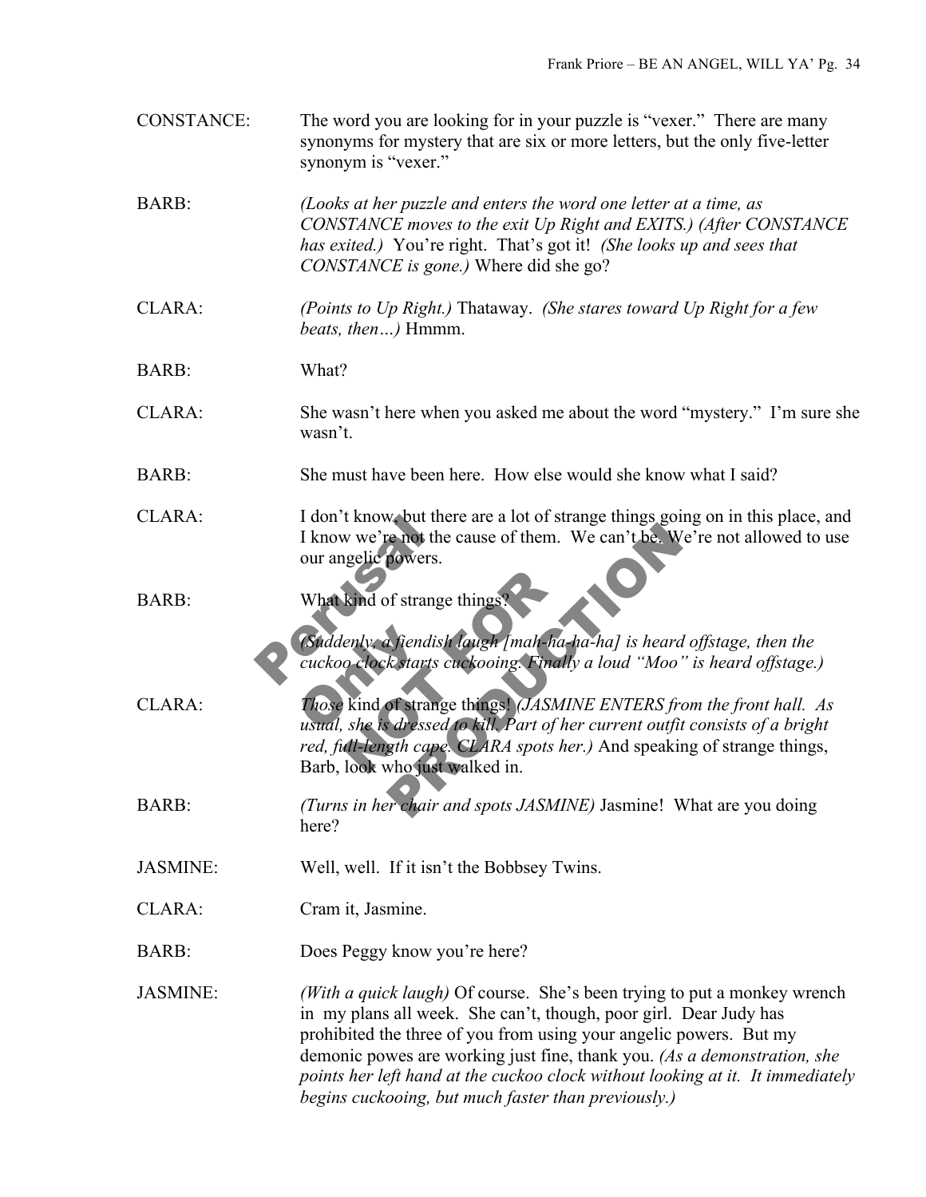CONSTANCE: The word you are looking for in your puzzle is "vexer." There are many synonyms for mystery that are six or more letters, but the only five-letter synonym is "vexer."

BARB: *(Looks at her puzzle and enters the word one letter at a time, as CONSTANCE moves to the exit Up Right and EXITS.) (After CONSTANCE has exited.)* You're right. That's got it! *(She looks up and sees that CONSTANCE is gone.)* Where did she go?

CLARA: *(Points to Up Right.)* Thataway. *(She stares toward Up Right for a few beats, then…)* Hmmm.

BARB: What?

CLARA: She wasn't here when you asked me about the word "mystery." I'm sure she wasn't.

BARB: She must have been here. How else would she know what I said?

CLARA: I don't know, but there are a lot of strange things going on in this place, and I know we're not the cause of them. We can't be. We're not allowed to use our angelic powers.

BARB: What kind of strange things?

*(Suddenly, a fiendish laugh [mah-ha-ha-ha] is heard offstage, then the cuckoo clock starts cuckooing. Finally a loud "Moo" is heard offstage.)*

CLARA: *Those* kind of strange things! *(JASMINE ENTERS from the front hall. As usual, she is dressed to kill. Part of her current outfit consists of a bright red, full-length cape. CLARA spots her.)* And speaking of strange things, Barb, look who just walked in.

BARB: *(Turns in her chair and spots JASMINE)* Jasmine! What are you doing here?

JASMINE: Well, well. If it isn't the Bobbsey Twins.

CLARA: Cram it, Jasmine.

BARB: Does Peggy know you're here?

JASMINE: *(With a quick laugh)* Of course. She's been trying to put a monkey wrench in my plans all week. She can't, though, poor girl. Dear Judy has prohibited the three of you from using your angelic powers. But my demonic powes are working just fine, thank you. *(As a demonstration, she points her left hand at the cuckoo clock without looking at it. It immediately begins cuckooing, but much faster than previously.)*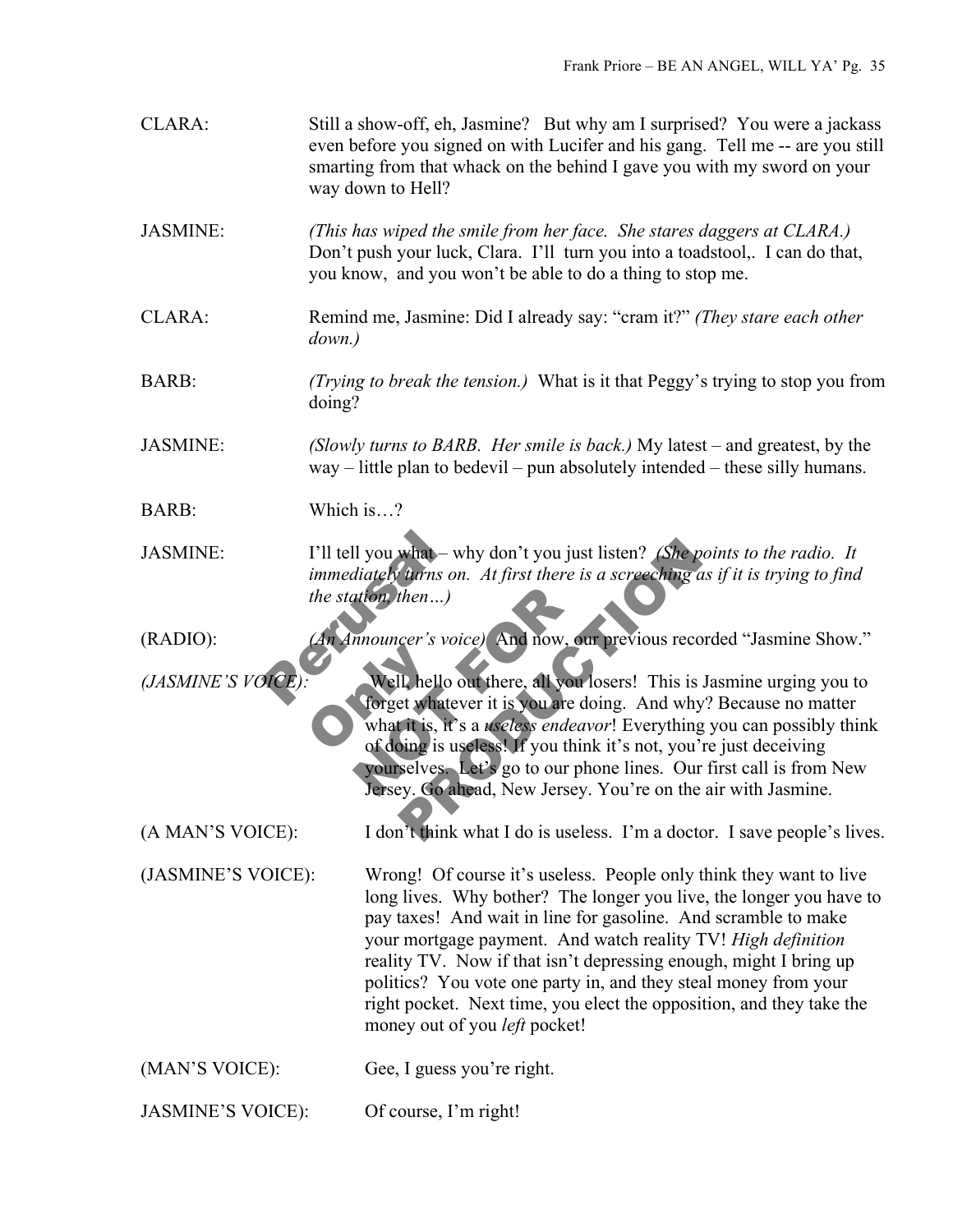CLARA: Still a show-off, eh, Jasmine? But why am I surprised? You were a jackass even before you signed on with Lucifer and his gang. Tell me -- are you still smarting from that whack on the behind I gave you with my sword on your way down to Hell?

JASMINE: *(This has wiped the smile from her face. She stares daggers at CLARA.)* Don't push your luck, Clara. I'll turn you into a toadstool,. I can do that, you know, and you won't be able to do a thing to stop me.

CLARA: Remind me, Jasmine: Did I already say: "cram it?" *(They stare each other down.)*

BARB: *(Trying to break the tension.)* What is it that Peggy's trying to stop you from doing?

JASMINE: *(Slowly turns to BARB. Her smile is back.)* My latest – and greatest, by the way – little plan to bedevil – pun absolutely intended – these silly humans.

BARB: Which is…?

JASMINE: I'll tell you what – why don't you just listen? *(She points to the radio. It immediately turns on. At first there is a screeching as if it is trying to find the station, then…)*

(RADIO): *(An Announcer's voice)* And now, our previous recorded "Jasmine Show."

*(JASMINE'S VOICE):* Well, hello out there, all you losers! This is Jasmine urging you to forget whatever it is you are doing. And why? Because no matter what it is, it's a *useless endeavor*! Everything you can possibly think of doing is useless! If you think it's not, you're just deceiving yourselves. Let's go to our phone lines. Our first call is from New Jersey. Go ahead, New Jersey. You're on the air with Jasmine.

(A MAN'S VOICE): I don't think what I do is useless. I'm a doctor. I save people's lives.

(JASMINE'S VOICE): Wrong! Of course it's useless. People only think they want to live long lives. Why bother? The longer you live, the longer you have to pay taxes! And wait in line for gasoline. And scramble to make your mortgage payment. And watch reality TV! *High definition* reality TV. Now if that isn't depressing enough, might I bring up politics? You vote one party in, and they steal money from your right pocket. Next time, you elect the opposition, and they take the money out of you *left* pocket!

(MAN'S VOICE): Gee, I guess you're right.

JASMINE'S VOICE): Of course, I'm right!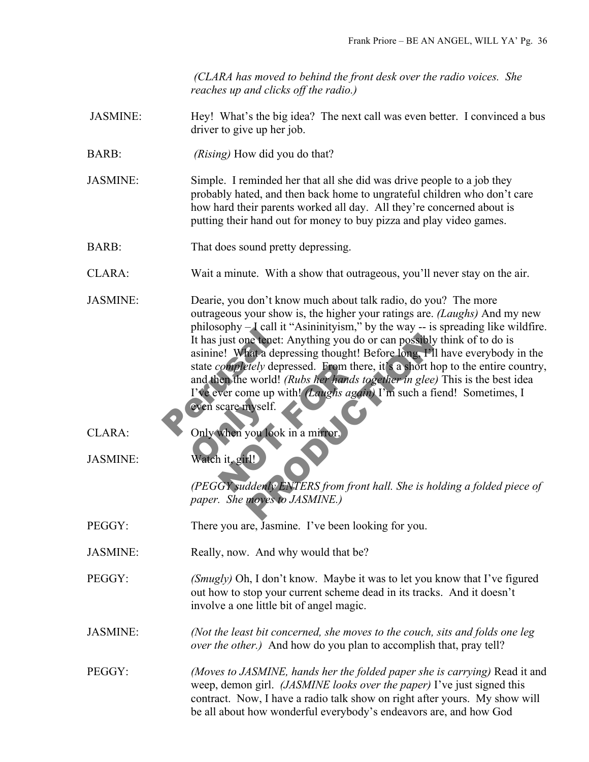*(CLARA has moved to behind the front desk over the radio voices. She reaches up and clicks off the radio.)*

JASMINE: Hey! What's the big idea? The next call was even better. I convinced a bus driver to give up her job.

BARB: *(Rising)* How did you do that?

JASMINE: Simple. I reminded her that all she did was drive people to a job they probably hated, and then back home to ungrateful children who don't care how hard their parents worked all day. All they're concerned about is putting their hand out for money to buy pizza and play video games.

BARB: That does sound pretty depressing.

CLARA: Wait a minute. With a show that outrageous, you'll never stay on the air.

JASMINE: Dearie, you don't know much about talk radio, do you? The more outrageous your show is, the higher your ratings are. *(Laughs)* And my new philosophy – I call it "Asininityism," by the way -- is spreading like wildfire. It has just one tenet: Anything you do or can possibly think of to do is asinine! What a depressing thought! Before long, I'll have everybody in the state *completely* depressed. From there, it's a short hop to the entire country, and then the world! *(Rubs her hands together in glee)* This is the best idea I've ever come up with! *(Laughs again)* I'm such a fiend! Sometimes, I even scare myself.

CLARA: Only when you look in a mirror.

JASMINE: Watch it, girl!

*(PEGGY suddenly ENTERS from front hall. She is holding a folded piece of paper. She moves to JASMINE.)*

PEGGY: There you are, Jasmine. I've been looking for you.

JASMINE: Really, now. And why would that be?

PEGGY: *(Smugly)* Oh, I don't know. Maybe it was to let you know that I've figured out how to stop your current scheme dead in its tracks. And it doesn't involve a one little bit of angel magic.

JASMINE: *(Not the least bit concerned, she moves to the couch, sits and folds one leg over the other.)* And how do you plan to accomplish that, pray tell?

PEGGY: *(Moves to JASMINE, hands her the folded paper she is carrying)* Read it and weep, demon girl. *(JASMINE looks over the paper)* I've just signed this contract. Now, I have a radio talk show on right after yours. My show will be all about how wonderful everybody's endeavors are, and how God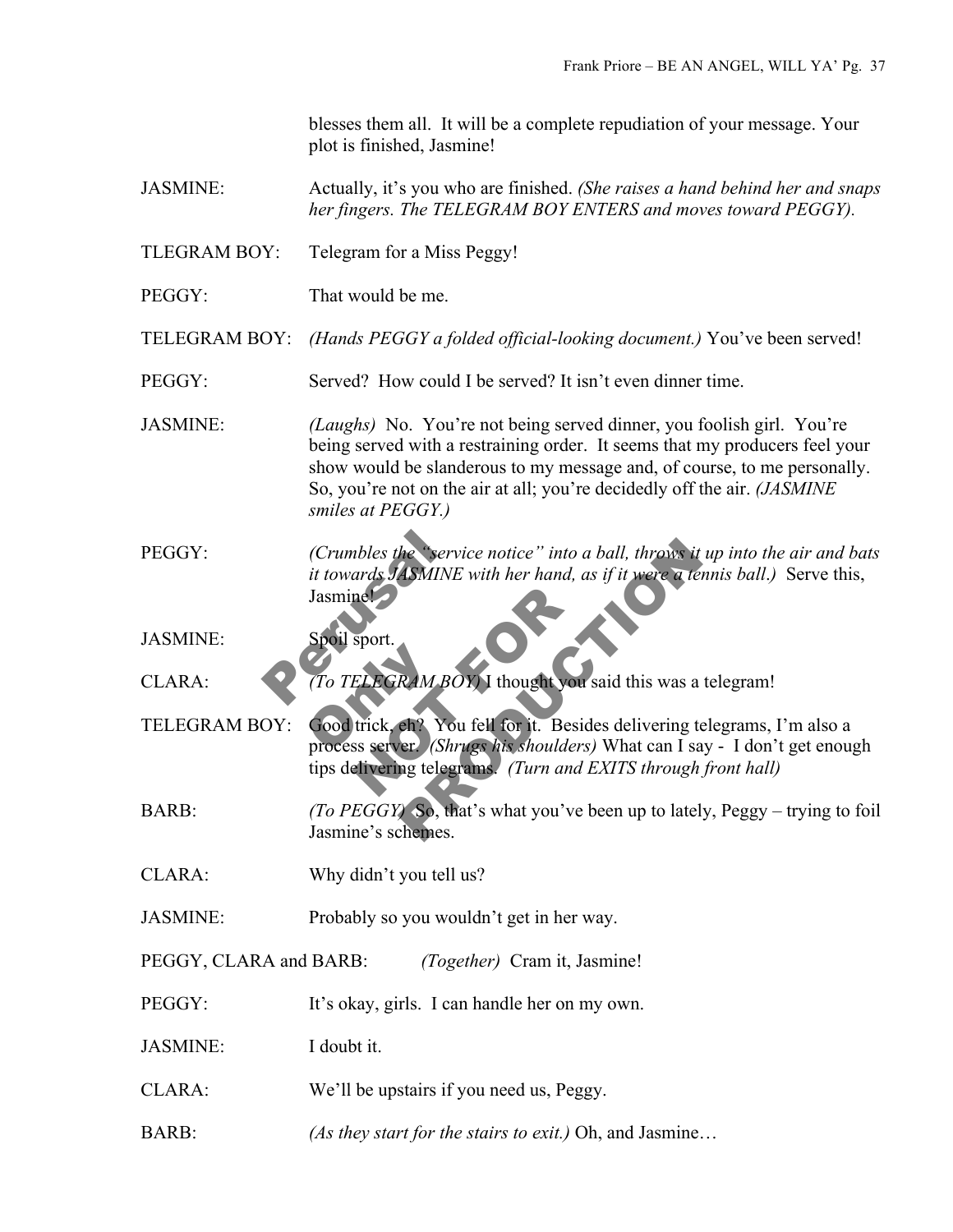blesses them all. It will be a complete repudiation of your message. Your plot is finished, Jasmine!

JASMINE: Actually, it's you who are finished. *(She raises a hand behind her and snaps her fingers. The TELEGRAM BOY ENTERS and moves toward PEGGY).*

TLEGRAM BOY: Telegram for a Miss Peggy!

PEGGY: That would be me.

TELEGRAM BOY: *(Hands PEGGY a folded official-looking document.)* You've been served!

PEGGY: Served? How could I be served? It isn't even dinner time.

JASMINE: *(Laughs)* No. You're not being served dinner, you foolish girl. You're being served with a restraining order. It seems that my producers feel your show would be slanderous to my message and, of course, to me personally. So, you're not on the air at all; you're decidedly off the air. *(JASMINE smiles at PEGGY.)*

PEGGY: *(Crumbles the "service notice" into a ball, throws it up into the air and bats it towards JASMINE with her hand, as if it were a tennis ball.)* Serve this, Jasmine!

JASMINE: Spoil sport.

CLARA: *(To TELEGRAM BOY)* I thought you said this was a telegram!

TELEGRAM BOY: Good trick, eh? You fell for it. Besides delivering telegrams, I'm also a process server. *(Shrugs his shoulders)* What can I say - I don't get enough tips delivering telegrams. *(Turn and EXITS through front hall)*

BARB: *(To PEGGY)* So, that's what you've been up to lately, Peggy – trying to foil Jasmine's schemes.

CLARA: Why didn't you tell us?

JASMINE: Probably so you wouldn't get in her way.

PEGGY, CLARA and BARB: *(Together)* Cram it, Jasmine!

PEGGY: It's okay, girls. I can handle her on my own.

JASMINE: I doubt it.

CLARA: We'll be upstairs if you need us, Peggy.

BARB: *(As they start for the stairs to exit.)* Oh, and Jasmine…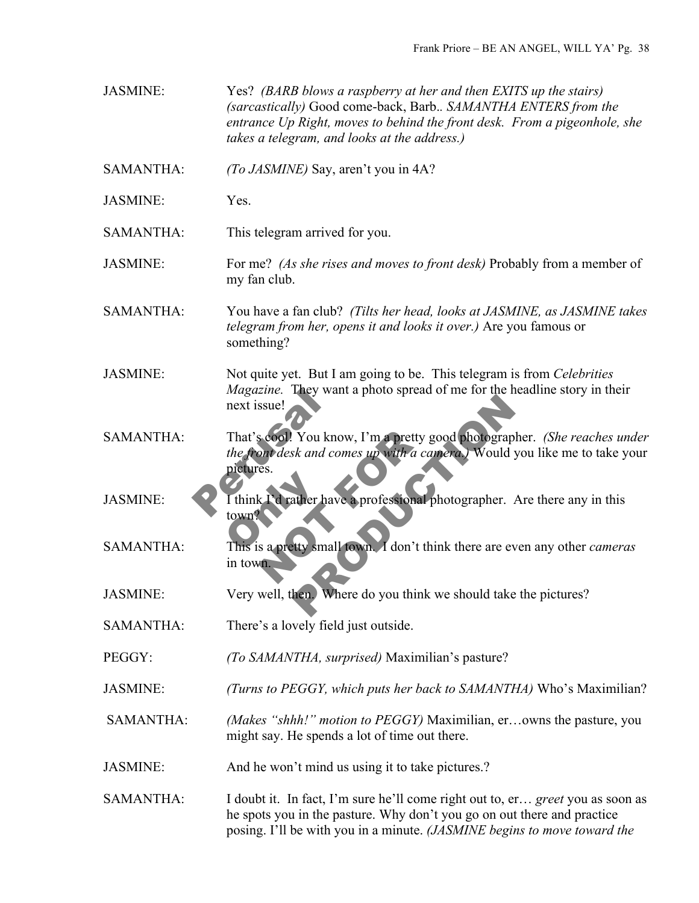JASMINE: Yes? *(BARB blows a raspberry at her and then EXITS up the stairs) (sarcastically)* Good come-back, Barb.. *SAMANTHA ENTERS from the entrance Up Right, moves to behind the front desk. From a pigeonhole, she takes a telegram, and looks at the address.)*

SAMANTHA: *(To JASMINE)* Say, aren't you in 4A?

JASMINE: Yes.

SAMANTHA: This telegram arrived for you.

JASMINE: For me? *(As she rises and moves to front desk)* Probably from a member of my fan club.

SAMANTHA: You have a fan club? *(Tilts her head, looks at JASMINE, as JASMINE takes telegram from her, opens it and looks it over.)* Are you famous or something?

JASMINE: Not quite yet. But I am going to be. This telegram is from *Celebrities Magazine.* They want a photo spread of me for the headline story in their next issue!

SAMANTHA: That's cool! You know, I'm a pretty good photographer. *(She reaches under the front desk and comes up with a camera.)* Would you like me to take your pictures.

JASMINE: I think I'd rather have a professional photographer. Are there any in this town?

SAMANTHA: This is a pretty small town. I don't think there are even any other *cameras* in town.

JASMINE: Very well, then. Where do you think we should take the pictures?

SAMANTHA: There's a lovely field just outside.

PEGGY: *(To SAMANTHA, surprised)* Maximilian's pasture?

JASMINE: *(Turns to PEGGY, which puts her back to SAMANTHA)* Who's Maximilian?

SAMANTHA: *(Makes "shhh!" motion to PEGGY)* Maximilian, er…owns the pasture, you might say. He spends a lot of time out there.

JASMINE: And he won't mind us using it to take pictures.?

SAMANTHA: I doubt it. In fact, I'm sure he'll come right out to, er… *greet* you as soon as he spots you in the pasture. Why don't you go on out there and practice posing. I'll be with you in a minute. *(JASMINE begins to move toward the*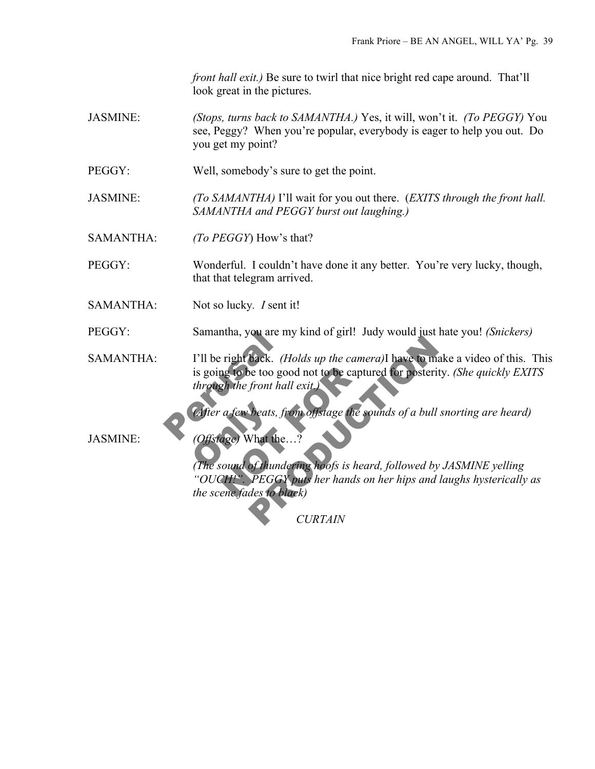*front hall exit.)* Be sure to twirl that nice bright red cape around. That'll look great in the pictures.

JASMINE: *(Stops, turns back to SAMANTHA.)* Yes, it will, won't it. *(To PEGGY)* You see, Peggy? When you're popular, everybody is eager to help you out. Do you get my point?

PEGGY: Well, somebody's sure to get the point.

JASMINE: *(To SAMANTHA)* I'll wait for you out there. (*EXITS through the front hall. SAMANTHA and PEGGY burst out laughing.)*

SAMANTHA: *(To PEGGY*) How's that?

PEGGY: Wonderful. I couldn't have done it any better. You're very lucky, though, that that telegram arrived.

SAMANTHA: Not so lucky. *I* sent it!

PEGGY: Samantha, you are my kind of girl! Judy would just hate you! *(Snickers)*

SAMANTHA: I'll be right back. *(Holds up the camera)*I have to make a video of this. This is going to be too good not to be captured for posterity. *(She quickly EXITS through the front hall exit.)*

*(After a few beats, from offstage the sounds of a bull snorting are heard)*

JASMINE: *(Offstage)* What the…?

*(The sound of thundering hoofs is heard, followed by JASMINE yelling "OUCH!". PEGGY puts her hands on her hips and laughs hysterically as the scene fades to black)*

*CURTAIN*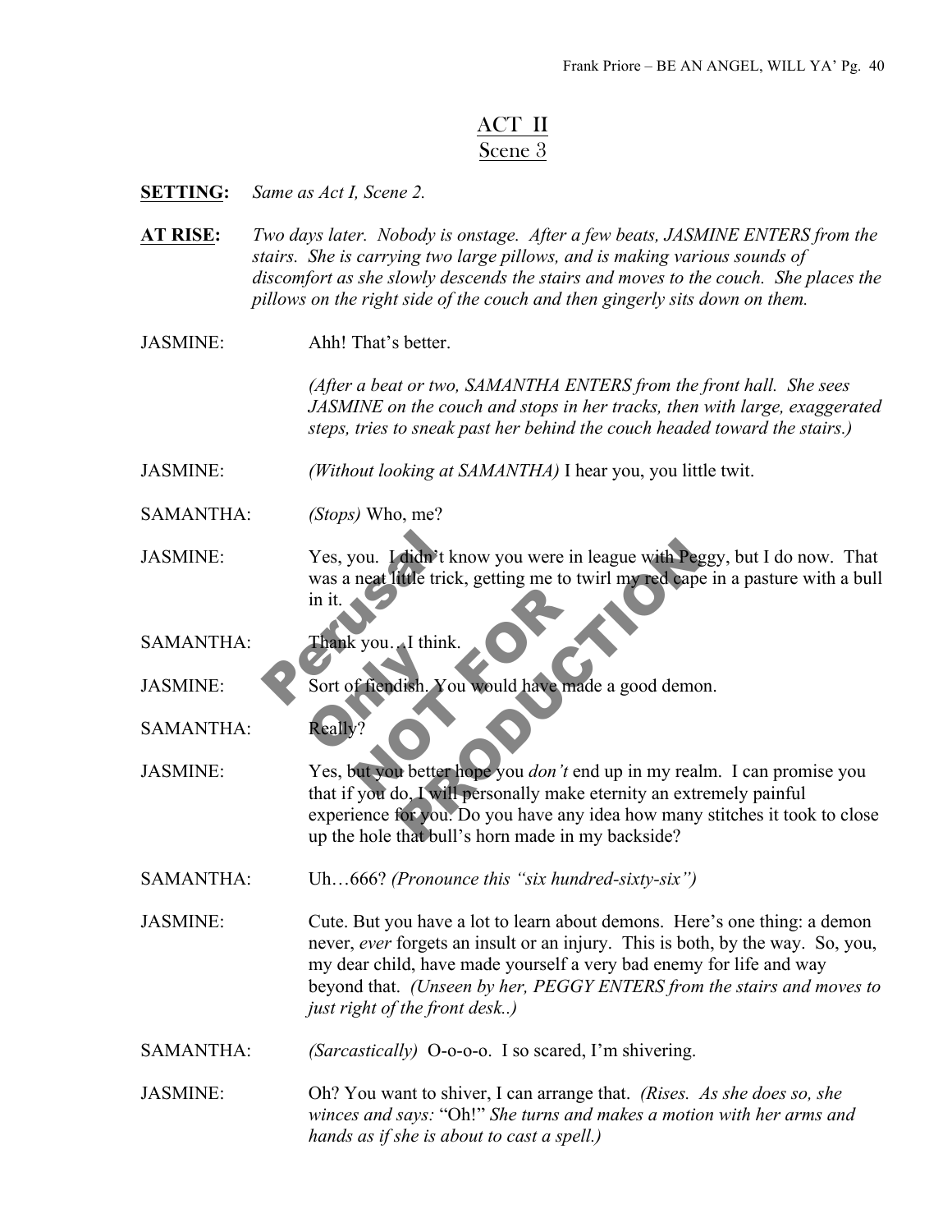# ACT II
## Scene 3

**SETTING:** *Same as Act I, Scene 2.*

**AT RISE:** *Two days later. Nobody is onstage. After a few beats, JASMINE ENTERS from the stairs. She is carrying two large pillows, and is making various sounds of discomfort as she slowly descends the stairs and moves to the couch. She places the pillows on the right side of the couch and then gingerly sits down on them.*

JASMINE: Ahh! That's better.

*(After a beat or two, SAMANTHA ENTERS from the front hall. She sees JASMINE on the couch and stops in her tracks, then with large, exaggerated steps, tries to sneak past her behind the couch headed toward the stairs.)*

JASMINE: *(Without looking at SAMANTHA)* I hear you, you little twit.

SAMANTHA: *(Stops)* Who, me?

JASMINE: Yes, you. I didn't know you were in league with Peggy, but I do now. That was a neat little trick, getting me to twirl my red cape in a pasture with a bull in it.

SAMANTHA: Thank you…I think.

JASMINE: Sort of fiendish. You would have made a good demon.

SAMANTHA: Really?

JASMINE: Yes, but you better hope you *don't* end up in my realm. I can promise you that if you do, I will personally make eternity an extremely painful experience for you. Do you have any idea how many stitches it took to close up the hole that bull's horn made in my backside?

SAMANTHA: Uh…666? *(Pronounce this "six hundred-sixty-six")*

JASMINE: Cute. But you have a lot to learn about demons. Here's one thing: a demon never, *ever* forgets an insult or an injury. This is both, by the way. So, you, my dear child, have made yourself a very bad enemy for life and way beyond that. *(Unseen by her, PEGGY ENTERS from the stairs and moves to just right of the front desk..)*

SAMANTHA: *(Sarcastically)* O-o-o-o. I so scared, I'm shivering.

JASMINE: Oh? You want to shiver, I can arrange that. *(Rises. As she does so, she winces and says:* "Oh!" *She turns and makes a motion with her arms and hands as if she is about to cast a spell.)*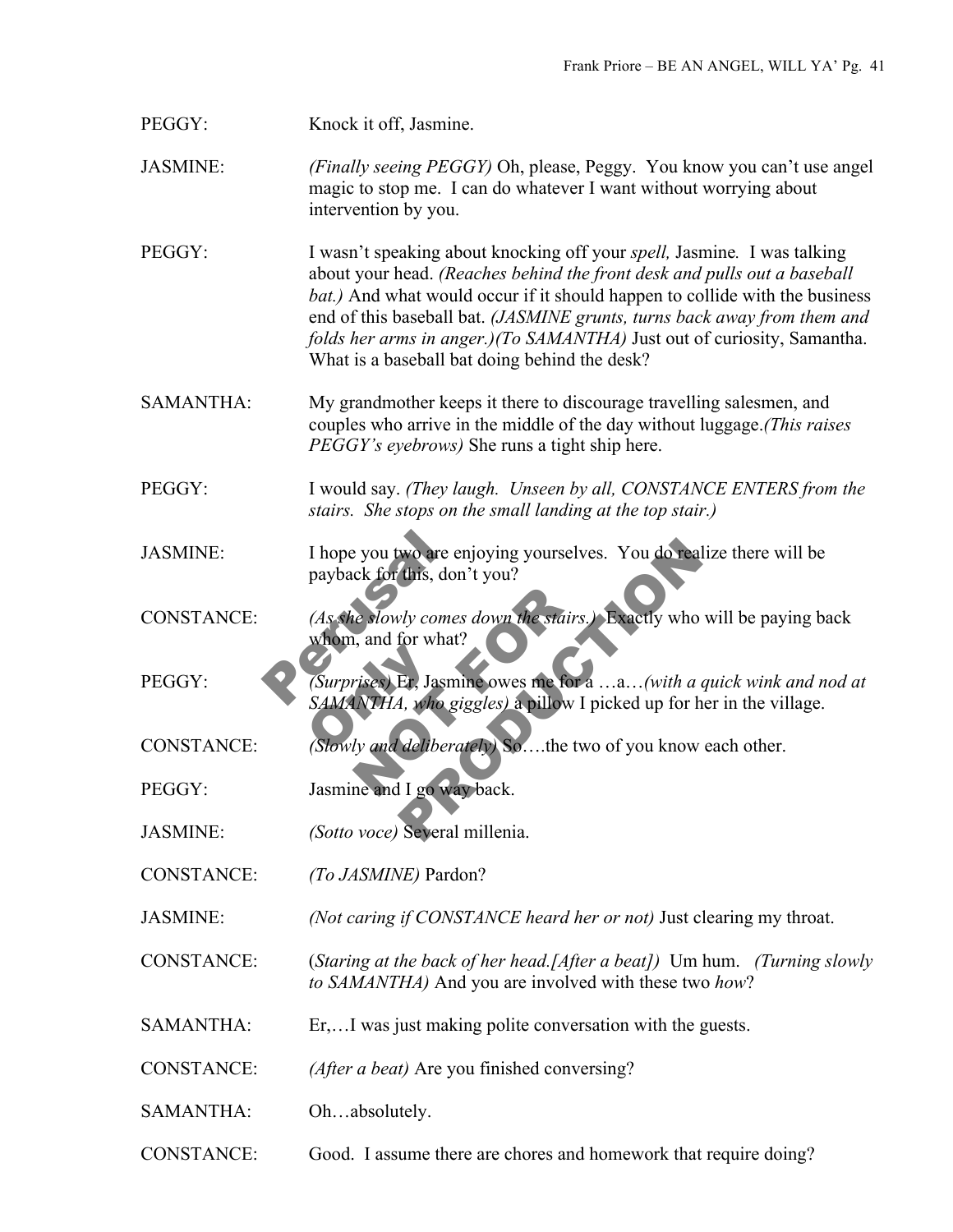PEGGY: Knock it off, Jasmine.

JASMINE: *(Finally seeing PEGGY)* Oh, please, Peggy. You know you can't use angel magic to stop me. I can do whatever I want without worrying about intervention by you.

PEGGY: I wasn't speaking about knocking off your *spell,* Jasmine. I was talking about your head. *(Reaches behind the front desk and pulls out a baseball bat.)* And what would occur if it should happen to collide with the business end of this baseball bat. *(JASMINE grunts, turns back away from them and folds her arms in anger.)(To SAMANTHA)* Just out of curiosity, Samantha. What is a baseball bat doing behind the desk?

SAMANTHA: My grandmother keeps it there to discourage travelling salesmen, and couples who arrive in the middle of the day without luggage.*(This raises PEGGY's eyebrows)* She runs a tight ship here.

PEGGY: I would say. *(They laugh. Unseen by all, CONSTANCE ENTERS from the stairs. She stops on the small landing at the top stair.)*

JASMINE: I hope you two are enjoying yourselves. You do realize there will be payback for this, don't you?

CONSTANCE: *(As she slowly comes down the stairs.)* Exactly who will be paying back whom, and for what?

PEGGY: *(Surprises)* Er, Jasmine owes me for a …a…*(with a quick wink and nod at SAMANTHA, who giggles)* a pillow I picked up for her in the village.

CONSTANCE: *(Slowly and deliberately)* So….the two of you know each other.

PEGGY: Jasmine and I go way back.

JASMINE: *(Sotto voce)* Several millenia.

CONSTANCE: *(To JASMINE)* Pardon?

JASMINE: *(Not caring if CONSTANCE heard her or not)* Just clearing my throat.

CONSTANCE: (*Staring at the back of her head.[After a beat])* Um hum. *(Turning slowly to SAMANTHA)* And you are involved with these two *how*?

SAMANTHA: Er,…I was just making polite conversation with the guests.

CONSTANCE: *(After a beat)* Are you finished conversing?

SAMANTHA: Oh…absolutely.

CONSTANCE: Good. I assume there are chores and homework that require doing?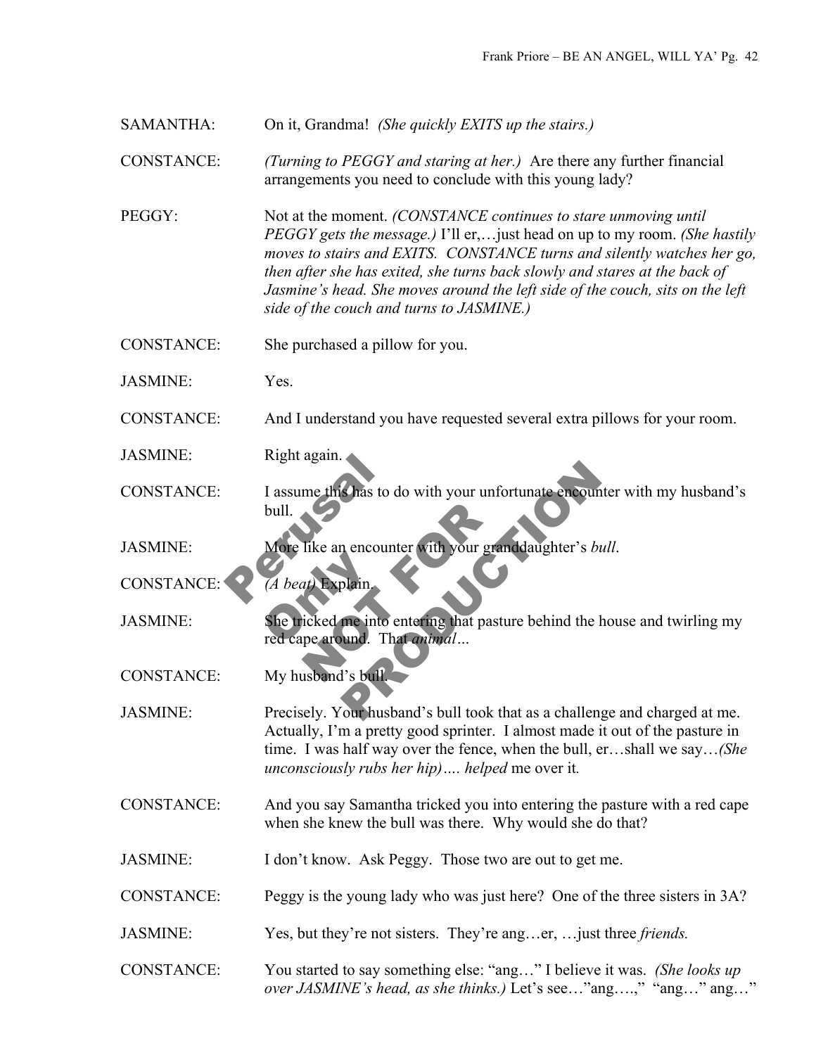SAMANTHA: On it, Grandma! *(She quickly EXITS up the stairs.)*

CONSTANCE: *(Turning to PEGGY and staring at her.)* Are there any further financial arrangements you need to conclude with this young lady?

PEGGY: Not at the moment. *(CONSTANCE continues to stare unmoving until PEGGY gets the message.)* I'll er,…just head on up to my room. *(She hastily moves to stairs and EXITS. CONSTANCE turns and silently watches her go, then after she has exited, she turns back slowly and stares at the back of Jasmine's head. She moves around the left side of the couch, sits on the left side of the couch and turns to JASMINE.)*

CONSTANCE: She purchased a pillow for you.

JASMINE: Yes.

CONSTANCE: And I understand you have requested several extra pillows for your room.

JASMINE: Right again.

CONSTANCE: I assume this has to do with your unfortunate encounter with my husband's bull.

JASMINE: More like an encounter with your granddaughter's *bull*.

CONSTANCE: *(A beat)* Explain.

JASMINE: She tricked me into entering that pasture behind the house and twirling my red cape around. That *animal*…

CONSTANCE: My husband's bull.

JASMINE: Precisely. Your husband's bull took that as a challenge and charged at me. Actually, I'm a pretty good sprinter. I almost made it out of the pasture in time. I was half way over the fence, when the bull, er…shall we say…*(She unconsciously rubs her hip)…. helped* me over it*.*

CONSTANCE: And you say Samantha tricked you into entering the pasture with a red cape when she knew the bull was there. Why would she do that?

JASMINE: I don't know. Ask Peggy. Those two are out to get me.

CONSTANCE: Peggy is the young lady who was just here? One of the three sisters in 3A?

JASMINE: Yes, but they're not sisters. They're ang…er, …just three *friends.*

CONSTANCE: You started to say something else: "ang…" I believe it was. *(She looks up over JASMINE's head, as she thinks.)* Let's see…"ang….," "ang…" ang…"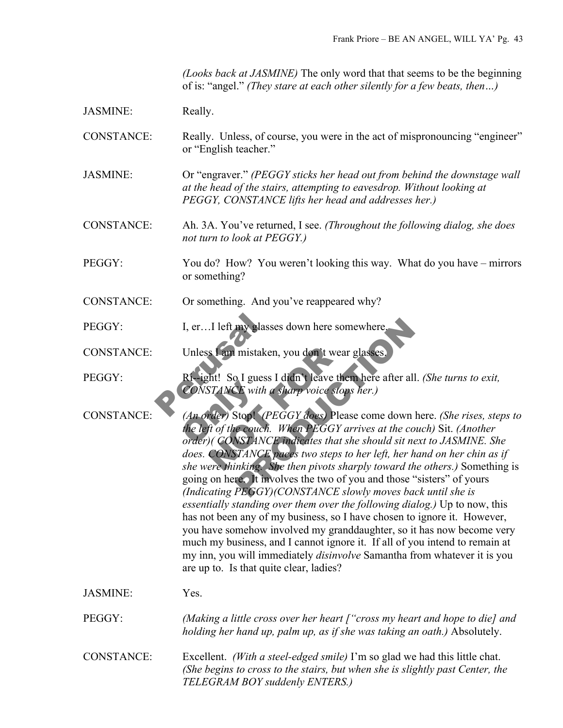*(Looks back at JASMINE)* The only word that that seems to be the beginning of is: "angel." *(They stare at each other silently for a few beats, then…)*

JASMINE: Really.

CONSTANCE: Really. Unless, of course, you were in the act of mispronouncing "engineer" or "English teacher."

JASMINE: Or "engraver." *(PEGGY sticks her head out from behind the downstage wall at the head of the stairs, attempting to eavesdrop. Without looking at PEGGY, CONSTANCE lifts her head and addresses her.)*

CONSTANCE: Ah. 3A. You've returned, I see. *(Throughout the following dialog, she does not turn to look at PEGGY.)*

PEGGY: You do? How? You weren't looking this way. What do you have – mirrors or something?

CONSTANCE: Or something. And you've reappeared why?

PEGGY: I, er…I left my glasses down here somewhere.

CONSTANCE: Unless I am mistaken, you don't wear glasses.

PEGGY: Ri--ight! So I guess I didn't leave them here after all. *(She turns to exit, CONSTANCE with a sharp voice stops her.)*

CONSTANCE: *(An order)* Stop! *(PEGGY does)* Please come down here. *(She rises, steps to the left of the couch. When PEGGY arrives at the couch)* Sit. *(Another order)( CONSTANCE indicates that she should sit next to JASMINE. She does. CONSTANCE paces two steps to her left, her hand on her chin as if she were thinking. She then pivots sharply toward the others.)* Something is going on here. It involves the two of you and those "sisters" of yours *(Indicating PEGGY)(CONSTANCE slowly moves back until she is essentially standing over them over the following dialog.)* Up to now, this has not been any of my business, so I have chosen to ignore it. However, you have somehow involved my granddaughter, so it has now become very much my business, and I cannot ignore it. If all of you intend to remain at my inn, you will immediately *disinvolve* Samantha from whatever it is you are up to. Is that quite clear, ladies?

JASMINE: Yes.

PEGGY: *(Making a little cross over her heart ["cross my heart and hope to die] and holding her hand up, palm up, as if she was taking an oath.)* Absolutely.

CONSTANCE: Excellent. *(With a steel-edged smile)* I'm so glad we had this little chat. *(She begins to cross to the stairs, but when she is slightly past Center, the TELEGRAM BOY suddenly ENTERS.)*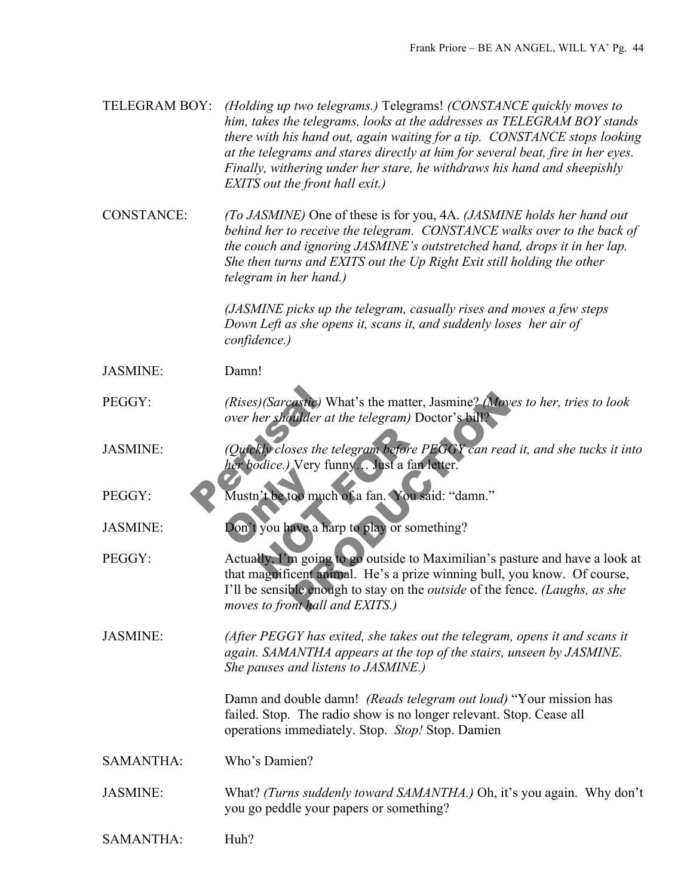TELEGRAM BOY: *(Holding up two telegrams.)* Telegrams! *(CONSTANCE quickly moves to him, takes the telegrams, looks at the addresses as TELEGRAM BOY stands there with his hand out, again waiting for a tip. CONSTANCE stops looking at the telegrams and stares directly at him for several beat, fire in her eyes. Finally, withering under her stare, he withdraws his hand and sheepishly EXITS out the front hall exit.)*

CONSTANCE: *(To JASMINE)* One of these is for you, 4A. *(JASMINE holds her hand out behind her to receive the telegram. CONSTANCE walks over to the back of the couch and ignoring JASMINE's outstretched hand, drops it in her lap. She then turns and EXITS out the Up Right Exit still holding the other telegram in her hand.)*

*(JASMINE picks up the telegram, casually rises and moves a few steps Down Left as she opens it, scans it, and suddenly loses her air of confidence.)*

JASMINE: Damn!

PEGGY: *(Rises)(Sarcastic)* What's the matter, Jasmine? *(Moves to her, tries to look over her shoulder at the telegram)* Doctor's bill?

JASMINE: *(Quickly closes the telegram before PEGGY can read it, and she tucks it into her bodice.)* Very funny… Just a fan letter.

PEGGY: Mustn't be too much of a fan. You said: "damn."

JASMINE: Don't you have a harp to play or something?

PEGGY: Actually, I'm going to go outside to Maximilian's pasture and have a look at that magnificent animal. He's a prize winning bull, you know. Of course, I'll be sensible enough to stay on the *outside* of the fence. *(Laughs, as she moves to front hall and EXITS.)*

JASMINE: *(After PEGGY has exited, she takes out the telegram, opens it and scans it again. SAMANTHA appears at the top of the stairs, unseen by JASMINE. She pauses and listens to JASMINE.)*

Damn and double damn! *(Reads telegram out loud)* "Your mission has failed. Stop. The radio show is no longer relevant. Stop. Cease all operations immediately. Stop. *Stop!* Stop. Damien

SAMANTHA: Who's Damien?

JASMINE: What? *(Turns suddenly toward SAMANTHA.)* Oh, it's you again. Why don't you go peddle your papers or something?

SAMANTHA: Huh?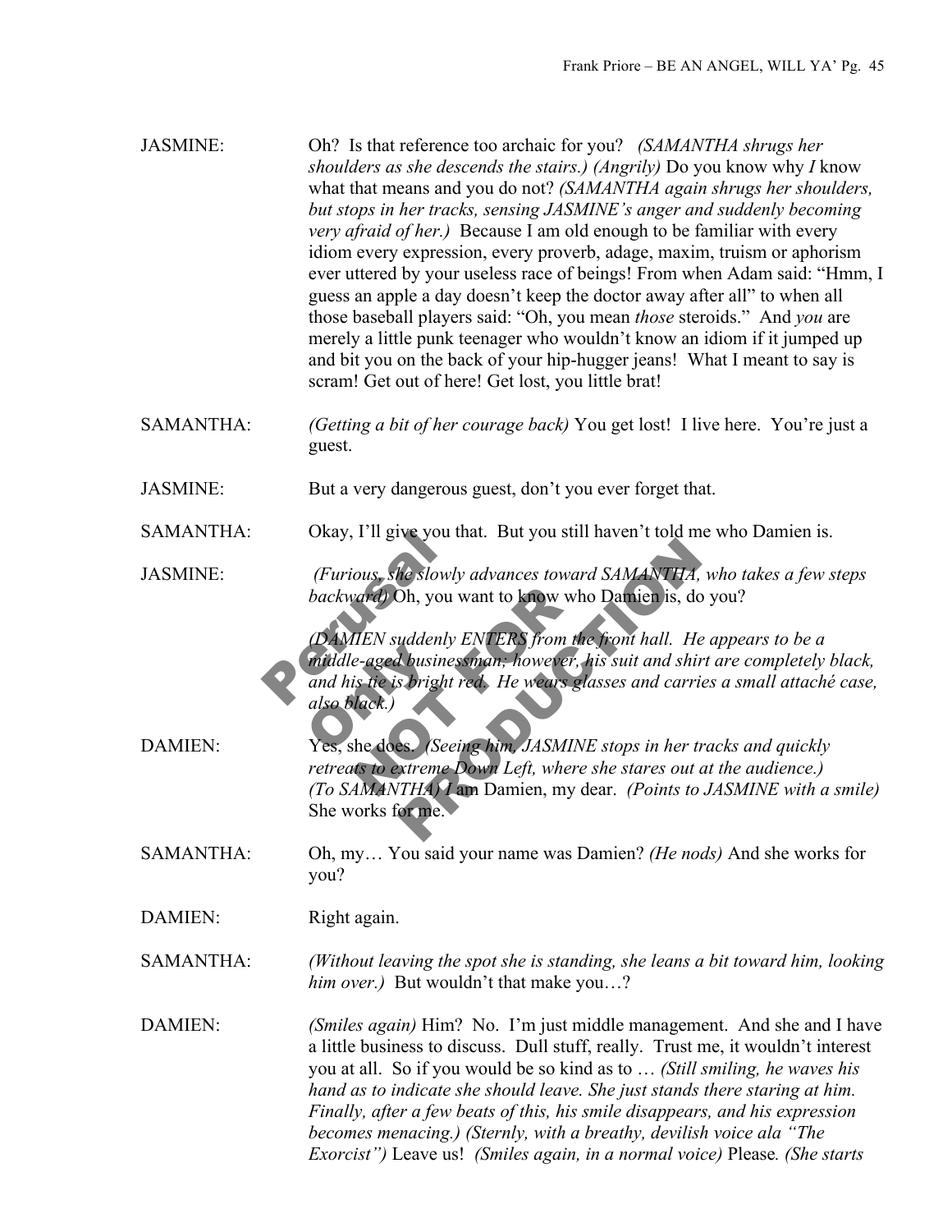JASMINE: Oh? Is that reference too archaic for you? *(SAMANTHA shrugs her shoulders as she descends the stairs.) (Angrily)* Do you know why *I* know what that means and you do not? *(SAMANTHA again shrugs her shoulders, but stops in her tracks, sensing JASMINE's anger and suddenly becoming very afraid of her.)* Because I am old enough to be familiar with every idiom every expression, every proverb, adage, maxim, truism or aphorism ever uttered by your useless race of beings! From when Adam said: "Hmm, I guess an apple a day doesn't keep the doctor away after all" to when all those baseball players said: "Oh, you mean *those* steroids." And *you* are merely a little punk teenager who wouldn't know an idiom if it jumped up and bit you on the back of your hip-hugger jeans! What I meant to say is scram! Get out of here! Get lost, you little brat!

SAMANTHA: *(Getting a bit of her courage back)* You get lost! I live here. You're just a guest.

JASMINE: But a very dangerous guest, don't you ever forget that.

SAMANTHA: Okay, I'll give you that. But you still haven't told me who Damien is.

JASMINE: *(Furious, she slowly advances toward SAMANTHA, who takes a few steps backward)* Oh, you want to know who Damien is, do you?

*(DAMIEN suddenly ENTERS from the front hall. He appears to be a middle-aged businessman; however, his suit and shirt are completely black, and his tie is bright red. He wears glasses and carries a small attaché case, also black.)*

DAMIEN: Yes, she does. *(Seeing him, JASMINE stops in her tracks and quickly retreats to extreme Down Left, where she stares out at the audience.) (To SAMANTHA) I* am Damien, my dear. *(Points to JASMINE with a smile)* She works for me.

SAMANTHA: Oh, my… You said your name was Damien? *(He nods)* And she works for you?

DAMIEN: Right again.

SAMANTHA: *(Without leaving the spot she is standing, she leans a bit toward him, looking him over.)* But wouldn't that make you…?

DAMIEN: *(Smiles again)* Him? No. I'm just middle management. And she and I have a little business to discuss. Dull stuff, really. Trust me, it wouldn't interest you at all. So if you would be so kind as to … *(Still smiling, he waves his hand as to indicate she should leave. She just stands there staring at him. Finally, after a few beats of this, his smile disappears, and his expression becomes menacing.) (Sternly, with a breathy, devilish voice ala "The Exorcist")* Leave us! *(Smiles again, in a normal voice)* Please*. (She starts*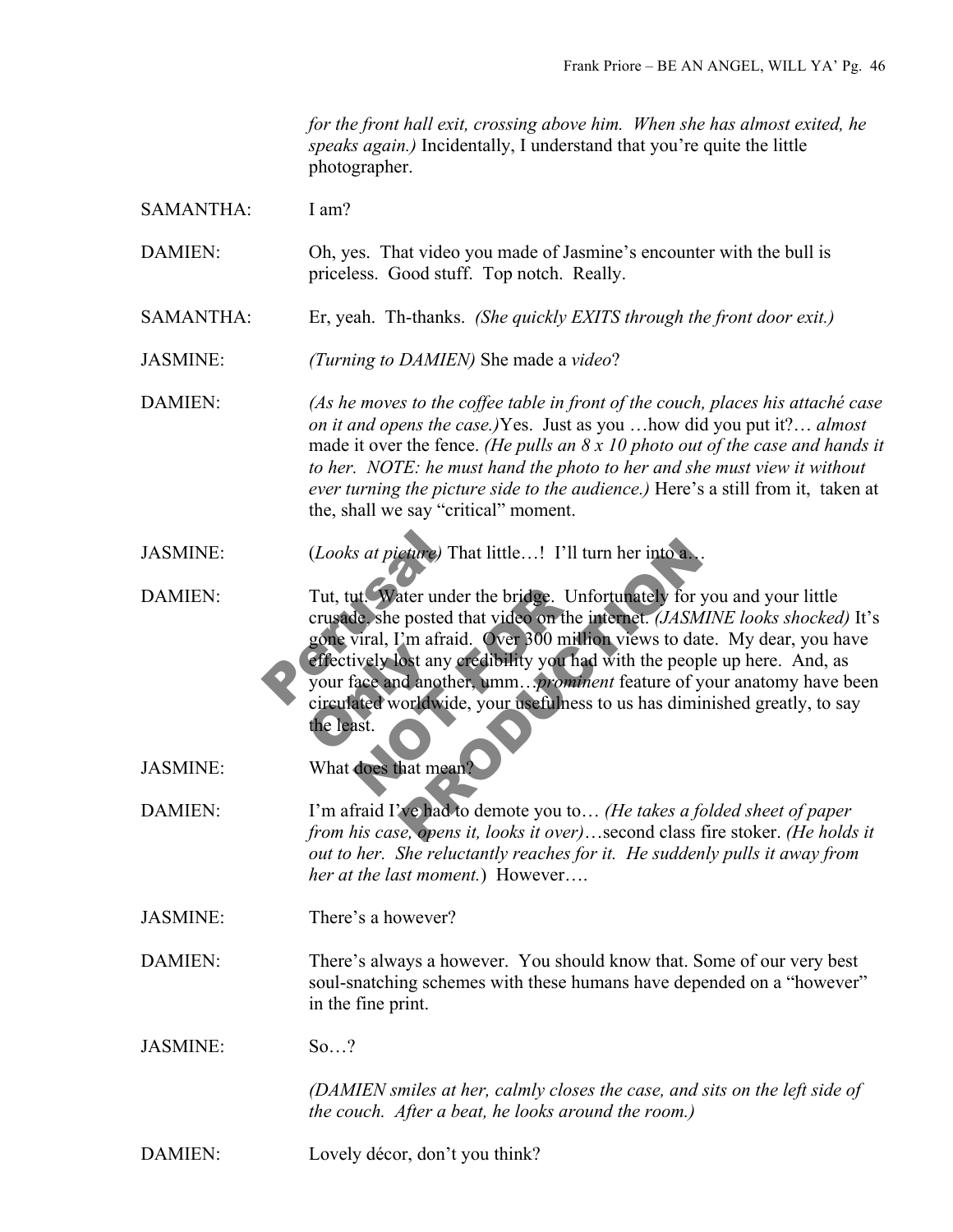*for the front hall exit, crossing above him. When she has almost exited, he speaks again.)* Incidentally, I understand that you're quite the little photographer.

SAMANTHA: I am?

DAMIEN: Oh, yes. That video you made of Jasmine's encounter with the bull is priceless. Good stuff. Top notch. Really.

SAMANTHA: Er, yeah. Th-thanks. *(She quickly EXITS through the front door exit.)*

JASMINE: *(Turning to DAMIEN)* She made a *video*?

DAMIEN: *(As he moves to the coffee table in front of the couch, places his attaché case on it and opens the case.)*Yes. Just as you …how did you put it?… *almost* made it over the fence. *(He pulls an 8 x 10 photo out of the case and hands it to her. NOTE: he must hand the photo to her and she must view it without ever turning the picture side to the audience.)* Here's a still from it, taken at the, shall we say "critical" moment.

JASMINE: (*Looks at picture)* That little…! I'll turn her into a…

DAMIEN: Tut, tut. Water under the bridge. Unfortunately for you and your little crusade, she posted that video on the internet. *(JASMINE looks shocked)* It's gone viral, I'm afraid. Over 300 million views to date. My dear, you have effectively lost any credibility you had with the people up here. And, as your face and another, umm…*prominent* feature of your anatomy have been circulated worldwide, your usefulness to us has diminished greatly, to say the least.

JASMINE: What does that mean?

DAMIEN: I'm afraid I've had to demote you to… *(He takes a folded sheet of paper from his case, opens it, looks it over)*…second class fire stoker. *(He holds it out to her. She reluctantly reaches for it. He suddenly pulls it away from her at the last moment.*) However….

JASMINE: There's a however?

DAMIEN: There's always a however. You should know that. Some of our very best soul-snatching schemes with these humans have depended on a "however" in the fine print.

JASMINE: So…?

*(DAMIEN smiles at her, calmly closes the case, and sits on the left side of the couch. After a beat, he looks around the room.)*

DAMIEN: Lovely décor, don't you think?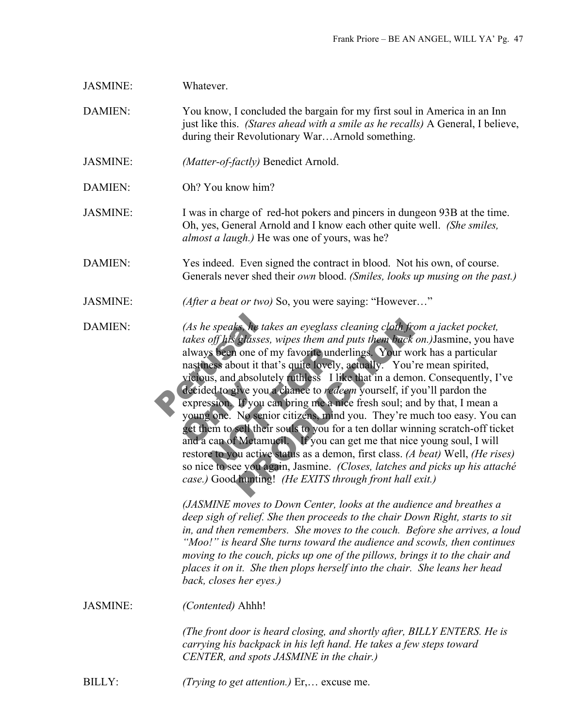JASMINE: Whatever.

DAMIEN: You know, I concluded the bargain for my first soul in America in an Inn just like this. *(Stares ahead with a smile as he recalls)* A General, I believe, during their Revolutionary War…Arnold something.

JASMINE: *(Matter-of-factly)* Benedict Arnold.

DAMIEN: Oh? You know him?

JASMINE: I was in charge of red-hot pokers and pincers in dungeon 93B at the time. Oh, yes, General Arnold and I know each other quite well. *(She smiles, almost a laugh.)* He was one of yours, was he?

DAMIEN: Yes indeed. Even signed the contract in blood. Not his own, of course. Generals never shed their *own* blood. *(Smiles, looks up musing on the past.)*

JASMINE: *(After a beat or two)* So, you were saying: "However…"

DAMIEN: *(As he speaks, he takes an eyeglass cleaning cloth from a jacket pocket, takes off his glasses, wipes them and puts them back on.)* Jasmine, you have always been one of my favorite underlings. Your work has a particular nastiness about it that's quite lovely, actually. You're mean spirited, vicious, and absolutely ruthless I like that in a demon. Consequently, I've decided to give you a chance to *redeem* yourself, if you'll pardon the expression. If you can bring me a nice fresh soul; and by that, I mean a young one. No senior citizens, mind you. They're much too easy. You can get them to sell their souls to you for a ten dollar winning scratch-off ticket and a can of Metamucil. If you can get me that nice young soul, I will restore to you active status as a demon, first class. *(A beat)* Well, *(He rises)* so nice to see you again, Jasmine. *(Closes, latches and picks up his attaché case.)* Good hunting! *(He EXITS through front hall exit.)*

*(JASMINE moves to Down Center, looks at the audience and breathes a deep sigh of relief. She then proceeds to the chair Down Right, starts to sit in, and then remembers. She moves to the couch. Before she arrives, a loud "Moo!" is heard She turns toward the audience and scowls, then continues moving to the couch, picks up one of the pillows, brings it to the chair and places it on it. She then plops herself into the chair. She leans her head back, closes her eyes.)*

JASMINE: *(Contented)* Ahhh!

*(The front door is heard closing, and shortly after, BILLY ENTERS. He is carrying his backpack in his left hand. He takes a few steps toward CENTER, and spots JASMINE in the chair.)*

BILLY: *(Trying to get attention.)* Er,… excuse me.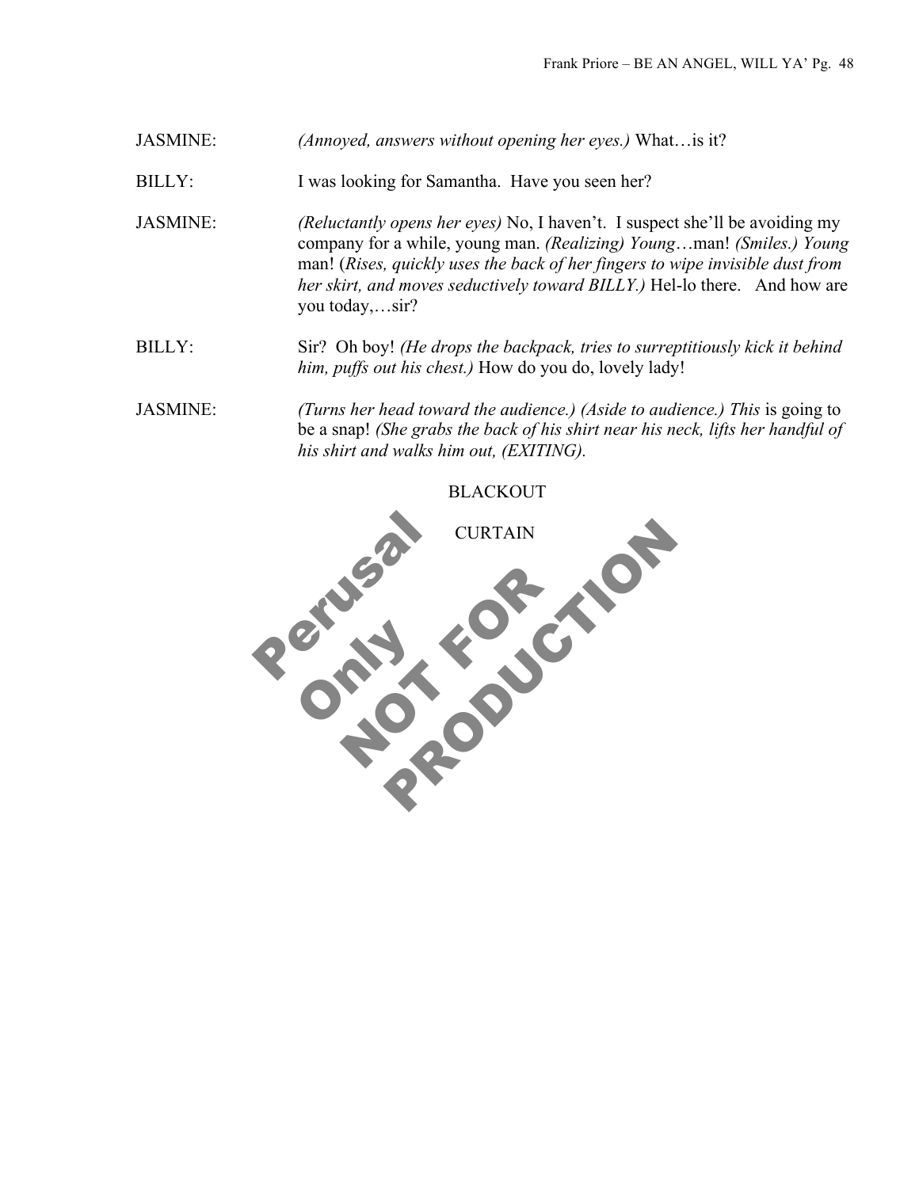JASMINE: *(Annoyed, answers without opening her eyes.)* What…is it?

BILLY: I was looking for Samantha. Have you seen her?

JASMINE: *(Reluctantly opens her eyes)* No, I haven't. I suspect she'll be avoiding my company for a while, young man. *(Realizing) Young*…man! *(Smiles.) Young* man! (*Rises, quickly uses the back of her fingers to wipe invisible dust from her skirt, and moves seductively toward BILLY.)* Hel-lo there. And how are you today,…sir?

BILLY: Sir? Oh boy! *(He drops the backpack, tries to surreptitiously kick it behind him, puffs out his chest.)* How do you do, lovely lady!

JASMINE: *(Turns her head toward the audience.) (Aside to audience.) This* is going to be a snap! *(She grabs the back of his shirt near his neck, lifts her handful of his shirt and walks him out, (EXITING).*

BLACKOUT

CURTAIN

Perusal Only NOT FOR PRODUCTION